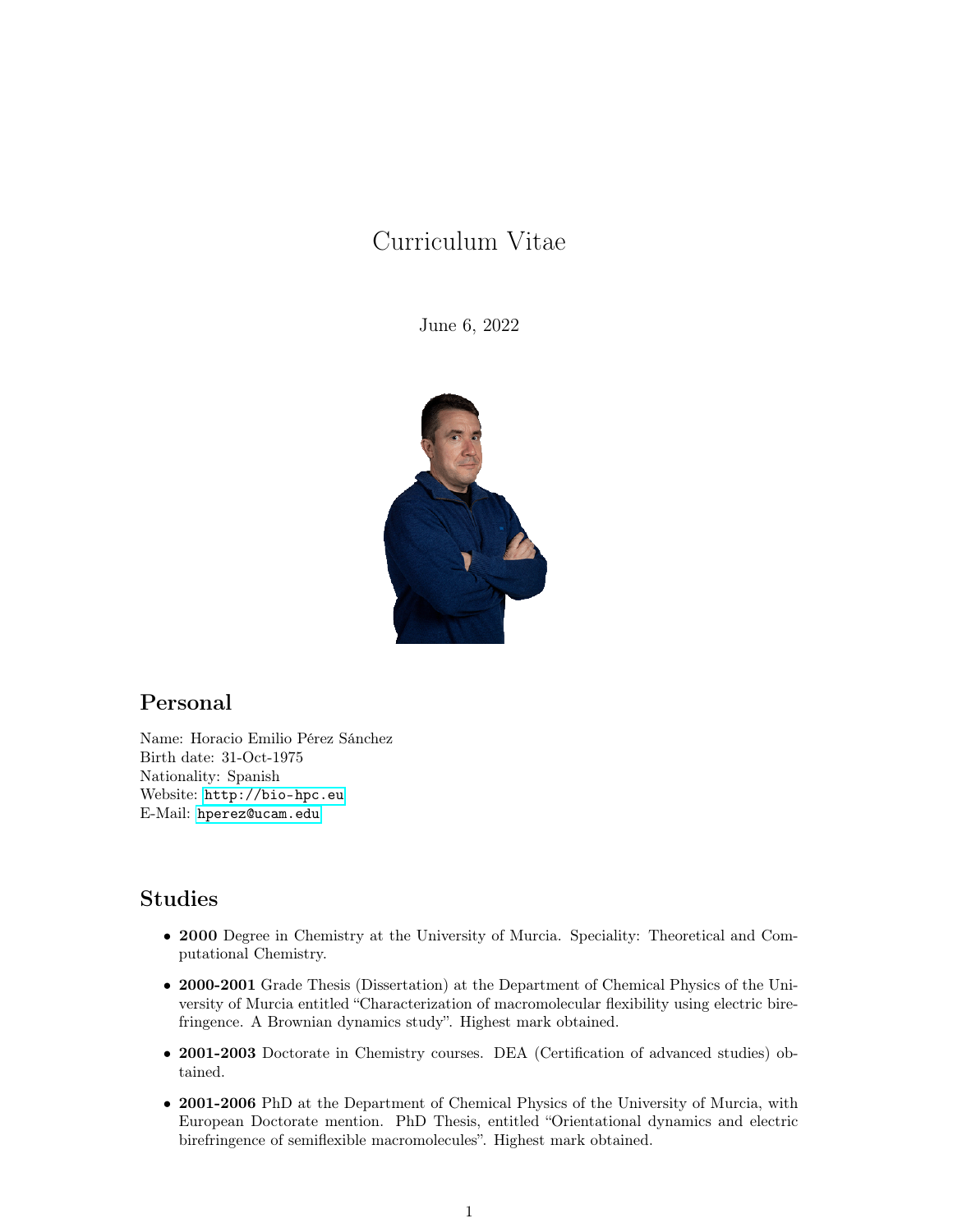# Curriculum Vitae

June 6, 2022

## Personal

Name: Horacio Emilio Pérez Sánchez
Birth date: 31-Oct-1975
Nationality: Spanish
Website: http://bio-hpc.eu
E-Mail: hperez@ucam.edu

## Studies

- **2000** Degree in Chemistry at the University of Murcia. Speciality: Theoretical and Computational Chemistry.
- **2000-2001** Grade Thesis (Dissertation) at the Department of Chemical Physics of the University of Murcia entitled "Characterization of macromolecular flexibility using electric birefringence. A Brownian dynamics study". Highest mark obtained.
- **2001-2003** Doctorate in Chemistry courses. DEA (Certification of advanced studies) obtained.
- **2001-2006** PhD at the Department of Chemical Physics of the University of Murcia, with European Doctorate mention. PhD Thesis, entitled "Orientational dynamics and electric birefringence of semiflexible macromolecules". Highest mark obtained.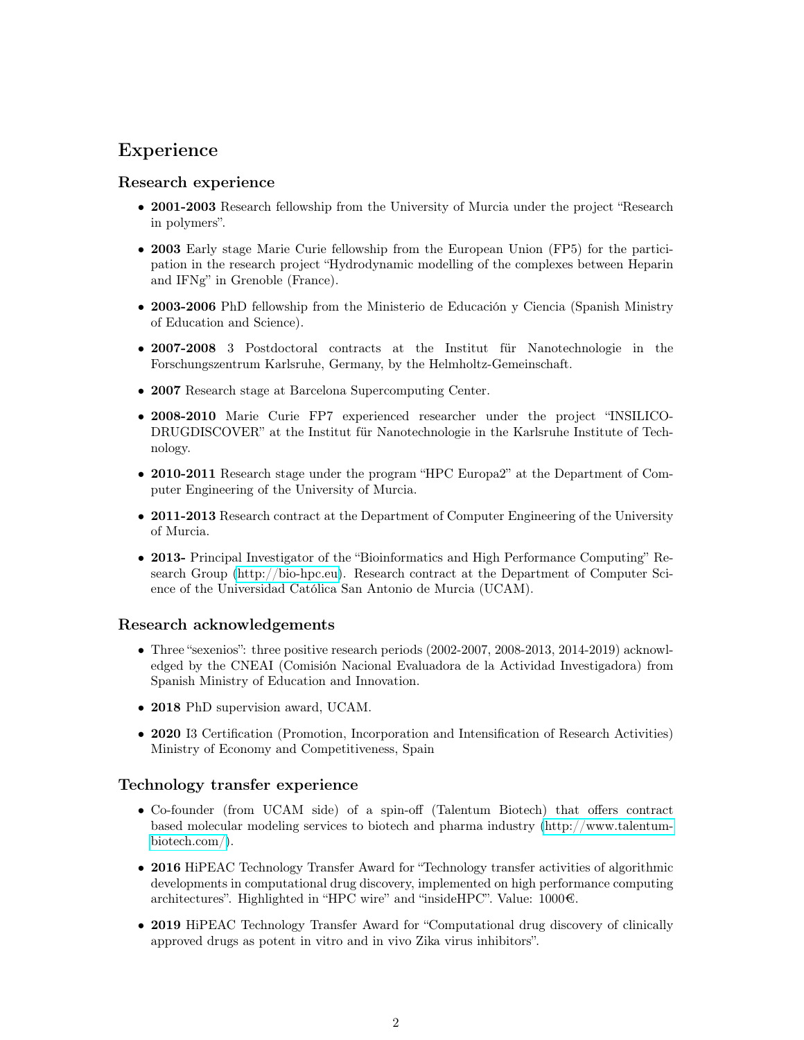# Experience

## Research experience

- **2001-2003** Research fellowship from the University of Murcia under the project "Research in polymers".
- **2003** Early stage Marie Curie fellowship from the European Union (FP5) for the participation in the research project "Hydrodynamic modelling of the complexes between Heparin and IFNg" in Grenoble (France).
- **2003-2006** PhD fellowship from the Ministerio de Educación y Ciencia (Spanish Ministry of Education and Science).
- **2007-2008** 3 Postdoctoral contracts at the Institut für Nanotechnologie in the Forschungszentrum Karlsruhe, Germany, by the Helmholtz-Gemeinschaft.
- **2007** Research stage at Barcelona Supercomputing Center.
- **2008-2010** Marie Curie FP7 experienced researcher under the project "INSILICO-DRUGDISCOVER" at the Institut für Nanotechnologie in the Karlsruhe Institute of Technology.
- **2010-2011** Research stage under the program "HPC Europa2" at the Department of Computer Engineering of the University of Murcia.
- **2011-2013** Research contract at the Department of Computer Engineering of the University of Murcia.
- **2013-** Principal Investigator of the "Bioinformatics and High Performance Computing" Research Group (http://bio-hpc.eu). Research contract at the Department of Computer Science of the Universidad Católica San Antonio de Murcia (UCAM).

## Research acknowledgements

- Three "sexenios": three positive research periods (2002-2007, 2008-2013, 2014-2019) acknowledged by the CNEAI (Comisión Nacional Evaluadora de la Actividad Investigadora) from Spanish Ministry of Education and Innovation.
- **2018** PhD supervision award, UCAM.
- **2020** I3 Certification (Promotion, Incorporation and Intensification of Research Activities) Ministry of Economy and Competitiveness, Spain

## Technology transfer experience

- Co-founder (from UCAM side) of a spin-off (Talentum Biotech) that offers contract based molecular modeling services to biotech and pharma industry (http://www.talentum-biotech.com/).
- **2016** HiPEAC Technology Transfer Award for "Technology transfer activities of algorithmic developments in computational drug discovery, implemented on high performance computing architectures". Highlighted in "HPC wire" and "insideHPC". Value: 1000€.
- **2019** HiPEAC Technology Transfer Award for "Computational drug discovery of clinically approved drugs as potent in vitro and in vivo Zika virus inhibitors".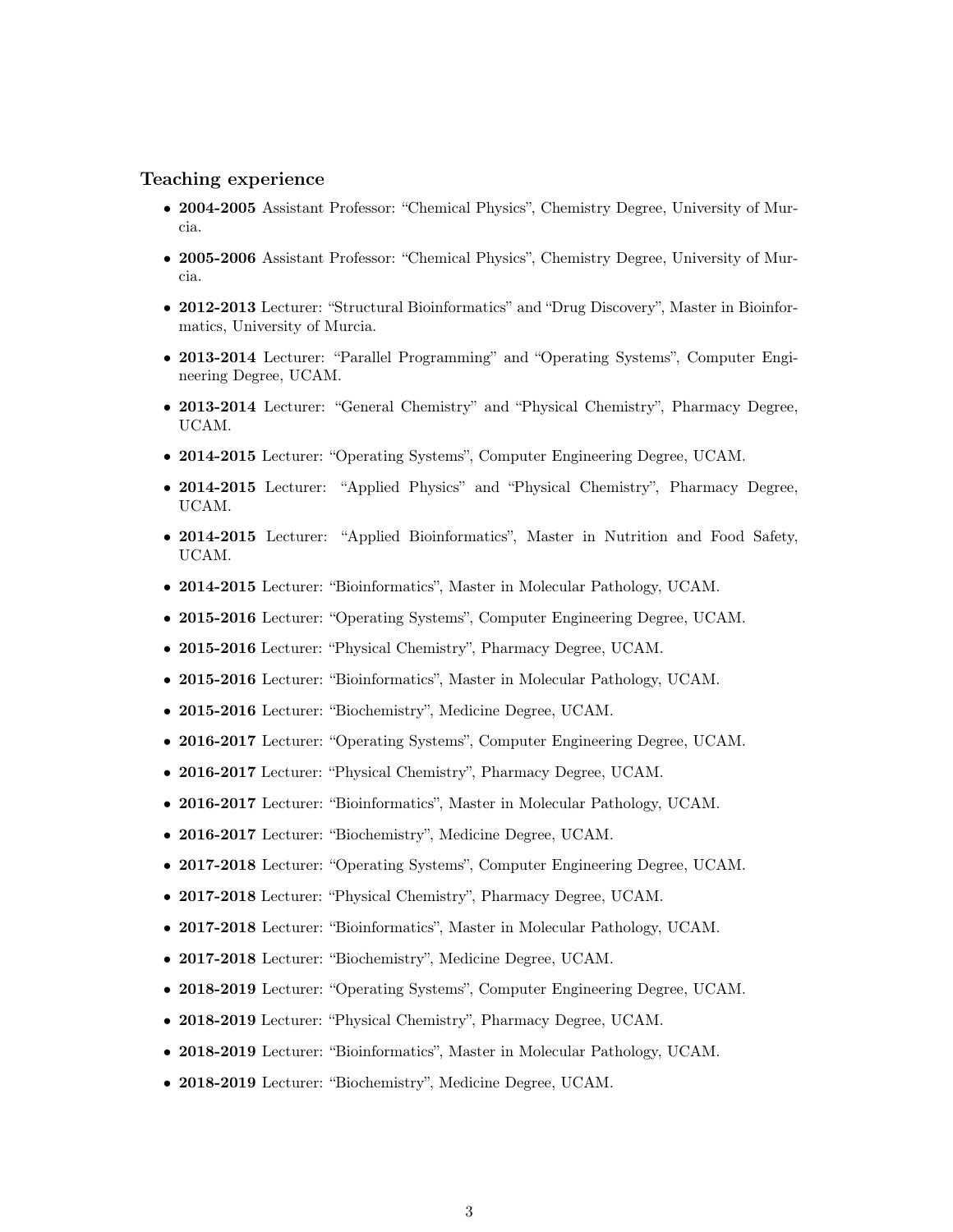### Teaching experience

- **2004-2005** Assistant Professor: "Chemical Physics", Chemistry Degree, University of Murcia.
- **2005-2006** Assistant Professor: "Chemical Physics", Chemistry Degree, University of Murcia.
- **2012-2013** Lecturer: "Structural Bioinformatics" and "Drug Discovery", Master in Bioinformatics, University of Murcia.
- **2013-2014** Lecturer: "Parallel Programming" and "Operating Systems", Computer Engineering Degree, UCAM.
- **2013-2014** Lecturer: "General Chemistry" and "Physical Chemistry", Pharmacy Degree, UCAM.
- **2014-2015** Lecturer: "Operating Systems", Computer Engineering Degree, UCAM.
- **2014-2015** Lecturer: "Applied Physics" and "Physical Chemistry", Pharmacy Degree, UCAM.
- **2014-2015** Lecturer: "Applied Bioinformatics", Master in Nutrition and Food Safety, UCAM.
- **2014-2015** Lecturer: "Bioinformatics", Master in Molecular Pathology, UCAM.
- **2015-2016** Lecturer: "Operating Systems", Computer Engineering Degree, UCAM.
- **2015-2016** Lecturer: "Physical Chemistry", Pharmacy Degree, UCAM.
- **2015-2016** Lecturer: "Bioinformatics", Master in Molecular Pathology, UCAM.
- **2015-2016** Lecturer: "Biochemistry", Medicine Degree, UCAM.
- **2016-2017** Lecturer: "Operating Systems", Computer Engineering Degree, UCAM.
- **2016-2017** Lecturer: "Physical Chemistry", Pharmacy Degree, UCAM.
- **2016-2017** Lecturer: "Bioinformatics", Master in Molecular Pathology, UCAM.
- **2016-2017** Lecturer: "Biochemistry", Medicine Degree, UCAM.
- **2017-2018** Lecturer: "Operating Systems", Computer Engineering Degree, UCAM.
- **2017-2018** Lecturer: "Physical Chemistry", Pharmacy Degree, UCAM.
- **2017-2018** Lecturer: "Bioinformatics", Master in Molecular Pathology, UCAM.
- **2017-2018** Lecturer: "Biochemistry", Medicine Degree, UCAM.
- **2018-2019** Lecturer: "Operating Systems", Computer Engineering Degree, UCAM.
- **2018-2019** Lecturer: "Physical Chemistry", Pharmacy Degree, UCAM.
- **2018-2019** Lecturer: "Bioinformatics", Master in Molecular Pathology, UCAM.
- **2018-2019** Lecturer: "Biochemistry", Medicine Degree, UCAM.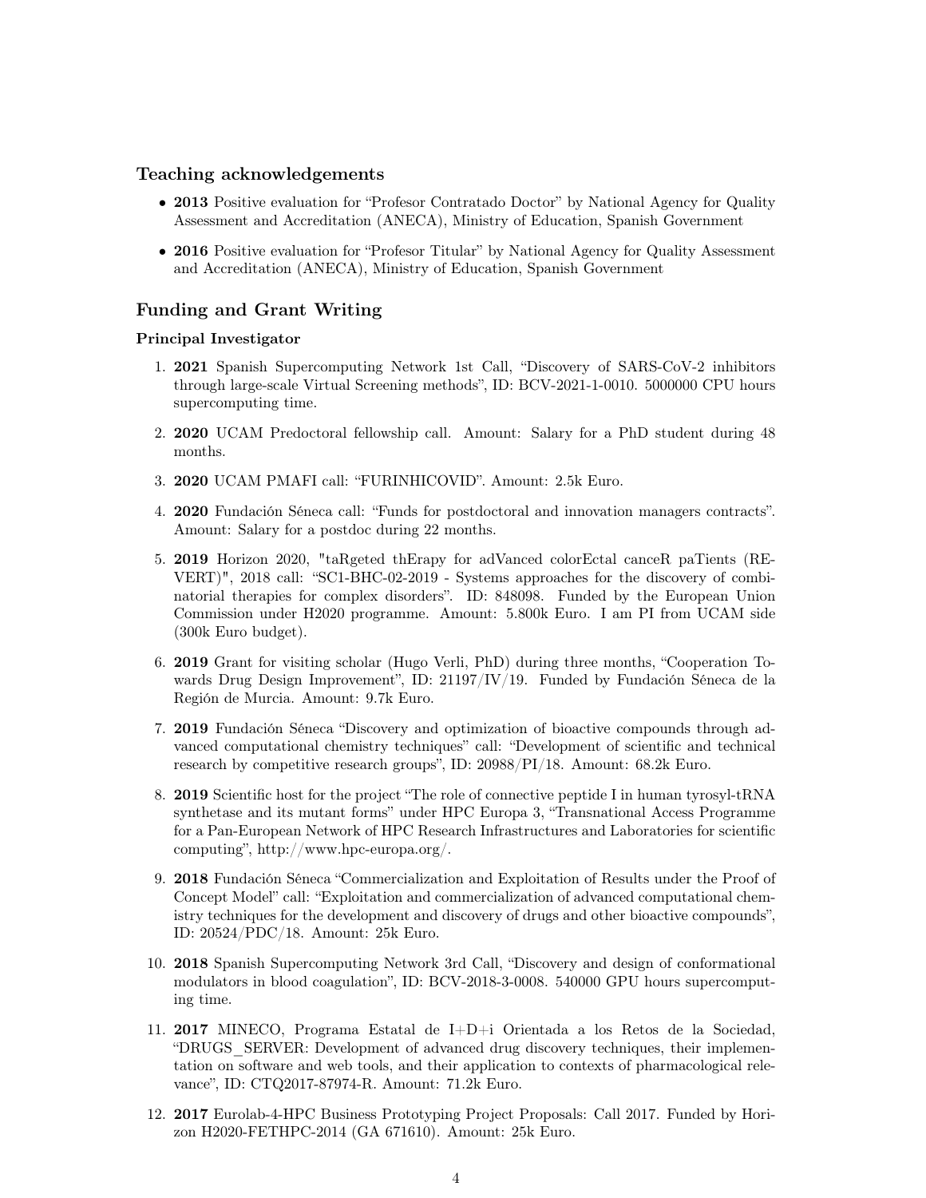## Teaching acknowledgements

- **2013** Positive evaluation for "Profesor Contratado Doctor" by National Agency for Quality Assessment and Accreditation (ANECA), Ministry of Education, Spanish Government
- **2016** Positive evaluation for "Profesor Titular" by National Agency for Quality Assessment and Accreditation (ANECA), Ministry of Education, Spanish Government

## Funding and Grant Writing

### Principal Investigator

1. **2021** Spanish Supercomputing Network 1st Call, "Discovery of SARS-CoV-2 inhibitors through large-scale Virtual Screening methods", ID: BCV-2021-1-0010. 5000000 CPU hours supercomputing time.
2. **2020** UCAM Predoctoral fellowship call. Amount: Salary for a PhD student during 48 months.
3. **2020** UCAM PMAFI call: "FURINHICOVID". Amount: 2.5k Euro.
4. **2020** Fundación Séneca call: "Funds for postdoctoral and innovation managers contracts". Amount: Salary for a postdoc during 22 months.
5. **2019** Horizon 2020, "taRgeted thErapy for adVanced colorEctal canceR paTients (REVERT)", 2018 call: "SC1-BHC-02-2019 - Systems approaches for the discovery of combinatorial therapies for complex disorders". ID: 848098. Funded by the European Union Commission under H2020 programme. Amount: 5.800k Euro. I am PI from UCAM side (300k Euro budget).
6. **2019** Grant for visiting scholar (Hugo Verli, PhD) during three months, "Cooperation Towards Drug Design Improvement", ID: 21197/IV/19. Funded by Fundación Séneca de la Región de Murcia. Amount: 9.7k Euro.
7. **2019** Fundación Séneca "Discovery and optimization of bioactive compounds through advanced computational chemistry techniques" call: "Development of scientific and technical research by competitive research groups", ID: 20988/PI/18. Amount: 68.2k Euro.
8. **2019** Scientific host for the project "The role of connective peptide I in human tyrosyl-tRNA synthetase and its mutant forms" under HPC Europa 3, "Transnational Access Programme for a Pan-European Network of HPC Research Infrastructures and Laboratories for scientific computing", http://www.hpc-europa.org/.
9. **2018** Fundación Séneca "Commercialization and Exploitation of Results under the Proof of Concept Model" call: "Exploitation and commercialization of advanced computational chemistry techniques for the development and discovery of drugs and other bioactive compounds", ID: 20524/PDC/18. Amount: 25k Euro.
10. **2018** Spanish Supercomputing Network 3rd Call, "Discovery and design of conformational modulators in blood coagulation", ID: BCV-2018-3-0008. 540000 GPU hours supercomputing time.
11. **2017** MINECO, Programa Estatal de I+D+i Orientada a los Retos de la Sociedad, "DRUGS_SERVER: Development of advanced drug discovery techniques, their implementation on software and web tools, and their application to contexts of pharmacological relevance", ID: CTQ2017-87974-R. Amount: 71.2k Euro.
12. **2017** Eurolab-4-HPC Business Prototyping Project Proposals: Call 2017. Funded by Horizon H2020-FETHPC-2014 (GA 671610). Amount: 25k Euro.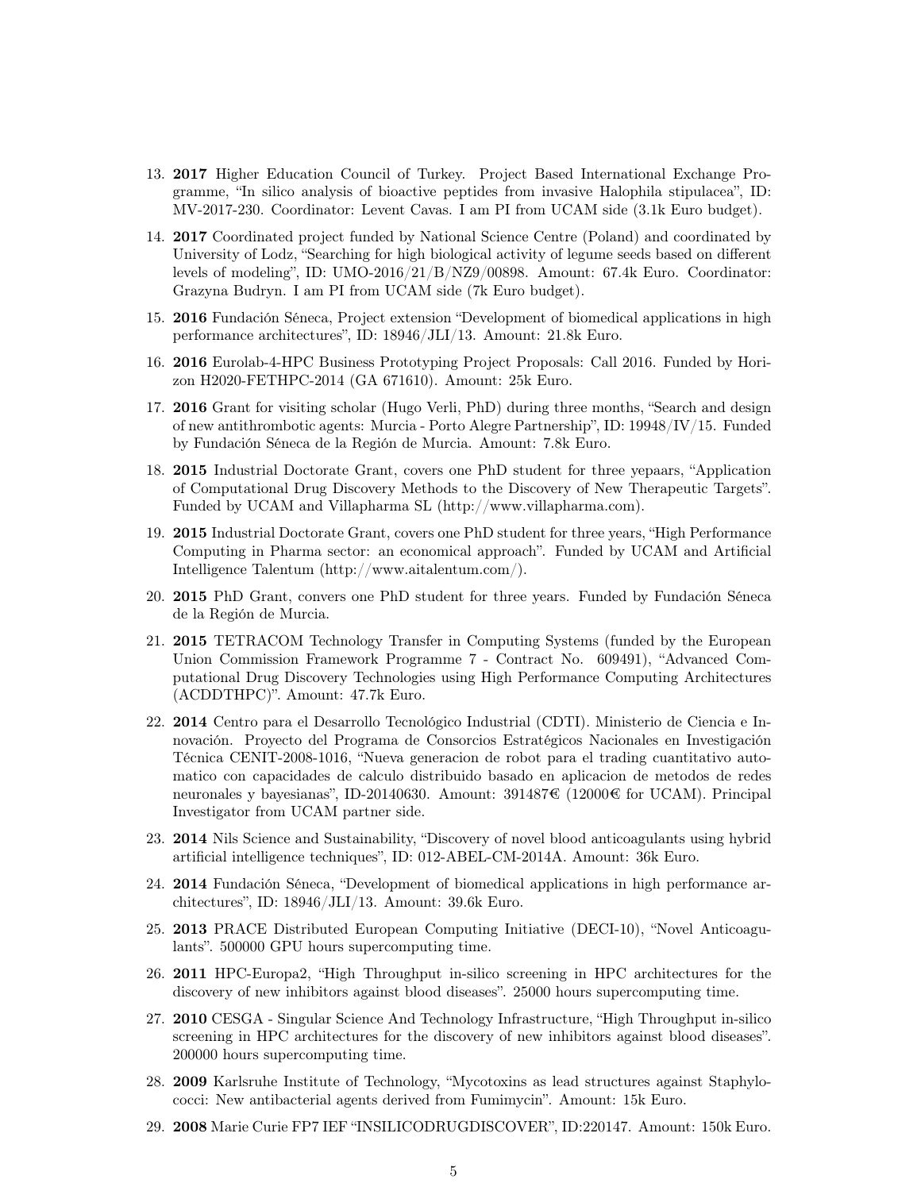13. **2017** Higher Education Council of Turkey. Project Based International Exchange Programme, "In silico analysis of bioactive peptides from invasive Halophila stipulacea", ID: MV-2017-230. Coordinator: Levent Cavas. I am PI from UCAM side (3.1k Euro budget).

14. **2017** Coordinated project funded by National Science Centre (Poland) and coordinated by University of Lodz, "Searching for high biological activity of legume seeds based on different levels of modeling", ID: UMO-2016/21/B/NZ9/00898. Amount: 67.4k Euro. Coordinator: Grazyna Budryn. I am PI from UCAM side (7k Euro budget).

15. **2016** Fundación Séneca, Project extension "Development of biomedical applications in high performance architectures", ID: 18946/JLI/13. Amount: 21.8k Euro.

16. **2016** Eurolab-4-HPC Business Prototyping Project Proposals: Call 2016. Funded by Horizon H2020-FETHPC-2014 (GA 671610). Amount: 25k Euro.

17. **2016** Grant for visiting scholar (Hugo Verli, PhD) during three months, "Search and design of new antithrombotic agents: Murcia - Porto Alegre Partnership", ID: 19948/IV/15. Funded by Fundación Séneca de la Región de Murcia. Amount: 7.8k Euro.

18. **2015** Industrial Doctorate Grant, covers one PhD student for three yepaars, "Application of Computational Drug Discovery Methods to the Discovery of New Therapeutic Targets". Funded by UCAM and Villapharma SL (http://www.villapharma.com).

19. **2015** Industrial Doctorate Grant, covers one PhD student for three years, "High Performance Computing in Pharma sector: an economical approach". Funded by UCAM and Artificial Intelligence Talentum (http://www.aitalentum.com/).

20. **2015** PhD Grant, convers one PhD student for three years. Funded by Fundación Séneca de la Región de Murcia.

21. **2015** TETRACOM Technology Transfer in Computing Systems (funded by the European Union Commission Framework Programme 7 - Contract No. 609491), "Advanced Computational Drug Discovery Technologies using High Performance Computing Architectures (ACDDTHPC)". Amount: 47.7k Euro.

22. **2014** Centro para el Desarrollo Tecnológico Industrial (CDTI). Ministerio de Ciencia e Innovación. Proyecto del Programa de Consorcios Estratégicos Nacionales en Investigación Técnica CENIT-2008-1016, "Nueva generacion de robot para el trading cuantitativo automatico con capacidades de calculo distribuido basado en aplicacion de metodos de redes neuronales y bayesianas", ID-20140630. Amount: 391487€ (12000€ for UCAM). Principal Investigator from UCAM partner side.

23. **2014** Nils Science and Sustainability, "Discovery of novel blood anticoagulants using hybrid artificial intelligence techniques", ID: 012-ABEL-CM-2014A. Amount: 36k Euro.

24. **2014** Fundación Séneca, "Development of biomedical applications in high performance architectures", ID: 18946/JLI/13. Amount: 39.6k Euro.

25. **2013** PRACE Distributed European Computing Initiative (DECI-10), "Novel Anticoagulants". 500000 GPU hours supercomputing time.

26. **2011** HPC-Europa2, "High Throughput in-silico screening in HPC architectures for the discovery of new inhibitors against blood diseases". 25000 hours supercomputing time.

27. **2010** CESGA - Singular Science And Technology Infrastructure, "High Throughput in-silico screening in HPC architectures for the discovery of new inhibitors against blood diseases". 200000 hours supercomputing time.

28. **2009** Karlsruhe Institute of Technology, "Mycotoxins as lead structures against Staphylococci: New antibacterial agents derived from Fumimycin". Amount: 15k Euro.

29. **2008** Marie Curie FP7 IEF "INSILICODRUGDISCOVER", ID:220147. Amount: 150k Euro.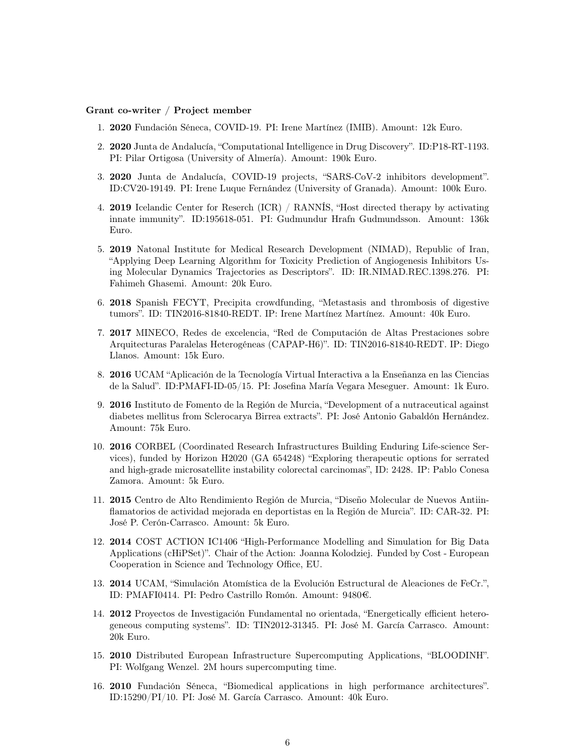**Grant co-writer / Project member**

1. **2020** Fundación Séneca, COVID-19. PI: Irene Martínez (IMIB). Amount: 12k Euro.
2. **2020** Junta de Andalucía, "Computational Intelligence in Drug Discovery". ID:P18-RT-1193. PI: Pilar Ortigosa (University of Almería). Amount: 190k Euro.
3. **2020** Junta de Andalucía, COVID-19 projects, "SARS-CoV-2 inhibitors development". ID:CV20-19149. PI: Irene Luque Fernández (University of Granada). Amount: 100k Euro.
4. **2019** Icelandic Center for Reserch (ICR) / RANNÍS, "Host directed therapy by activating innate immunity". ID:195618-051. PI: Gudmundur Hrafn Gudmundsson. Amount: 136k Euro.
5. **2019** Natonal Institute for Medical Research Development (NIMAD), Republic of Iran, "Applying Deep Learning Algorithm for Toxicity Prediction of Angiogenesis Inhibitors Using Molecular Dynamics Trajectories as Descriptors". ID: IR.NIMAD.REC.1398.276. PI: Fahimeh Ghasemi. Amount: 20k Euro.
6. **2018** Spanish FECYT, Precipita crowdfunding, "Metastasis and thrombosis of digestive tumors". ID: TIN2016-81840-REDT. IP: Irene Martínez Martínez. Amount: 40k Euro.
7. **2017** MINECO, Redes de excelencia, "Red de Computación de Altas Prestaciones sobre Arquitecturas Paralelas Heterogéneas (CAPAP-H6)". ID: TIN2016-81840-REDT. IP: Diego Llanos. Amount: 15k Euro.
8. **2016** UCAM "Aplicación de la Tecnología Virtual Interactiva a la Enseñanza en las Ciencias de la Salud". ID:PMAFI-ID-05/15. PI: Josefina María Vegara Meseguer. Amount: 1k Euro.
9. **2016** Instituto de Fomento de la Región de Murcia, "Development of a nutraceutical against diabetes mellitus from Sclerocarya Birrea extracts". PI: José Antonio Gabaldón Hernández. Amount: 75k Euro.
10. **2016** CORBEL (Coordinated Research Infrastructures Building Enduring Life-science Services), funded by Horizon H2020 (GA 654248) "Exploring therapeutic options for serrated and high-grade microsatellite instability colorectal carcinomas", ID: 2428. IP: Pablo Conesa Zamora. Amount: 5k Euro.
11. **2015** Centro de Alto Rendimiento Región de Murcia, "Diseño Molecular de Nuevos Antiinflamatorios de actividad mejorada en deportistas en la Región de Murcia". ID: CAR-32. PI: José P. Cerón-Carrasco. Amount: 5k Euro.
12. **2014** COST ACTION IC1406 "High-Performance Modelling and Simulation for Big Data Applications (cHiPSet)". Chair of the Action: Joanna Kolodziej. Funded by Cost - European Cooperation in Science and Technology Office, EU.
13. **2014** UCAM, "Simulación Atomística de la Evolución Estructural de Aleaciones de FeCr.", ID: PMAFI0414. PI: Pedro Castrillo Romón. Amount: 9480€.
14. **2012** Proyectos de Investigación Fundamental no orientada, "Energetically efficient heterogeneous computing systems". ID: TIN2012-31345. PI: José M. García Carrasco. Amount: 20k Euro.
15. **2010** Distributed European Infrastructure Supercomputing Applications, "BLOODINH". PI: Wolfgang Wenzel. 2M hours supercomputing time.
16. **2010** Fundación Séneca, "Biomedical applications in high performance architectures". ID:15290/PI/10. PI: José M. García Carrasco. Amount: 40k Euro.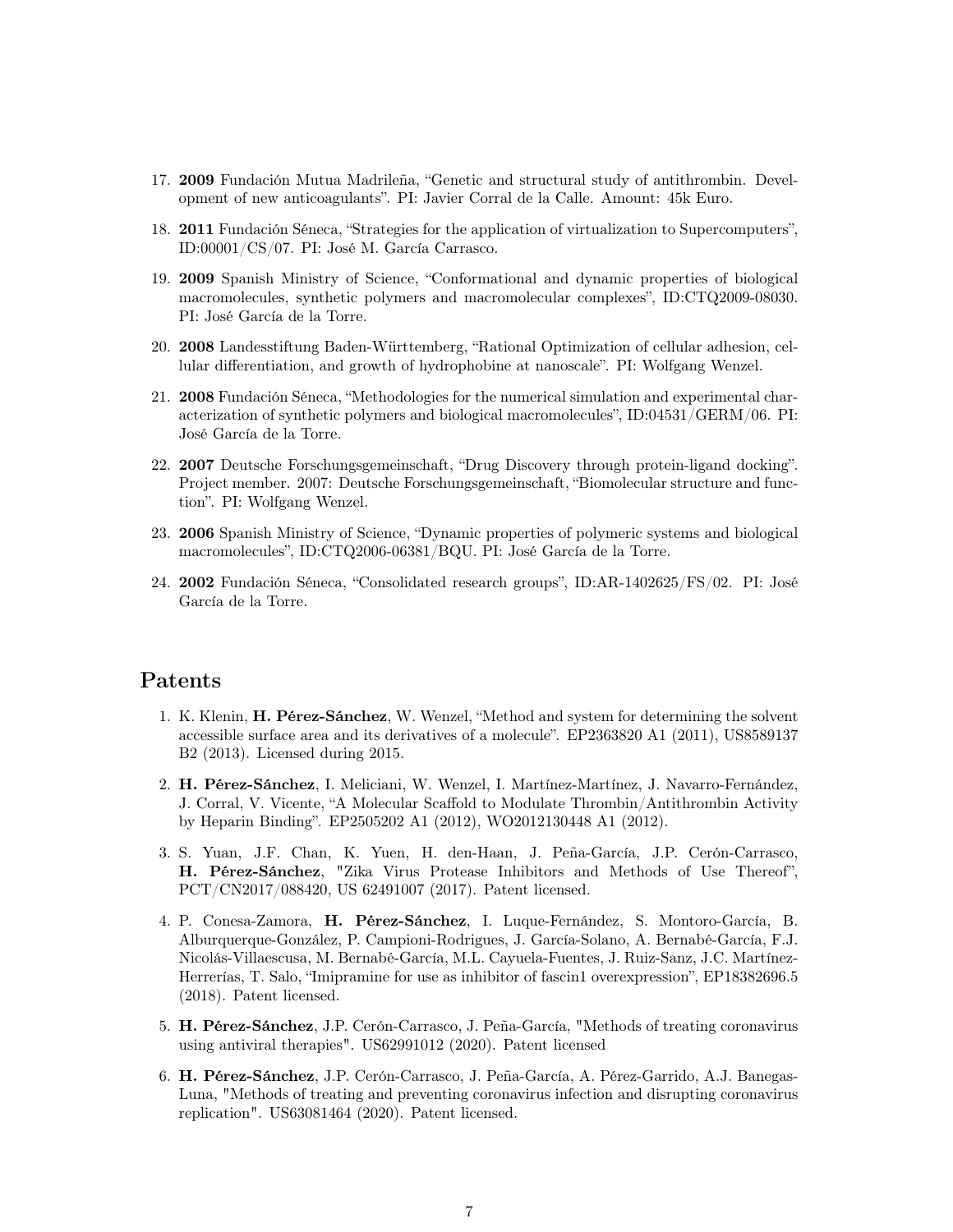17. **2009** Fundación Mutua Madrileña, "Genetic and structural study of antithrombin. Development of new anticoagulants". PI: Javier Corral de la Calle. Amount: 45k Euro.

18. **2011** Fundación Séneca, "Strategies for the application of virtualization to Supercomputers", ID:00001/CS/07. PI: José M. García Carrasco.

19. **2009** Spanish Ministry of Science, "Conformational and dynamic properties of biological macromolecules, synthetic polymers and macromolecular complexes", ID:CTQ2009-08030. PI: José García de la Torre.

20. **2008** Landesstiftung Baden-Württemberg, "Rational Optimization of cellular adhesion, cellular differentiation, and growth of hydrophobine at nanoscale". PI: Wolfgang Wenzel.

21. **2008** Fundación Séneca, "Methodologies for the numerical simulation and experimental characterization of synthetic polymers and biological macromolecules", ID:04531/GERM/06. PI: José García de la Torre.

22. **2007** Deutsche Forschungsgemeinschaft, "Drug Discovery through protein-ligand docking". Project member. 2007: Deutsche Forschungsgemeinschaft, "Biomolecular structure and function". PI: Wolfgang Wenzel.

23. **2006** Spanish Ministry of Science, "Dynamic properties of polymeric systems and biological macromolecules", ID:CTQ2006-06381/BQU. PI: José García de la Torre.

24. **2002** Fundación Séneca, "Consolidated research groups", ID:AR-1402625/FS/02. PI: José García de la Torre.

## Patents

1. K. Klenin, **H. Pérez-Sánchez**, W. Wenzel, "Method and system for determining the solvent accessible surface area and its derivatives of a molecule". EP2363820 A1 (2011), US8589137 B2 (2013). Licensed during 2015.

2. **H. Pérez-Sánchez**, I. Meliciani, W. Wenzel, I. Martínez-Martínez, J. Navarro-Fernández, J. Corral, V. Vicente, "A Molecular Scaffold to Modulate Thrombin/Antithrombin Activity by Heparin Binding". EP2505202 A1 (2012), WO2012130448 A1 (2012).

3. S. Yuan, J.F. Chan, K. Yuen, H. den-Haan, J. Peña-García, J.P. Cerón-Carrasco, **H. Pérez-Sánchez**, "Zika Virus Protease Inhibitors and Methods of Use Thereof", PCT/CN2017/088420, US 62491007 (2017). Patent licensed.

4. P. Conesa-Zamora, **H. Pérez-Sánchez**, I. Luque-Fernández, S. Montoro-García, B. Alburquerque-González, P. Campioni-Rodrigues, J. García-Solano, A. Bernabé-García, F.J. Nicolás-Villaescusa, M. Bernabé-García, M.L. Cayuela-Fuentes, J. Ruiz-Sanz, J.C. Martínez-Herrerías, T. Salo, "Imipramine for use as inhibitor of fascin1 overexpression", EP18382696.5 (2018). Patent licensed.

5. **H. Pérez-Sánchez**, J.P. Cerón-Carrasco, J. Peña-García, "Methods of treating coronavirus using antiviral therapies". US62991012 (2020). Patent licensed

6. **H. Pérez-Sánchez**, J.P. Cerón-Carrasco, J. Peña-García, A. Pérez-Garrido, A.J. Banegas-Luna, "Methods of treating and preventing coronavirus infection and disrupting coronavirus replication". US63081464 (2020). Patent licensed.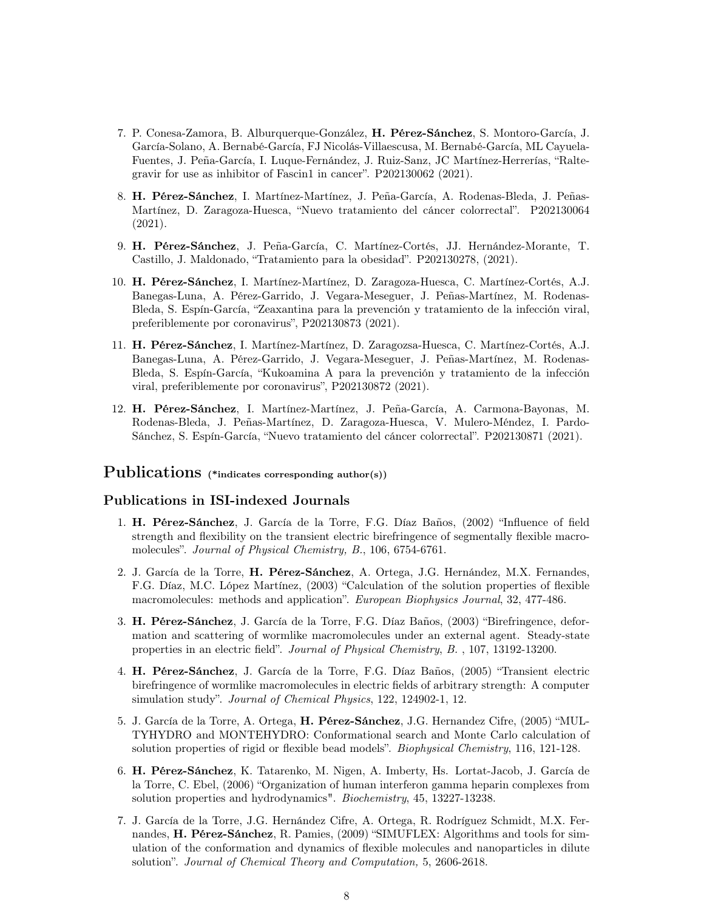7. P. Conesa-Zamora, B. Alburquerque-González, **H. Pérez-Sánchez**, S. Montoro-García, J. García-Solano, A. Bernabé-García, FJ Nicolás-Villaescusa, M. Bernabé-García, ML Cayuela-Fuentes, J. Peña-García, I. Luque-Fernández, J. Ruiz-Sanz, JC Martínez-Herrerías, "Raltegravir for use as inhibitor of Fascin1 in cancer". P202130062 (2021).

8. **H. Pérez-Sánchez**, I. Martínez-Martínez, J. Peña-García, A. Rodenas-Bleda, J. Peñas-Martínez, D. Zaragoza-Huesca, "Nuevo tratamiento del cáncer colorrectal". P202130064 (2021).

9. **H. Pérez-Sánchez**, J. Peña-García, C. Martínez-Cortés, JJ. Hernández-Morante, T. Castillo, J. Maldonado, "Tratamiento para la obesidad". P202130278, (2021).

10. **H. Pérez-Sánchez**, I. Martínez-Martínez, D. Zaragoza-Huesca, C. Martínez-Cortés, A.J. Banegas-Luna, A. Pérez-Garrido, J. Vegara-Meseguer, J. Peñas-Martínez, M. Rodenas-Bleda, S. Espín-García, "Zeaxantina para la prevención y tratamiento de la infección viral, preferiblemente por coronavirus", P202130873 (2021).

11. **H. Pérez-Sánchez**, I. Martínez-Martínez, D. Zaragozsa-Huesca, C. Martínez-Cortés, A.J. Banegas-Luna, A. Pérez-Garrido, J. Vegara-Meseguer, J. Peñas-Martínez, M. Rodenas-Bleda, S. Espín-García, "Kukoamina A para la prevención y tratamiento de la infección viral, preferiblemente por coronavirus", P202130872 (2021).

12. **H. Pérez-Sánchez**, I. Martínez-Martínez, J. Peña-García, A. Carmona-Bayonas, M. Rodenas-Bleda, J. Peñas-Martínez, D. Zaragoza-Huesca, V. Mulero-Méndez, I. Pardo-Sánchez, S. Espín-García, "Nuevo tratamiento del cáncer colorrectal". P202130871 (2021).

# Publications (*indicates corresponding author(s))

## Publications in ISI-indexed Journals

1. **H. Pérez-Sánchez**, J. García de la Torre, F.G. Díaz Baños, (2002) "Influence of field strength and flexibility on the transient electric birefringence of segmentally flexible macromolecules". *Journal of Physical Chemistry, B.*, 106, 6754-6761.

2. J. García de la Torre, **H. Pérez-Sánchez**, A. Ortega, J.G. Hernández, M.X. Fernandes, F.G. Díaz, M.C. López Martínez, (2003) "Calculation of the solution properties of flexible macromolecules: methods and application". *European Biophysics Journal*, 32, 477-486.

3. **H. Pérez-Sánchez**, J. García de la Torre, F.G. Díaz Baños, (2003) "Birefringence, deformation and scattering of wormlike macromolecules under an external agent. Steady-state properties in an electric field". *Journal of Physical Chemistry, B.* , 107, 13192-13200.

4. **H. Pérez-Sánchez**, J. García de la Torre, F.G. Díaz Baños, (2005) "Transient electric birefringence of wormlike macromolecules in electric fields of arbitrary strength: A computer simulation study". *Journal of Chemical Physics*, 122, 124902-1, 12.

5. J. García de la Torre, A. Ortega, **H. Pêrez-Sánchez**, J.G. Hernandez Cifre, (2005) "MULTYHYDRO and MONTEHYDRO: Conformational search and Monte Carlo calculation of solution properties of rigid or flexible bead models". *Biophysical Chemistry*, 116, 121-128.

6. **H. Pérez-Sánchez**, K. Tatarenko, M. Nigen, A. Imberty, Hs. Lortat-Jacob, J. García de la Torre, C. Ebel, (2006) "Organization of human interferon gamma heparin complexes from solution properties and hydrodynamics". *Biochemistry*, 45, 13227-13238.

7. J. García de la Torre, J.G. Hernández Cifre, A. Ortega, R. Rodríguez Schmidt, M.X. Fernandes, **H. Pérez-Sánchez**, R. Pamies, (2009) "SIMUFLEX: Algorithms and tools for simulation of the conformation and dynamics of flexible molecules and nanoparticles in dilute solution". *Journal of Chemical Theory and Computation,* 5, 2606-2618.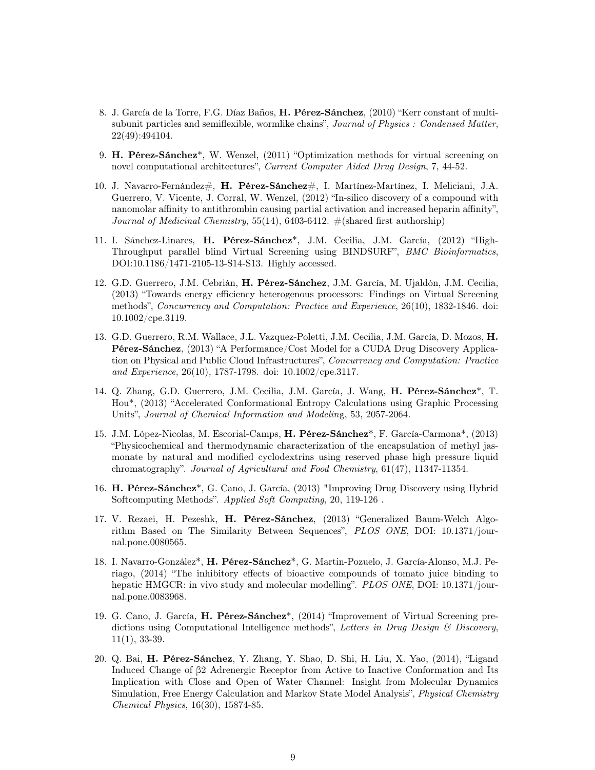8. J. García de la Torre, F.G. Díaz Baños, **H. Pérez-Sánchez**, (2010) "Kerr constant of multi-subunit particles and semiflexible, wormlike chains", *Journal of Physics : Condensed Matter*, 22(49):494104.

9. **H. Pérez-Sánchez***, W. Wenzel, (2011) "Optimization methods for virtual screening on novel computational architectures", *Current Computer Aided Drug Design*, 7, 44-52.

10. J. Navarro-Fernández#, **H. Pérez-Sánchez**#, I. Martínez-Martínez, I. Meliciani, J.A. Guerrero, V. Vicente, J. Corral, W. Wenzel, (2012) "In-silico discovery of a compound with nanomolar affinity to antithrombin causing partial activation and increased heparin affinity", *Journal of Medicinal Chemistry*, 55(14), 6403-6412. #(shared first authorship)

11. I. Sánchez-Linares, **H. Pérez-Sánchez***, J.M. Cecilia, J.M. García, (2012) "High-Throughput parallel blind Virtual Screening using BINDSURF", *BMC Bioinformatics*, DOI:10.1186/1471-2105-13-S14-S13. Highly accessed.

12. G.D. Guerrero, J.M. Cebrián, **H. Pérez-Sánchez**, J.M. García, M. Ujaldón, J.M. Cecilia, (2013) "Towards energy efficiency heterogenous processors: Findings on Virtual Screening methods", *Concurrency and Computation: Practice and Experience*, 26(10), 1832-1846. doi: 10.1002/cpe.3119.

13. G.D. Guerrero, R.M. Wallace, J.L. Vazquez-Poletti, J.M. Cecilia, J.M. García, D. Mozos, **H. Pérez-Sánchez**, (2013) "A Performance/Cost Model for a CUDA Drug Discovery Application on Physical and Public Cloud Infrastructures", *Concurrency and Computation: Practice and Experience*, 26(10), 1787-1798. doi: 10.1002/cpe.3117.

14. Q. Zhang, G.D. Guerrero, J.M. Cecilia, J.M. García, J. Wang, **H. Pérez-Sánchez***, T. Hou*, (2013) "Accelerated Conformational Entropy Calculations using Graphic Processing Units", *Journal of Chemical Information and Modeling*, 53, 2057-2064.

15. J.M. López-Nicolas, M. Escorial-Camps, **H. Pérez-Sánchez***, F. García-Carmona*, (2013) "Physicochemical and thermodynamic characterization of the encapsulation of methyl jasmonate by natural and modified cyclodextrins using reserved phase high pressure liquid chromatography". *Journal of Agricultural and Food Chemistry*, 61(47), 11347-11354.

16. **H. Pérez-Sánchez***, G. Cano, J. García, (2013) "Improving Drug Discovery using Hybrid Softcomputing Methods". *Applied Soft Computing*, 20, 119-126 .

17. V. Rezaei, H. Pezeshk, **H. Pérez-Sánchez**, (2013) "Generalized Baum-Welch Algorithm Based on The Similarity Between Sequences", *PLOS ONE*, DOI: 10.1371/journal.pone.0080565.

18. I. Navarro-González*, **H. Pérez-Sánchez***, G. Martin-Pozuelo, J. García-Alonso, M.J. Periago, (2014) "The inhibitory effects of bioactive compounds of tomato juice binding to hepatic HMGCR: in vivo study and molecular modelling". *PLOS ONE*, DOI: 10.1371/journal.pone.0083968.

19. G. Cano, J. García, **H. Pérez-Sánchez***, (2014) "Improvement of Virtual Screening predictions using Computational Intelligence methods", *Letters in Drug Design & Discovery*, 11(1), 33-39.

20. Q. Bai, **H. Pérez-Sánchez**, Y. Zhang, Y. Shao, D. Shi, H. Liu, X. Yao, (2014), "Ligand Induced Change of β2 Adrenergic Receptor from Active to Inactive Conformation and Its Implication with Close and Open of Water Channel: Insight from Molecular Dynamics Simulation, Free Energy Calculation and Markov State Model Analysis", *Physical Chemistry Chemical Physics*, 16(30), 15874-85.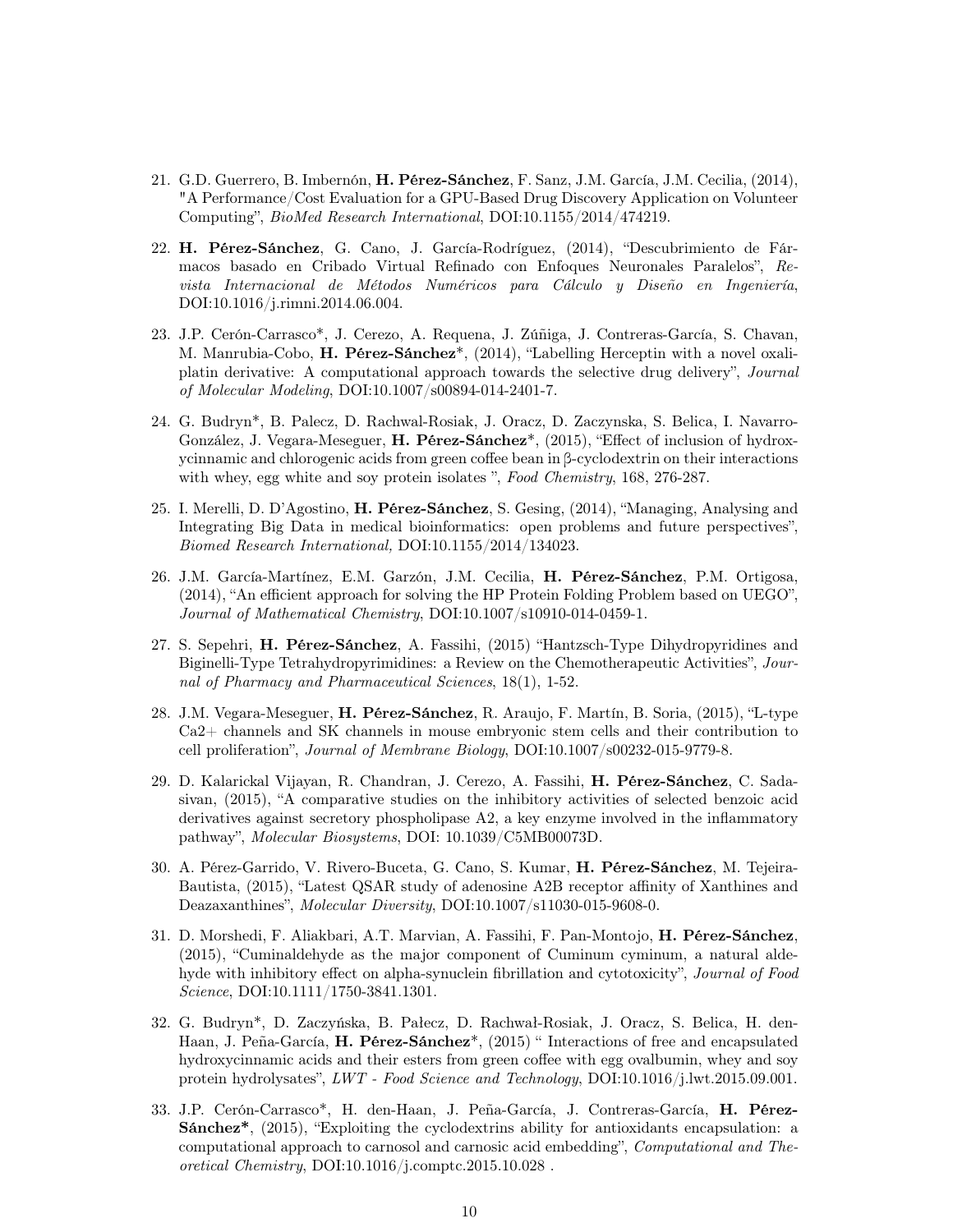21. G.D. Guerrero, B. Imbernón, **H. Pérez-Sánchez**, F. Sanz, J.M. García, J.M. Cecilia, (2014), "A Performance/Cost Evaluation for a GPU-Based Drug Discovery Application on Volunteer Computing", *BioMed Research International*, DOI:10.1155/2014/474219.

22. **H. Pérez-Sánchez**, G. Cano, J. García-Rodríguez, (2014), "Descubrimiento de Fármacos basado en Cribado Virtual Refinado con Enfoques Neuronales Paralelos", *Revista Internacional de Métodos Numéricos para Cálculo y Diseño en Ingeniería*, DOI:10.1016/j.rimni.2014.06.004.

23. J.P. Cerón-Carrasco*, J. Cerezo, A. Requena, J. Zúñiga, J. Contreras-García, S. Chavan, M. Manrubia-Cobo, **H. Pérez-Sánchez***, (2014), "Labelling Herceptin with a novel oxaliplatin derivative: A computational approach towards the selective drug delivery", *Journal of Molecular Modeling*, DOI:10.1007/s00894-014-2401-7.

24. G. Budryn*, B. Palecz, D. Rachwal-Rosiak, J. Oracz, D. Zaczynska, S. Belica, I. Navarro-González, J. Vegara-Meseguer, **H. Pérez-Sánchez***, (2015), "Effect of inclusion of hydroxycinnamic and chlorogenic acids from green coffee bean in β-cyclodextrin on their interactions with whey, egg white and soy protein isolates ", *Food Chemistry*, 168, 276-287.

25. I. Merelli, D. D'Agostino, **H. Pérez-Sánchez**, S. Gesing, (2014), "Managing, Analysing and Integrating Big Data in medical bioinformatics: open problems and future perspectives", *Biomed Research International,* DOI:10.1155/2014/134023.

26. J.M. García-Martínez, E.M. Garzón, J.M. Cecilia, **H. Pérez-Sánchez**, P.M. Ortigosa, (2014), "An efficient approach for solving the HP Protein Folding Problem based on UEGO", *Journal of Mathematical Chemistry*, DOI:10.1007/s10910-014-0459-1.

27. S. Sepehri, **H. Pérez-Sánchez**, A. Fassihi, (2015) "Hantzsch-Type Dihydropyridines and Biginelli-Type Tetrahydropyrimidines: a Review on the Chemotherapeutic Activities", *Journal of Pharmacy and Pharmaceutical Sciences*, 18(1), 1-52.

28. J.M. Vegara-Meseguer, **H. Pérez-Sánchez**, R. Araujo, F. Martín, B. Soria, (2015), "L-type Ca2+ channels and SK channels in mouse embryonic stem cells and their contribution to cell proliferation", *Journal of Membrane Biology*, DOI:10.1007/s00232-015-9779-8.

29. D. Kalarickal Vijayan, R. Chandran, J. Cerezo, A. Fassihi, **H. Pérez-Sánchez**, C. Sadasivan, (2015), "A comparative studies on the inhibitory activities of selected benzoic acid derivatives against secretory phospholipase A2, a key enzyme involved in the inflammatory pathway", *Molecular Biosystems*, DOI: 10.1039/C5MB00073D.

30. A. Pérez-Garrido, V. Rivero-Buceta, G. Cano, S. Kumar, **H. Pérez-Sánchez**, M. Tejeira-Bautista, (2015), "Latest QSAR study of adenosine A2B receptor affinity of Xanthines and Deazaxanthines", *Molecular Diversity*, DOI:10.1007/s11030-015-9608-0.

31. D. Morshedi, F. Aliakbari, A.T. Marvian, A. Fassihi, F. Pan-Montojo, **H. Pérez-Sánchez**, (2015), "Cuminaldehyde as the major component of Cuminum cyminum, a natural aldehyde with inhibitory effect on alpha-synuclein fibrillation and cytotoxicity", *Journal of Food Science*, DOI:10.1111/1750-3841.1301.

32. G. Budryn*, D. Zaczyńska, B. Pałecz, D. Rachwał-Rosiak, J. Oracz, S. Belica, H. den-Haan, J. Peña-García, **H. Pérez-Sánchez***, (2015) " Interactions of free and encapsulated hydroxycinnamic acids and their esters from green coffee with egg ovalbumin, whey and soy protein hydrolysates", *LWT - Food Science and Technology*, DOI:10.1016/j.lwt.2015.09.001.

33. J.P. Cerón-Carrasco*, H. den-Haan, J. Peña-García, J. Contreras-García, **H. Pérez-Sánchez***, (2015), "Exploiting the cyclodextrins ability for antioxidants encapsulation: a computational approach to carnosol and carnosic acid embedding", *Computational and Theoretical Chemistry*, DOI:10.1016/j.comptc.2015.10.028 .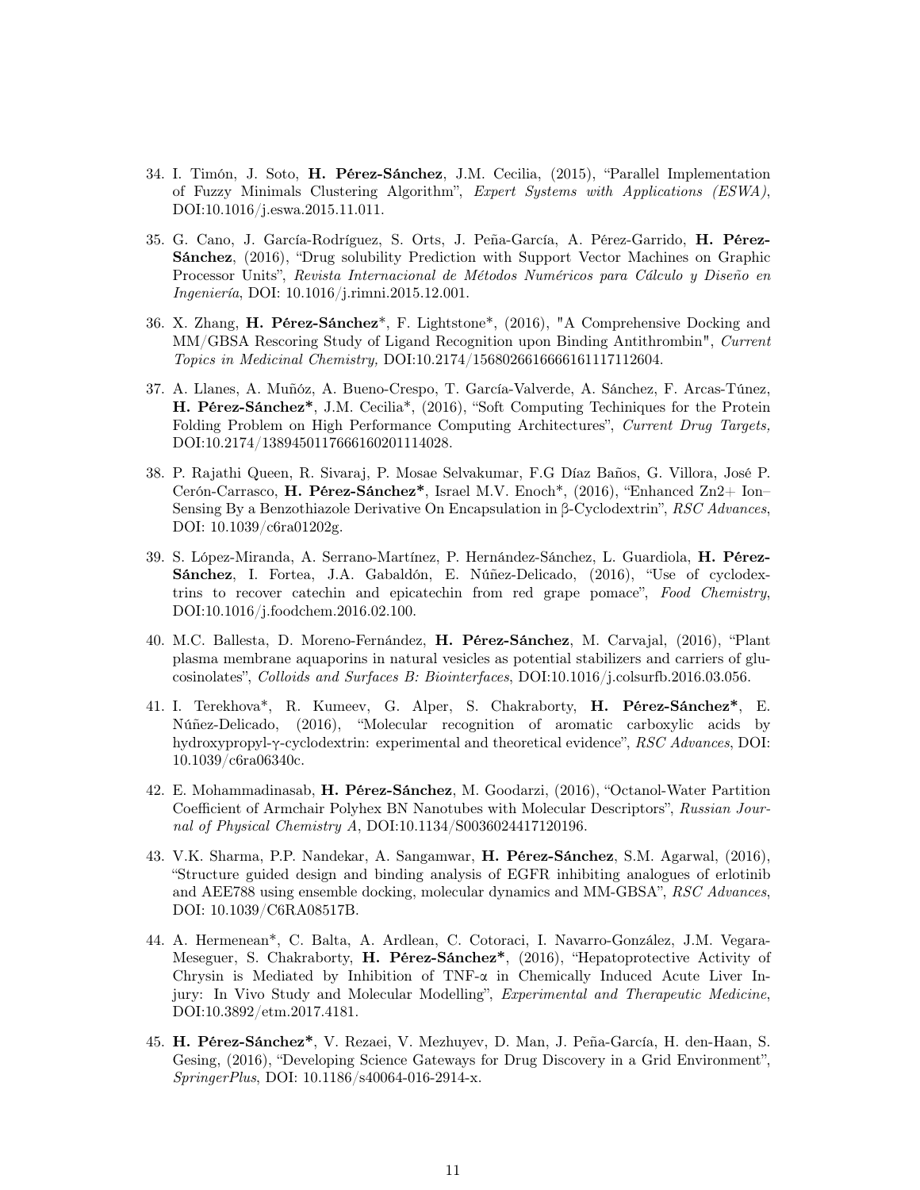34. I. Timón, J. Soto, **H. Pérez-Sánchez**, J.M. Cecilia, (2015), "Parallel Implementation of Fuzzy Minimals Clustering Algorithm", *Expert Systems with Applications (ESWA)*, DOI:10.1016/j.eswa.2015.11.011.

35. G. Cano, J. García-Rodríguez, S. Orts, J. Peña-García, A. Pérez-Garrido, **H. Pérez-Sánchez**, (2016), "Drug solubility Prediction with Support Vector Machines on Graphic Processor Units", *Revista Internacional de Métodos Numéricos para Cálculo y Diseño en Ingeniería*, DOI: 10.1016/j.rimni.2015.12.001.

36. X. Zhang, **H. Pérez-Sánchez***, F. Lightstone*, (2016), "A Comprehensive Docking and MM/GBSA Rescoring Study of Ligand Recognition upon Binding Antithrombin", *Current Topics in Medicinal Chemistry,* DOI:10.2174/1568026616666161117112604.

37. A. Llanes, A. Muñóz, A. Bueno-Crespo, T. García-Valverde, A. Sánchez, F. Arcas-Túnez, **H. Pérez-Sánchez***, J.M. Cecilia*, (2016), "Soft Computing Techiniques for the Protein Folding Problem on High Performance Computing Architectures", *Current Drug Targets,* DOI:10.2174/1389450117666160201114028.

38. P. Rajathi Queen, R. Sivaraj, P. Mosae Selvakumar, F.G Díaz Baños, G. Villora, José P. Cerón-Carrasco, **H. Pérez-Sánchez***, Israel M.V. Enoch*, (2016), "Enhanced Zn2+ Ion–Sensing By a Benzothiazole Derivative On Encapsulation in β-Cyclodextrin", *RSC Advances*, DOI: 10.1039/c6ra01202g.

39. S. López-Miranda, A. Serrano-Martínez, P. Hernández-Sánchez, L. Guardiola, **H. Pérez-Sánchez**, I. Fortea, J.A. Gabaldón, E. Núñez-Delicado, (2016), "Use of cyclodextrins to recover catechin and epicatechin from red grape pomace", *Food Chemistry*, DOI:10.1016/j.foodchem.2016.02.100.

40. M.C. Ballesta, D. Moreno-Fernández, **H. Pérez-Sánchez**, M. Carvajal, (2016), "Plant plasma membrane aquaporins in natural vesicles as potential stabilizers and carriers of glucosinolates", *Colloids and Surfaces B: Biointerfaces*, DOI:10.1016/j.colsurfb.2016.03.056.

41. I. Terekhova*, R. Kumeev, G. Alper, S. Chakraborty, **H. Pérez-Sánchez***, E. Núñez-Delicado, (2016), "Molecular recognition of aromatic carboxylic acids by hydroxypropyl-γ-cyclodextrin: experimental and theoretical evidence", *RSC Advances*, DOI: 10.1039/c6ra06340c.

42. E. Mohammadinasab, **H. Pérez-Sánchez**, M. Goodarzi, (2016), "Octanol-Water Partition Coefficient of Armchair Polyhex BN Nanotubes with Molecular Descriptors", *Russian Journal of Physical Chemistry A*, DOI:10.1134/S0036024417120196.

43. V.K. Sharma, P.P. Nandekar, A. Sangamwar, **H. Pérez-Sánchez**, S.M. Agarwal, (2016), "Structure guided design and binding analysis of EGFR inhibiting analogues of erlotinib and AEE788 using ensemble docking, molecular dynamics and MM-GBSA", *RSC Advances*, DOI: 10.1039/C6RA08517B.

44. A. Hermenean*, C. Balta, A. Ardlean, C. Cotoraci, I. Navarro-González, J.M. Vegara-Meseguer, S. Chakraborty, **H. Pérez-Sánchez***, (2016), "Hepatoprotective Activity of Chrysin is Mediated by Inhibition of TNF-α in Chemically Induced Acute Liver Injury: In Vivo Study and Molecular Modelling", *Experimental and Therapeutic Medicine*, DOI:10.3892/etm.2017.4181.

45. **H. Pérez-Sánchez***, V. Rezaei, V. Mezhuyev, D. Man, J. Peña-García, H. den-Haan, S. Gesing, (2016), "Developing Science Gateways for Drug Discovery in a Grid Environment", *SpringerPlus*, DOI: 10.1186/s40064-016-2914-x.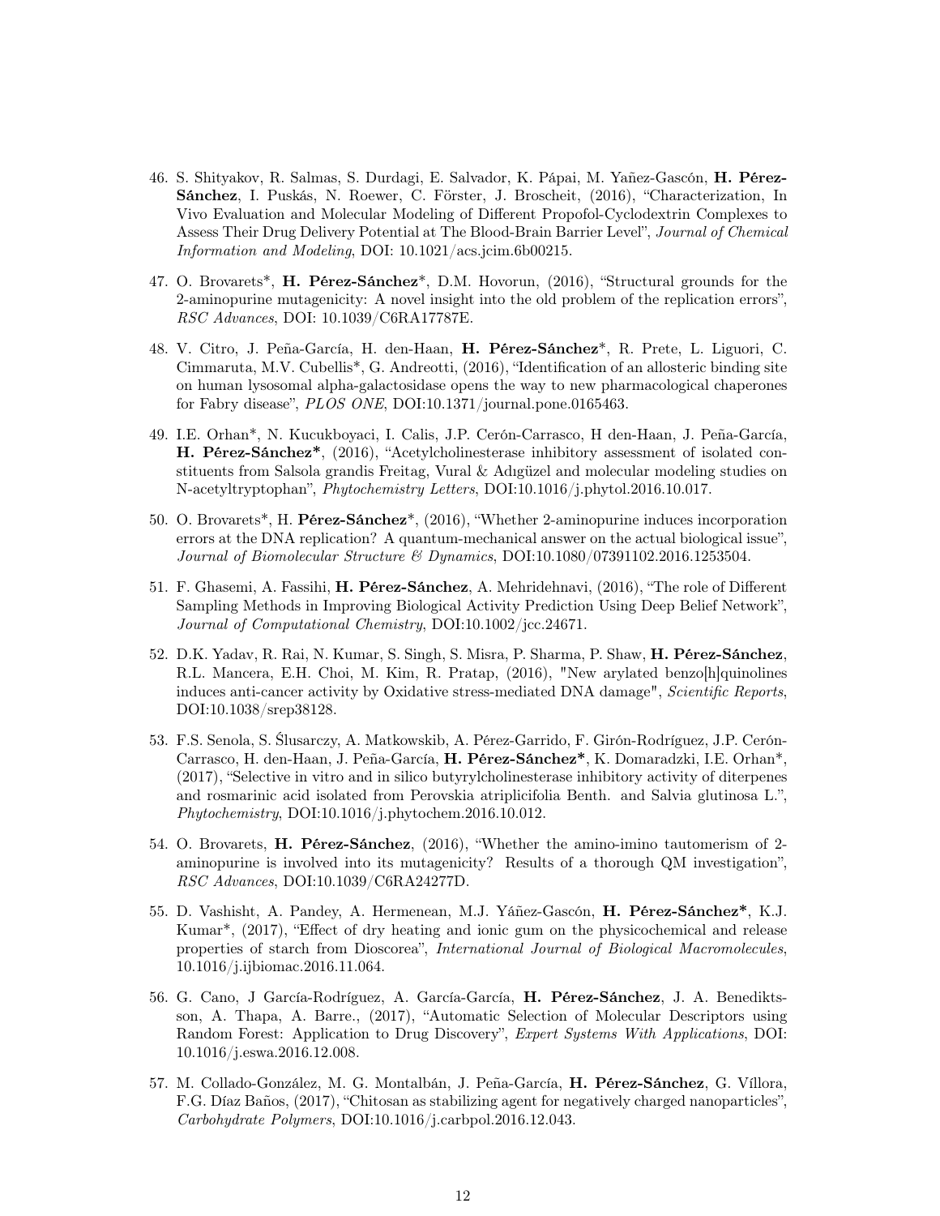46. S. Shityakov, R. Salmas, S. Durdagi, E. Salvador, K. Pápai, M. Yañez-Gascón, **H. Pérez-Sánchez**, I. Puskás, N. Roewer, C. Förster, J. Broscheit, (2016), "Characterization, In Vivo Evaluation and Molecular Modeling of Different Propofol-Cyclodextrin Complexes to Assess Their Drug Delivery Potential at The Blood-Brain Barrier Level", *Journal of Chemical Information and Modeling*, DOI: 10.1021/acs.jcim.6b00215.

47. O. Brovarets*, **H. Pérez-Sánchez***, D.M. Hovorun, (2016), "Structural grounds for the 2-aminopurine mutagenicity: A novel insight into the old problem of the replication errors", *RSC Advances*, DOI: 10.1039/C6RA17787E.

48. V. Citro, J. Peña-García, H. den-Haan, **H. Pérez-Sánchez***, R. Prete, L. Liguori, C. Cimmaruta, M.V. Cubellis*, G. Andreotti, (2016), "Identification of an allosteric binding site on human lysosomal alpha-galactosidase opens the way to new pharmacological chaperones for Fabry disease", *PLOS ONE*, DOI:10.1371/journal.pone.0165463.

49. I.E. Orhan*, N. Kucukboyaci, I. Calis, J.P. Cerón-Carrasco, H den-Haan, J. Peña-García, **H. Pérez-Sánchez***, (2016), "Acetylcholinesterase inhibitory assessment of isolated constituents from Salsola grandis Freitag, Vural & Adıgüzel and molecular modeling studies on N-acetyltryptophan", *Phytochemistry Letters*, DOI:10.1016/j.phytol.2016.10.017.

50. O. Brovarets*, H. **Pérez-Sánchez***, (2016), "Whether 2-aminopurine induces incorporation errors at the DNA replication? A quantum-mechanical answer on the actual biological issue", *Journal of Biomolecular Structure & Dynamics*, DOI:10.1080/07391102.2016.1253504.

51. F. Ghasemi, A. Fassihi, **H. Pérez-Sánchez**, A. Mehridehnavi, (2016), "The role of Different Sampling Methods in Improving Biological Activity Prediction Using Deep Belief Network", *Journal of Computational Chemistry*, DOI:10.1002/jcc.24671.

52. D.K. Yadav, R. Rai, N. Kumar, S. Singh, S. Misra, P. Sharma, P. Shaw, **H. Pérez-Sánchez**, R.L. Mancera, E.H. Choi, M. Kim, R. Pratap, (2016), "New arylated benzo[h]quinolines induces anti-cancer activity by Oxidative stress-mediated DNA damage", *Scientific Reports*, DOI:10.1038/srep38128.

53. F.S. Senola, S. Ślusarczy, A. Matkowskib, A. Pérez-Garrido, F. Girón-Rodríguez, J.P. Cerón-Carrasco, H. den-Haan, J. Peña-García, **H. Pérez-Sánchez***, K. Domaradzki, I.E. Orhan*, (2017), "Selective in vitro and in silico butyrylcholinesterase inhibitory activity of diterpenes and rosmarinic acid isolated from Perovskia atriplicifolia Benth. and Salvia glutinosa L.", *Phytochemistry*, DOI:10.1016/j.phytochem.2016.10.012.

54. O. Brovarets, **H. Pérez-Sánchez**, (2016), "Whether the amino-imino tautomerism of 2-aminopurine is involved into its mutagenicity? Results of a thorough QM investigation", *RSC Advances*, DOI:10.1039/C6RA24277D.

55. D. Vashisht, A. Pandey, A. Hermenean, M.J. Yáñez-Gascón, **H. Pérez-Sánchez***, K.J. Kumar*, (2017), "Effect of dry heating and ionic gum on the physicochemical and release properties of starch from Dioscorea", *International Journal of Biological Macromolecules*, 10.1016/j.ijbiomac.2016.11.064.

56. G. Cano, J García-Rodríguez, A. García-García, **H. Pérez-Sánchez**, J. A. Benediktsson, A. Thapa, A. Barre., (2017), "Automatic Selection of Molecular Descriptors using Random Forest: Application to Drug Discovery", *Expert Systems With Applications*, DOI: 10.1016/j.eswa.2016.12.008.

57. M. Collado-González, M. G. Montalbán, J. Peña-García, **H. Pérez-Sánchez**, G. Víllora, F.G. Díaz Baños, (2017), "Chitosan as stabilizing agent for negatively charged nanoparticles", *Carbohydrate Polymers*, DOI:10.1016/j.carbpol.2016.12.043.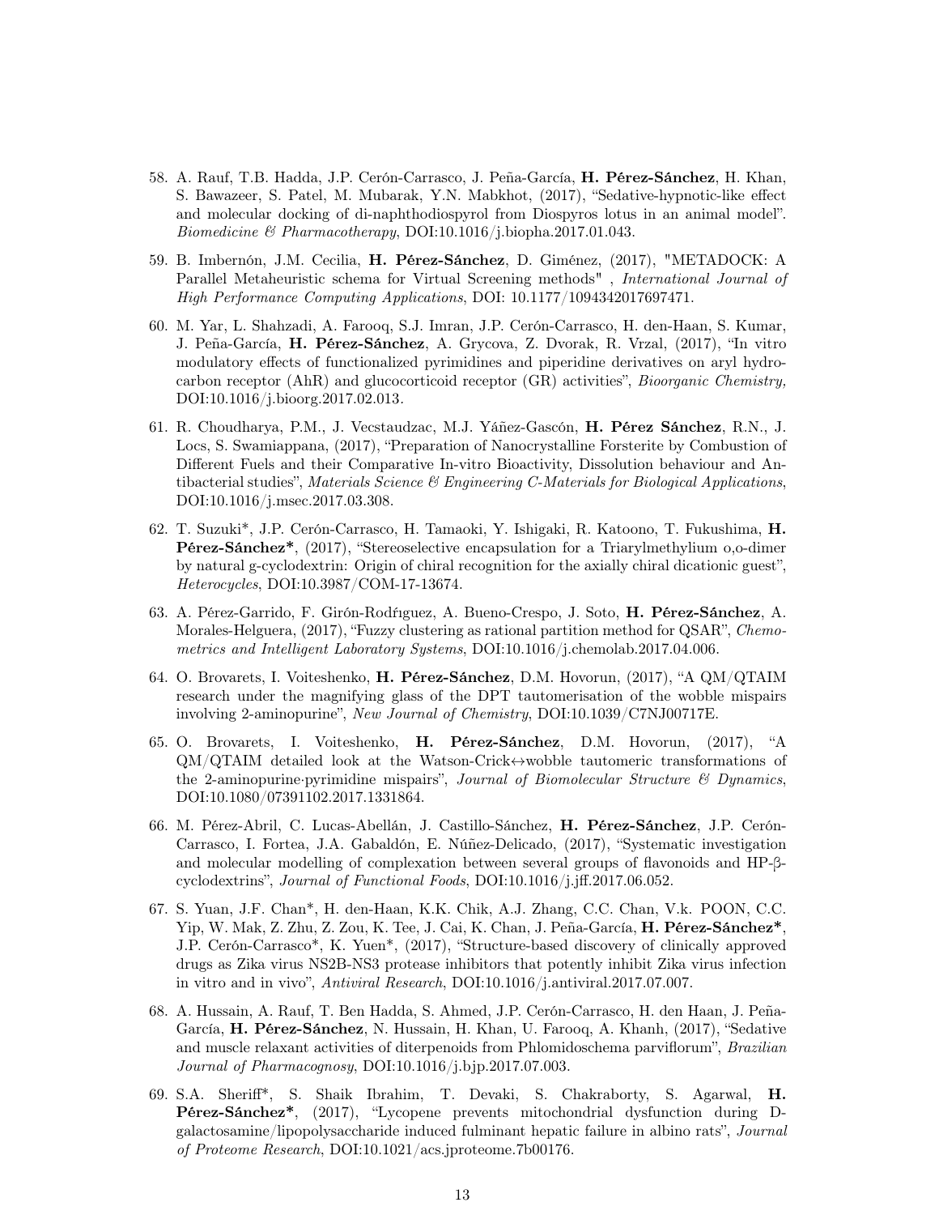58. A. Rauf, T.B. Hadda, J.P. Cerón-Carrasco, J. Peña-García, **H. Pérez-Sánchez**, H. Khan, S. Bawazeer, S. Patel, M. Mubarak, Y.N. Mabkhot, (2017), "Sedative-hypnotic-like effect and molecular docking of di-naphthodiospyrol from Diospyros lotus in an animal model". *Biomedicine & Pharmacotherapy*, DOI:10.1016/j.biopha.2017.01.043.

59. B. Imbernón, J.M. Cecilia, **H. Pérez-Sánchez**, D. Giménez, (2017), "METADOCK: A Parallel Metaheuristic schema for Virtual Screening methods" , *International Journal of High Performance Computing Applications*, DOI: 10.1177/1094342017697471.

60. M. Yar, L. Shahzadi, A. Farooq, S.J. Imran, J.P. Cerón-Carrasco, H. den-Haan, S. Kumar, J. Peña-García, **H. Pérez-Sánchez**, A. Grycova, Z. Dvorak, R. Vrzal, (2017), "In vitro modulatory effects of functionalized pyrimidines and piperidine derivatives on aryl hydrocarbon receptor (AhR) and glucocorticoid receptor (GR) activities", *Bioorganic Chemistry,* DOI:10.1016/j.bioorg.2017.02.013.

61. R. Choudharya, P.M., J. Vecstaudzac, M.J. Yáñez-Gascón, **H. Pérez Sánchez**, R.N., J. Locs, S. Swamiappana, (2017), "Preparation of Nanocrystalline Forsterite by Combustion of Different Fuels and their Comparative In-vitro Bioactivity, Dissolution behaviour and Antibacterial studies", *Materials Science & Engineering C-Materials for Biological Applications*, DOI:10.1016/j.msec.2017.03.308.

62. T. Suzuki*, J.P. Cerón-Carrasco, H. Tamaoki, Y. Ishigaki, R. Katoono, T. Fukushima, **H. Pérez-Sánchez***, (2017), "Stereoselective encapsulation for a Triarylmethylium o,o-dimer by natural g-cyclodextrin: Origin of chiral recognition for the axially chiral dicationic guest", *Heterocycles*, DOI:10.3987/COM-17-13674.

63. A. Pérez-Garrido, F. Girón-Rodríguez, A. Bueno-Crespo, J. Soto, **H. Pérez-Sánchez**, A. Morales-Helguera, (2017), "Fuzzy clustering as rational partition method for QSAR", *Chemometrics and Intelligent Laboratory Systems*, DOI:10.1016/j.chemolab.2017.04.006.

64. O. Brovarets, I. Voiteshenko, **H. Pérez-Sánchez**, D.M. Hovorun, (2017), "A QM/QTAIM research under the magnifying glass of the DPT tautomerisation of the wobble mispairs involving 2-aminopurine", *New Journal of Chemistry*, DOI:10.1039/C7NJ00717E.

65. O. Brovarets, I. Voiteshenko, **H. Pérez-Sánchez**, D.M. Hovorun, (2017), "A QM/QTAIM detailed look at the Watson-Crick↔wobble tautomeric transformations of the 2-aminopurine·pyrimidine mispairs", *Journal of Biomolecular Structure & Dynamics*, DOI:10.1080/07391102.2017.1331864.

66. M. Pérez-Abril, C. Lucas-Abellán, J. Castillo-Sánchez, **H. Pérez-Sánchez**, J.P. Cerón-Carrasco, I. Fortea, J.A. Gabaldón, E. Núñez-Delicado, (2017), "Systematic investigation and molecular modelling of complexation between several groups of flavonoids and HP-β-cyclodextrins", *Journal of Functional Foods*, DOI:10.1016/j.jff.2017.06.052.

67. S. Yuan, J.F. Chan*, H. den-Haan, K.K. Chik, A.J. Zhang, C.C. Chan, V.k. POON, C.C. Yip, W. Mak, Z. Zhu, Z. Zou, K. Tee, J. Cai, K. Chan, J. Peña-García, **H. Pérez-Sánchez***, J.P. Cerón-Carrasco*, K. Yuen*, (2017), "Structure-based discovery of clinically approved drugs as Zika virus NS2B-NS3 protease inhibitors that potently inhibit Zika virus infection in vitro and in vivo", *Antiviral Research*, DOI:10.1016/j.antiviral.2017.07.007.

68. A. Hussain, A. Rauf, T. Ben Hadda, S. Ahmed, J.P. Cerón-Carrasco, H. den Haan, J. Peña-García, **H. Pérez-Sánchez**, N. Hussain, H. Khan, U. Farooq, A. Khanh, (2017), "Sedative and muscle relaxant activities of diterpenoids from Phlomidoschema parviflorum", *Brazilian Journal of Pharmacognosy*, DOI:10.1016/j.bjp.2017.07.003.

69. S.A. Sheriff*, S. Shaik Ibrahim, T. Devaki, S. Chakraborty, S. Agarwal, **H. Pérez-Sánchez***, (2017), "Lycopene prevents mitochondrial dysfunction during D-galactosamine/lipopolysaccharide induced fulminant hepatic failure in albino rats", *Journal of Proteome Research*, DOI:10.1021/acs.jproteome.7b00176.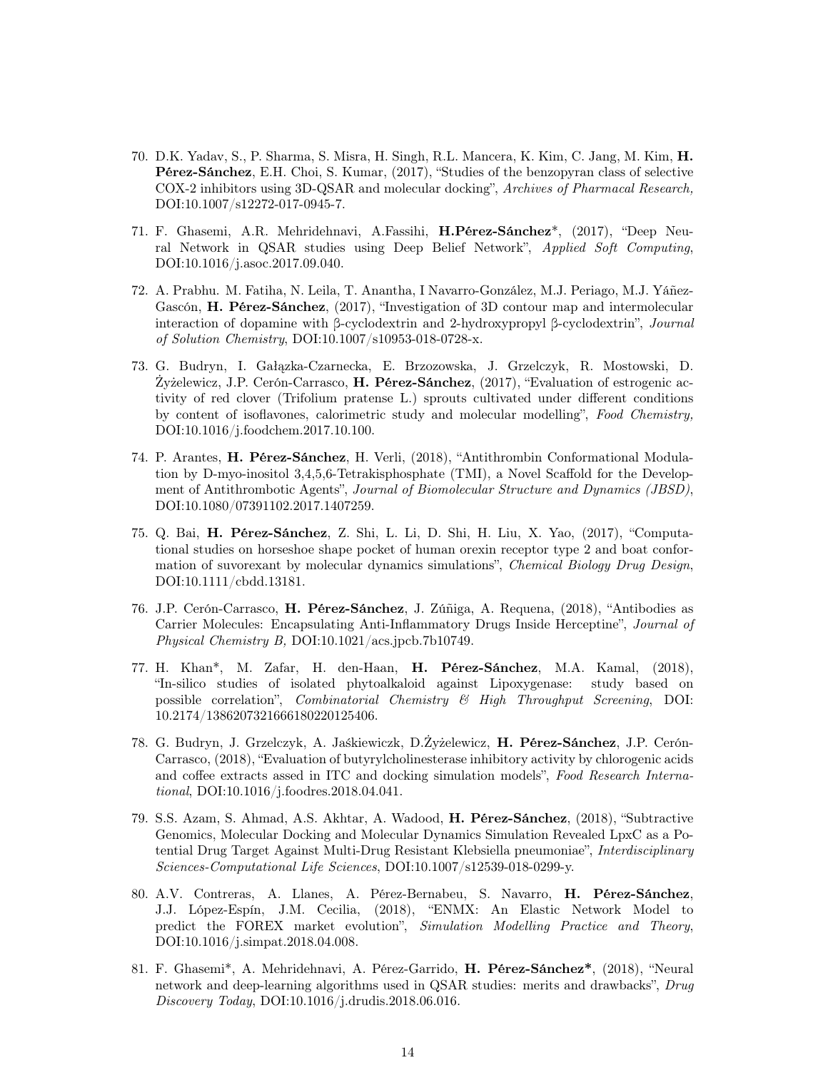70. D.K. Yadav, S., P. Sharma, S. Misra, H. Singh, R.L. Mancera, K. Kim, C. Jang, M. Kim, **H. Pérez-Sánchez**, E.H. Choi, S. Kumar, (2017), "Studies of the benzopyran class of selective COX-2 inhibitors using 3D-QSAR and molecular docking", *Archives of Pharmacal Research,* DOI:10.1007/s12272-017-0945-7.

71. F. Ghasemi, A.R. Mehridehnavi, A.Fassihi, **H.Pérez-Sánchez***, (2017), "Deep Neural Network in QSAR studies using Deep Belief Network", *Applied Soft Computing*, DOI:10.1016/j.asoc.2017.09.040.

72. A. Prabhu. M. Fatiha, N. Leila, T. Anantha, I Navarro-González, M.J. Periago, M.J. Yáñez-Gascón, **H. Pérez-Sánchez**, (2017), "Investigation of 3D contour map and intermolecular interaction of dopamine with β-cyclodextrin and 2-hydroxypropyl β-cyclodextrin", *Journal of Solution Chemistry*, DOI:10.1007/s10953-018-0728-x.

73. G. Budryn, I. Gałązka-Czarnecka, E. Brzozowska, J. Grzelczyk, R. Mostowski, D. Żyżelewicz, J.P. Cerón-Carrasco, **H. Pérez-Sánchez**, (2017), "Evaluation of estrogenic activity of red clover (Trifolium pratense L.) sprouts cultivated under different conditions by content of isoflavones, calorimetric study and molecular modelling", *Food Chemistry,* DOI:10.1016/j.foodchem.2017.10.100.

74. P. Arantes, **H. Pérez-Sánchez**, H. Verli, (2018), "Antithrombin Conformational Modulation by D-myo-inositol 3,4,5,6-Tetrakisphosphate (TMI), a Novel Scaffold for the Development of Antithrombotic Agents", *Journal of Biomolecular Structure and Dynamics (JBSD)*, DOI:10.1080/07391102.2017.1407259.

75. Q. Bai, **H. Pérez-Sánchez**, Z. Shi, L. Li, D. Shi, H. Liu, X. Yao, (2017), "Computational studies on horseshoe shape pocket of human orexin receptor type 2 and boat conformation of suvorexant by molecular dynamics simulations", *Chemical Biology Drug Design*, DOI:10.1111/cbdd.13181.

76. J.P. Cerón-Carrasco, **H. Pérez-Sánchez**, J. Zúñiga, A. Requena, (2018), "Antibodies as Carrier Molecules: Encapsulating Anti-Inflammatory Drugs Inside Herceptine", *Journal of Physical Chemistry B,* DOI:10.1021/acs.jpcb.7b10749.

77. H. Khan*, M. Zafar, H. den-Haan, **H. Pérez-Sánchez**, M.A. Kamal, (2018), "In-silico studies of isolated phytoalkaloid against Lipoxygenase: study based on possible correlation", *Combinatorial Chemistry & High Throughput Screening*, DOI: 10.2174/1386207321666180220125406.

78. G. Budryn, J. Grzelczyk, A. Jaśkiewiczk, D.Żyżelewicz, **H. Pérez-Sánchez**, J.P. Cerón-Carrasco, (2018), "Evaluation of butyrylcholinesterase inhibitory activity by chlorogenic acids and coffee extracts assed in ITC and docking simulation models", *Food Research International*, DOI:10.1016/j.foodres.2018.04.041.

79. S.S. Azam, S. Ahmad, A.S. Akhtar, A. Wadood, **H. Pérez-Sánchez**, (2018), "Subtractive Genomics, Molecular Docking and Molecular Dynamics Simulation Revealed LpxC as a Potential Drug Target Against Multi-Drug Resistant Klebsiella pneumoniae", *Interdisciplinary Sciences-Computational Life Sciences*, DOI:10.1007/s12539-018-0299-y.

80. A.V. Contreras, A. Llanes, A. Pérez-Bernabeu, S. Navarro, **H. Pérez-Sánchez**, J.J. López-Espín, J.M. Cecilia, (2018), "ENMX: An Elastic Network Model to predict the FOREX market evolution", *Simulation Modelling Practice and Theory*, DOI:10.1016/j.simpat.2018.04.008.

81. F. Ghasemi*, A. Mehridehnavi, A. Pérez-Garrido, **H. Pérez-Sánchez***, (2018), "Neural network and deep-learning algorithms used in QSAR studies: merits and drawbacks", *Drug Discovery Today*, DOI:10.1016/j.drudis.2018.06.016.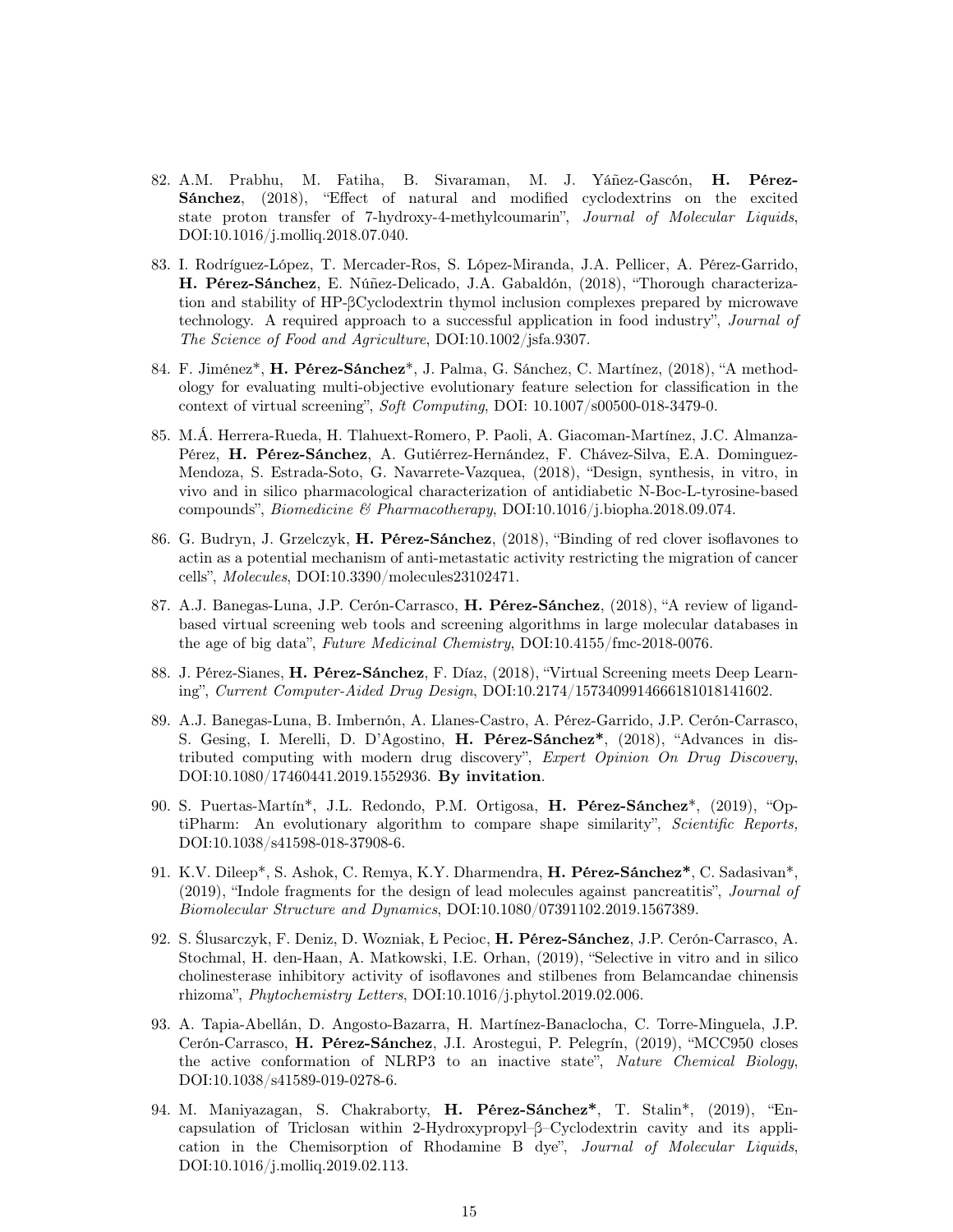82. A.M. Prabhu, M. Fatiha, B. Sivaraman, M. J. Yáñez-Gascón, **H. Pérez-Sánchez**, (2018), "Effect of natural and modified cyclodextrins on the excited state proton transfer of 7-hydroxy-4-methylcoumarin", *Journal of Molecular Liquids*, DOI:10.1016/j.molliq.2018.07.040.

83. I. Rodríguez-López, T. Mercader-Ros, S. López-Miranda, J.A. Pellicer, A. Pérez-Garrido, **H. Pérez-Sánchez**, E. Núñez-Delicado, J.A. Gabaldón, (2018), "Thorough characterization and stability of HP-βCyclodextrin thymol inclusion complexes prepared by microwave technology. A required approach to a successful application in food industry", *Journal of The Science of Food and Agriculture*, DOI:10.1002/jsfa.9307.

84. F. Jiménez*, **H. Pérez-Sánchez***, J. Palma, G. Sánchez, C. Martínez, (2018), "A methodology for evaluating multi-objective evolutionary feature selection for classification in the context of virtual screening", *Soft Computing*, DOI: 10.1007/s00500-018-3479-0.

85. M.Á. Herrera-Rueda, H. Tlahuext-Romero, P. Paoli, A. Giacoman-Martínez, J.C. Almanza-Pérez, **H. Pérez-Sánchez**, A. Gutiérrez-Hernández, F. Chávez-Silva, E.A. Dominguez-Mendoza, S. Estrada-Soto, G. Navarrete-Vazquea, (2018), "Design, synthesis, in vitro, in vivo and in silico pharmacological characterization of antidiabetic N-Boc-L-tyrosine-based compounds", *Biomedicine & Pharmacotherapy*, DOI:10.1016/j.biopha.2018.09.074.

86. G. Budryn, J. Grzelczyk, **H. Pérez-Sánchez**, (2018), "Binding of red clover isoflavones to actin as a potential mechanism of anti-metastatic activity restricting the migration of cancer cells", *Molecules*, DOI:10.3390/molecules23102471.

87. A.J. Banegas-Luna, J.P. Cerón-Carrasco, **H. Pérez-Sánchez**, (2018), "A review of ligand-based virtual screening web tools and screening algorithms in large molecular databases in the age of big data", *Future Medicinal Chemistry*, DOI:10.4155/fmc-2018-0076.

88. J. Pérez-Sianes, **H. Pérez-Sánchez**, F. Díaz, (2018), "Virtual Screening meets Deep Learning", *Current Computer-Aided Drug Design*, DOI:10.2174/1573409914666181018141602.

89. A.J. Banegas-Luna, B. Imbernón, A. Llanes-Castro, A. Pérez-Garrido, J.P. Cerón-Carrasco, S. Gesing, I. Merelli, D. D'Agostino, **H. Pérez-Sánchez***, (2018), "Advances in distributed computing with modern drug discovery", *Expert Opinion On Drug Discovery*, DOI:10.1080/17460441.2019.1552936. **By invitation**.

90. S. Puertas-Martín*, J.L. Redondo, P.M. Ortigosa, **H. Pérez-Sánchez***, (2019), "OptiPharm: An evolutionary algorithm to compare shape similarity", *Scientific Reports,* DOI:10.1038/s41598-018-37908-6.

91. K.V. Dileep*, S. Ashok, C. Remya, K.Y. Dharmendra, **H. Pérez-Sánchez***, C. Sadasivan*, (2019), "Indole fragments for the design of lead molecules against pancreatitis", *Journal of Biomolecular Structure and Dynamics*, DOI:10.1080/07391102.2019.1567389.

92. S. Ślusarczyk, F. Deniz, D. Wozniak, Ł Pecioc, **H. Pérez-Sánchez**, J.P. Cerón-Carrasco, A. Stochmal, H. den-Haan, A. Matkowski, I.E. Orhan, (2019), "Selective in vitro and in silico cholinesterase inhibitory activity of isoflavones and stilbenes from Belamcandae chinensis rhizoma", *Phytochemistry Letters*, DOI:10.1016/j.phytol.2019.02.006.

93. A. Tapia-Abellán, D. Angosto-Bazarra, H. Martínez-Banaclocha, C. Torre-Minguela, J.P. Cerón-Carrasco, **H. Pérez-Sánchez**, J.I. Arostegui, P. Pelegrín, (2019), "MCC950 closes the active conformation of NLRP3 to an inactive state", *Nature Chemical Biology*, DOI:10.1038/s41589-019-0278-6.

94. M. Maniyazagan, S. Chakraborty, **H. Pérez-Sánchez***, T. Stalin*, (2019), "Encapsulation of Triclosan within 2-Hydroxypropyl–β–Cyclodextrin cavity and its application in the Chemisorption of Rhodamine B dye", *Journal of Molecular Liquids*, DOI:10.1016/j.molliq.2019.02.113.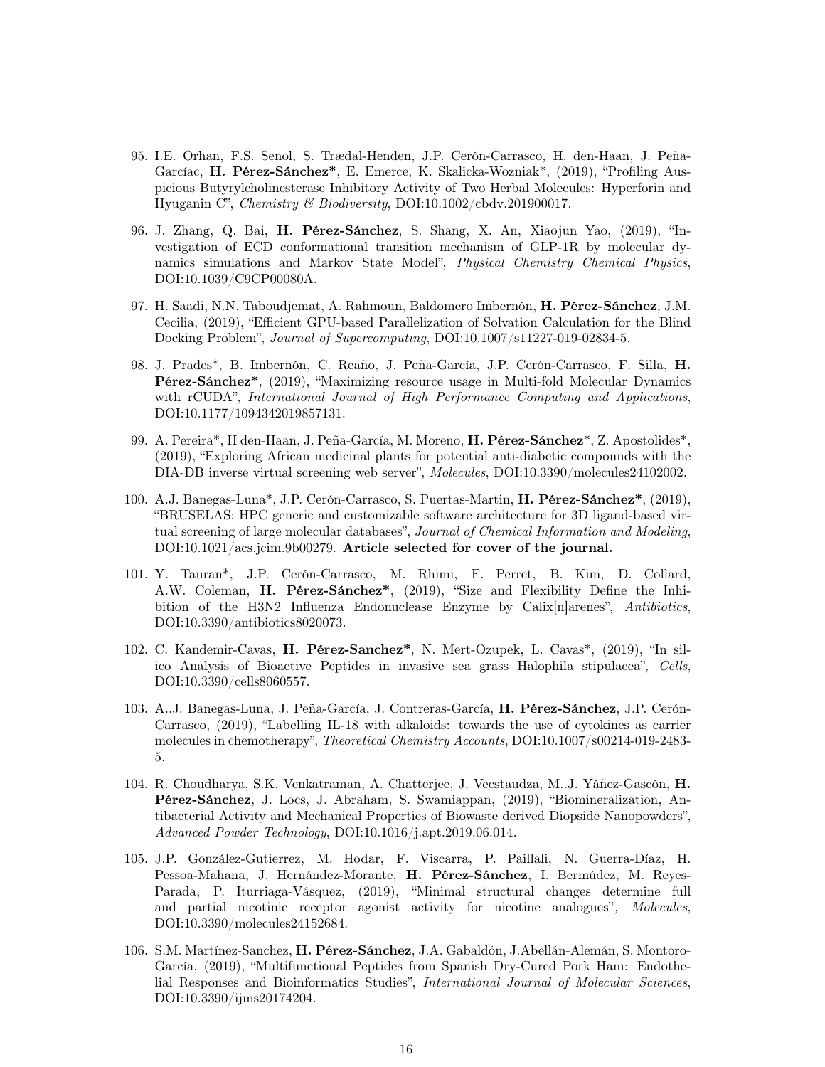95. I.E. Orhan, F.S. Senol, S. Trædal-Henden, J.P. Cerón-Carrasco, H. den-Haan, J. Peña-Garcíac, **H. Pérez-Sánchez***, E. Emerce, K. Skalicka-Wozniak*, (2019), "Profiling Auspicious Butyrylcholinesterase Inhibitory Activity of Two Herbal Molecules: Hyperforin and Hyuganin C", *Chemistry & Biodiversity*, DOI:10.1002/cbdv.201900017.

96. J. Zhang, Q. Bai, **H. Pérez-Sánchez**, S. Shang, X. An, Xiaojun Yao, (2019), "Investigation of ECD conformational transition mechanism of GLP-1R by molecular dynamics simulations and Markov State Model", *Physical Chemistry Chemical Physics*, DOI:10.1039/C9CP00080A.

97. H. Saadi, N.N. Taboudjemat, A. Rahmoun, Baldomero Imbernón, **H. Pérez-Sánchez**, J.M. Cecilia, (2019), "Efficient GPU-based Parallelization of Solvation Calculation for the Blind Docking Problem", *Journal of Supercomputing*, DOI:10.1007/s11227-019-02834-5.

98. J. Prades*, B. Imbernón, C. Reaño, J. Peña-García, J.P. Cerón-Carrasco, F. Silla, **H. Pérez-Sánchez***, (2019), "Maximizing resource usage in Multi-fold Molecular Dynamics with rCUDA", *International Journal of High Performance Computing and Applications*, DOI:10.1177/1094342019857131.

99. A. Pereira*, H den-Haan, J. Peña-García, M. Moreno, **H. Pérez-Sánchez***, Z. Apostolides*, (2019), "Exploring African medicinal plants for potential anti-diabetic compounds with the DIA-DB inverse virtual screening web server", *Molecules*, DOI:10.3390/molecules24102002.

100. A.J. Banegas-Luna*, J.P. Cerón-Carrasco, S. Puertas-Martin, **H. Pérez-Sánchez***, (2019), "BRUSELAS: HPC generic and customizable software architecture for 3D ligand-based virtual screening of large molecular databases", *Journal of Chemical Information and Modeling*, DOI:10.1021/acs.jcim.9b00279. **Article selected for cover of the journal.**

101. Y. Tauran*, J.P. Cerón-Carrasco, M. Rhimi, F. Perret, B. Kim, D. Collard, A.W. Coleman, **H. Pérez-Sánchez***, (2019), "Size and Flexibility Define the Inhibition of the H3N2 Influenza Endonuclease Enzyme by Calix[n]arenes", *Antibiotics*, DOI:10.3390/antibiotics8020073.

102. C. Kandemir-Cavas, **H. Pérez-Sanchez***, N. Mert-Ozupek, L. Cavas*, (2019), "In silico Analysis of Bioactive Peptides in invasive sea grass Halophila stipulacea", *Cells*, DOI:10.3390/cells8060557.

103. A..J. Banegas-Luna, J. Peña-García, J. Contreras-García, **H. Pérez-Sánchez**, J.P. Cerón-Carrasco, (2019), "Labelling IL-18 with alkaloids: towards the use of cytokines as carrier molecules in chemotherapy", *Theoretical Chemistry Accounts*, DOI:10.1007/s00214-019-2483-5.

104. R. Choudharya, S.K. Venkatraman, A. Chatterjee, J. Vecstaudza, M..J. Yáñez-Gascón, **H. Pérez-Sánchez**, J. Locs, J. Abraham, S. Swamiappan, (2019), "Biomineralization, Antibacterial Activity and Mechanical Properties of Biowaste derived Diopside Nanopowders", *Advanced Powder Technology*, DOI:10.1016/j.apt.2019.06.014.

105. J.P. González-Gutierrez, M. Hodar, F. Viscarra, P. Paillali, N. Guerra-Díaz, H. Pessoa-Mahana, J. Hernández-Morante, **H. Pérez-Sánchez**, I. Bermúdez, M. Reyes-Parada, P. Iturriaga-Vásquez, (2019), "Minimal structural changes determine full and partial nicotinic receptor agonist activity for nicotine analogues", *Molecules*, DOI:10.3390/molecules24152684.

106. S.M. Martínez-Sanchez, **H. Pérez-Sánchez**, J.A. Gabaldón, J.Abellán-Alemán, S. Montoro-García, (2019), "Multifunctional Peptides from Spanish Dry-Cured Pork Ham: Endothelial Responses and Bioinformatics Studies", *International Journal of Molecular Sciences*, DOI:10.3390/ijms20174204.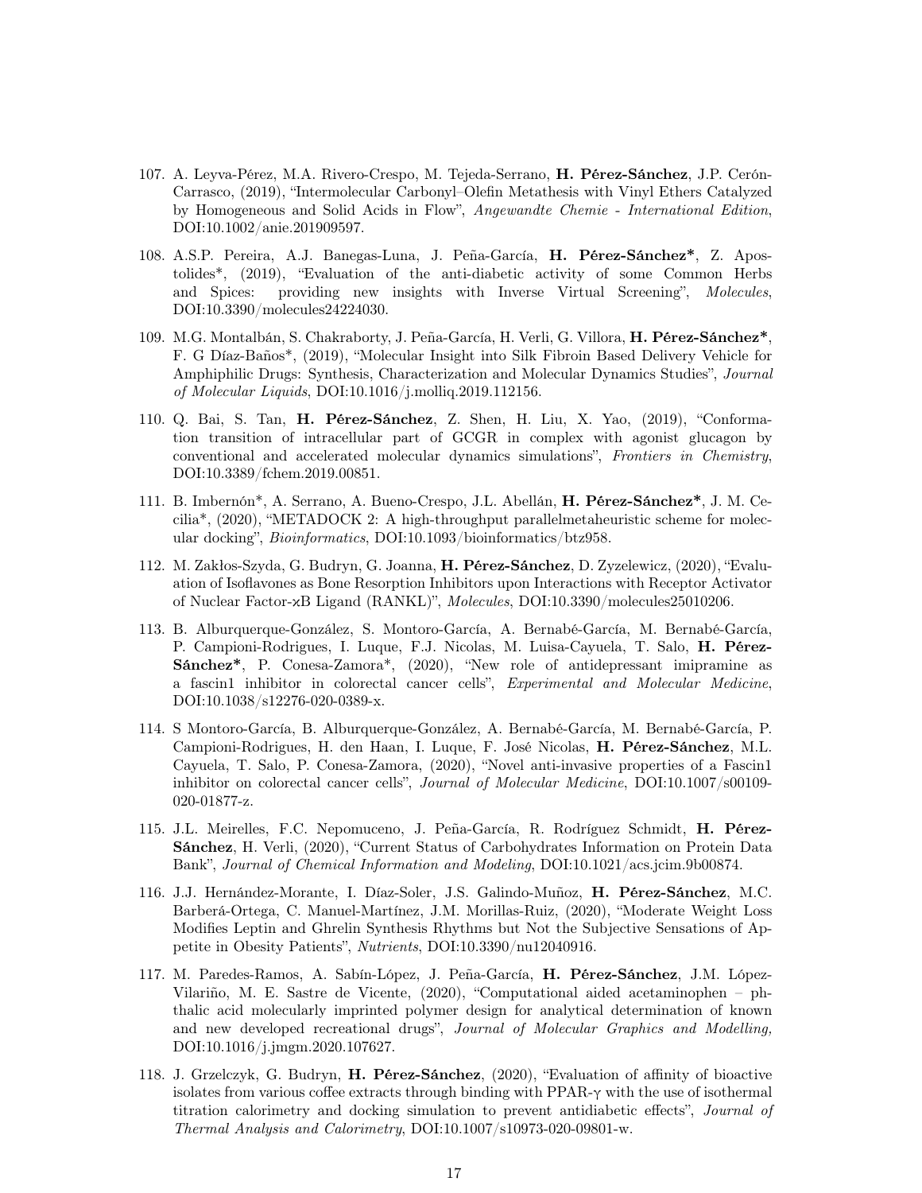107. A. Leyva-Pérez, M.A. Rivero-Crespo, M. Tejeda-Serrano, **H. Pérez-Sánchez**, J.P. Cerón-Carrasco, (2019), "Intermolecular Carbonyl–Olefin Metathesis with Vinyl Ethers Catalyzed by Homogeneous and Solid Acids in Flow", *Angewandte Chemie - International Edition*, DOI:10.1002/anie.201909597.

108. A.S.P. Pereira, A.J. Banegas-Luna, J. Peña-García, **H. Pérez-Sánchez***, Z. Apostolides*, (2019), "Evaluation of the anti-diabetic activity of some Common Herbs and Spices: providing new insights with Inverse Virtual Screening", *Molecules*, DOI:10.3390/molecules24224030.

109. M.G. Montalbán, S. Chakraborty, J. Peña-García, H. Verli, G. Villora, **H. Pérez-Sánchez***, F. G Díaz-Baños*, (2019), "Molecular Insight into Silk Fibroin Based Delivery Vehicle for Amphiphilic Drugs: Synthesis, Characterization and Molecular Dynamics Studies", *Journal of Molecular Liquids*, DOI:10.1016/j.molliq.2019.112156.

110. Q. Bai, S. Tan, **H. Pérez-Sánchez**, Z. Shen, H. Liu, X. Yao, (2019), "Conformation transition of intracellular part of GCGR in complex with agonist glucagon by conventional and accelerated molecular dynamics simulations", *Frontiers in Chemistry*, DOI:10.3389/fchem.2019.00851.

111. B. Imbernón*, A. Serrano, A. Bueno-Crespo, J.L. Abellán, **H. Pérez-Sánchez***, J. M. Cecilia*, (2020), "METADOCK 2: A high-throughput parallelmetaheuristic scheme for molecular docking", *Bioinformatics*, DOI:10.1093/bioinformatics/btz958.

112. M. Zakłos-Szyda, G. Budryn, G. Joanna, **H. Pérez-Sánchez**, D. Zyzelewicz, (2020), "Evaluation of Isoflavones as Bone Resorption Inhibitors upon Interactions with Receptor Activator of Nuclear Factor-κB Ligand (RANKL)", *Molecules*, DOI:10.3390/molecules25010206.

113. B. Alburquerque-González, S. Montoro-García, A. Bernabé-García, M. Bernabé-García, P. Campioni-Rodrigues, I. Luque, F.J. Nicolas, M. Luisa-Cayuela, T. Salo, **H. Pérez-Sánchez***, P. Conesa-Zamora*, (2020), "New role of antidepressant imipramine as a fascin1 inhibitor in colorectal cancer cells", *Experimental and Molecular Medicine*, DOI:10.1038/s12276-020-0389-x.

114. S Montoro-García, B. Alburquerque-González, A. Bernabé-García, M. Bernabé-García, P. Campioni-Rodrigues, H. den Haan, I. Luque, F. José Nicolas, **H. Pérez-Sánchez**, M.L. Cayuela, T. Salo, P. Conesa-Zamora, (2020), "Novel anti-invasive properties of a Fascin1 inhibitor on colorectal cancer cells", *Journal of Molecular Medicine*, DOI:10.1007/s00109-020-01877-z.

115. J.L. Meirelles, F.C. Nepomuceno, J. Peña-García, R. Rodríguez Schmidt, **H. Pérez-Sánchez**, H. Verli, (2020), "Current Status of Carbohydrates Information on Protein Data Bank", *Journal of Chemical Information and Modeling*, DOI:10.1021/acs.jcim.9b00874.

116. J.J. Hernández-Morante, I. Díaz-Soler, J.S. Galindo-Muñoz, **H. Pérez-Sánchez**, M.C. Barberá-Ortega, C. Manuel-Martínez, J.M. Morillas-Ruiz, (2020), "Moderate Weight Loss Modifies Leptin and Ghrelin Synthesis Rhythms but Not the Subjective Sensations of Appetite in Obesity Patients", *Nutrients*, DOI:10.3390/nu12040916.

117. M. Paredes-Ramos, A. Sabín-López, J. Peña-García, **H. Pérez-Sánchez**, J.M. López-Vilariño, M. E. Sastre de Vicente, (2020), "Computational aided acetaminophen – phthalic acid molecularly imprinted polymer design for analytical determination of known and new developed recreational drugs", *Journal of Molecular Graphics and Modelling,* DOI:10.1016/j.jmgm.2020.107627.

118. J. Grzelczyk, G. Budryn, **H. Pérez-Sánchez**, (2020), "Evaluation of affinity of bioactive isolates from various coffee extracts through binding with PPAR-γ with the use of isothermal titration calorimetry and docking simulation to prevent antidiabetic effects", *Journal of Thermal Analysis and Calorimetry*, DOI:10.1007/s10973-020-09801-w.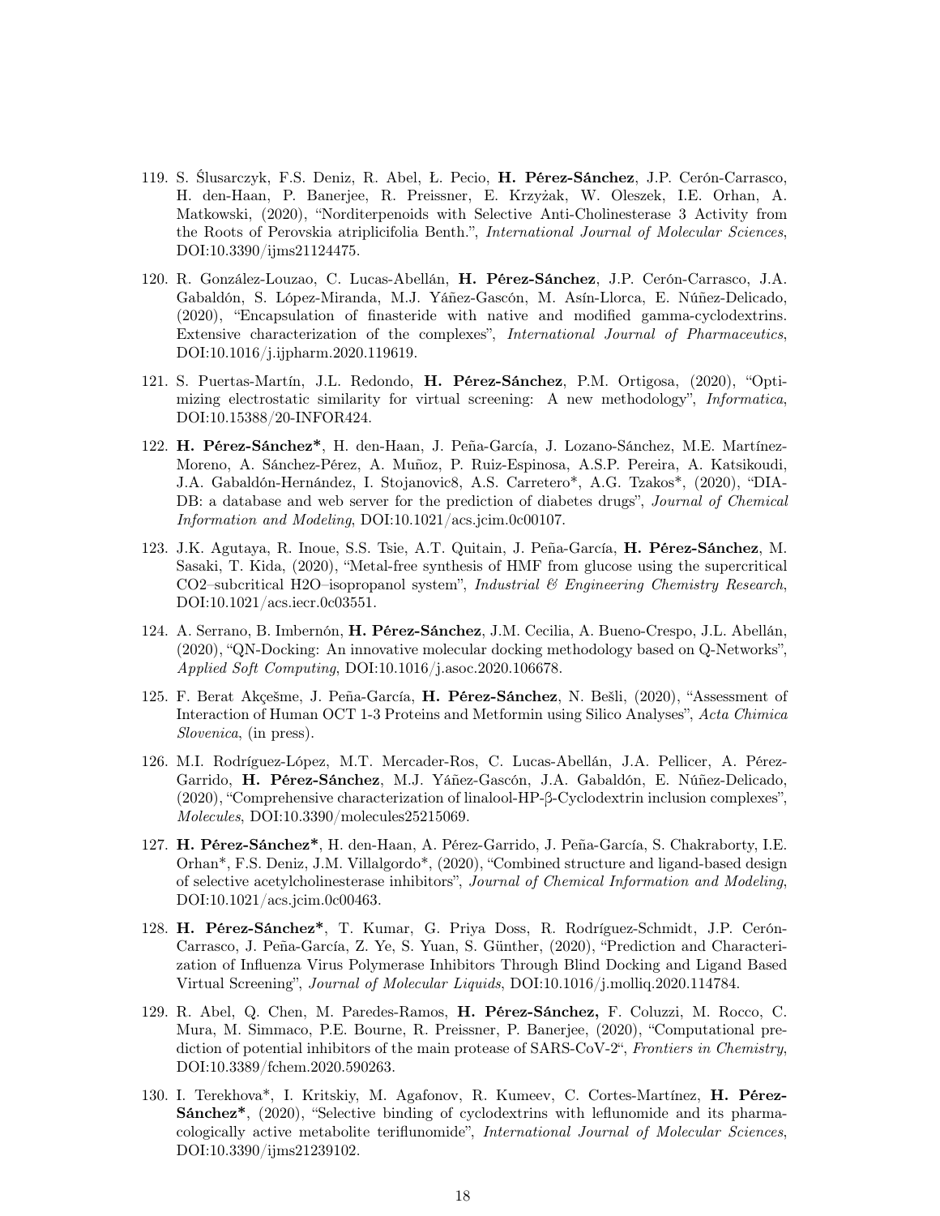119. S. Ślusarczyk, F.S. Deniz, R. Abel, Ł. Pecio, **H. Pérez-Sánchez**, J.P. Cerón-Carrasco, H. den-Haan, P. Banerjee, R. Preissner, E. Krzyżak, W. Oleszek, I.E. Orhan, A. Matkowski, (2020), "Norditerpenoids with Selective Anti-Cholinesterase 3 Activity from the Roots of Perovskia atriplicifolia Benth.", *International Journal of Molecular Sciences*, DOI:10.3390/ijms21124475.

120. R. González-Louzao, C. Lucas-Abellán, **H. Pérez-Sánchez**, J.P. Cerón-Carrasco, J.A. Gabaldón, S. López-Miranda, M.J. Yáñez-Gascón, M. Asín-Llorca, E. Núñez-Delicado, (2020), "Encapsulation of finasteride with native and modified gamma-cyclodextrins. Extensive characterization of the complexes", *International Journal of Pharmaceutics*, DOI:10.1016/j.ijpharm.2020.119619.

121. S. Puertas-Martín, J.L. Redondo, **H. Pérez-Sánchez**, P.M. Ortigosa, (2020), "Optimizing electrostatic similarity for virtual screening: A new methodology", *Informatica*, DOI:10.15388/20-INFOR424.

122. **H. Pérez-Sánchez***, H. den-Haan, J. Peña-García, J. Lozano-Sánchez, M.E. Martínez-Moreno, A. Sánchez-Pérez, A. Muñoz, P. Ruiz-Espinosa, A.S.P. Pereira, A. Katsikoudi, J.A. Gabaldón-Hernández, I. Stojanovic8, A.S. Carretero*, A.G. Tzakos*, (2020), "DIA-DB: a database and web server for the prediction of diabetes drugs", *Journal of Chemical Information and Modeling*, DOI:10.1021/acs.jcim.0c00107.

123. J.K. Agutaya, R. Inoue, S.S. Tsie, A.T. Quitain, J. Peña-García, **H. Pérez-Sánchez**, M. Sasaki, T. Kida, (2020), "Metal-free synthesis of HMF from glucose using the supercritical CO2–subcritical H2O–isopropanol system", *Industrial & Engineering Chemistry Research*, DOI:10.1021/acs.iecr.0c03551.

124. A. Serrano, B. Imbernón, **H. Pérez-Sánchez**, J.M. Cecilia, A. Bueno-Crespo, J.L. Abellán, (2020), "QN-Docking: An innovative molecular docking methodology based on Q-Networks", *Applied Soft Computing*, DOI:10.1016/j.asoc.2020.106678.

125. F. Berat Akçešme, J. Peña-García, **H. Pérez-Sánchez**, N. Bešli, (2020), "Assessment of Interaction of Human OCT 1-3 Proteins and Metformin using Silico Analyses", *Acta Chimica Slovenica*, (in press).

126. M.I. Rodríguez-López, M.T. Mercader-Ros, C. Lucas-Abellán, J.A. Pellicer, A. Pérez-Garrido, **H. Pérez-Sánchez**, M.J. Yáñez-Gascón, J.A. Gabaldón, E. Núñez-Delicado, (2020), "Comprehensive characterization of linalool-HP-β-Cyclodextrin inclusion complexes", *Molecules*, DOI:10.3390/molecules25215069.

127. **H. Pérez-Sánchez***, H. den-Haan, A. Pérez-Garrido, J. Peña-García, S. Chakraborty, I.E. Orhan*, F.S. Deniz, J.M. Villalgordo*, (2020), "Combined structure and ligand-based design of selective acetylcholinesterase inhibitors", *Journal of Chemical Information and Modeling*, DOI:10.1021/acs.jcim.0c00463.

128. **H. Pérez-Sánchez***, T. Kumar, G. Priya Doss, R. Rodríguez-Schmidt, J.P. Cerón-Carrasco, J. Peña-García, Z. Ye, S. Yuan, S. Günther, (2020), "Prediction and Characterization of Influenza Virus Polymerase Inhibitors Through Blind Docking and Ligand Based Virtual Screening", *Journal of Molecular Liquids*, DOI:10.1016/j.molliq.2020.114784.

129. R. Abel, Q. Chen, M. Paredes-Ramos, **H. Pérez-Sánchez,** F. Coluzzi, M. Rocco, C. Mura, M. Simmaco, P.E. Bourne, R. Preissner, P. Banerjee, (2020), "Computational prediction of potential inhibitors of the main protease of SARS-CoV-2", *Frontiers in Chemistry*, DOI:10.3389/fchem.2020.590263.

130. I. Terekhova*, I. Kritskiy, M. Agafonov, R. Kumeev, C. Cortes-Martínez, **H. Pérez-Sánchez***, (2020), "Selective binding of cyclodextrins with leflunomide and its pharmacologically active metabolite teriflunomide", *International Journal of Molecular Sciences*, DOI:10.3390/ijms21239102.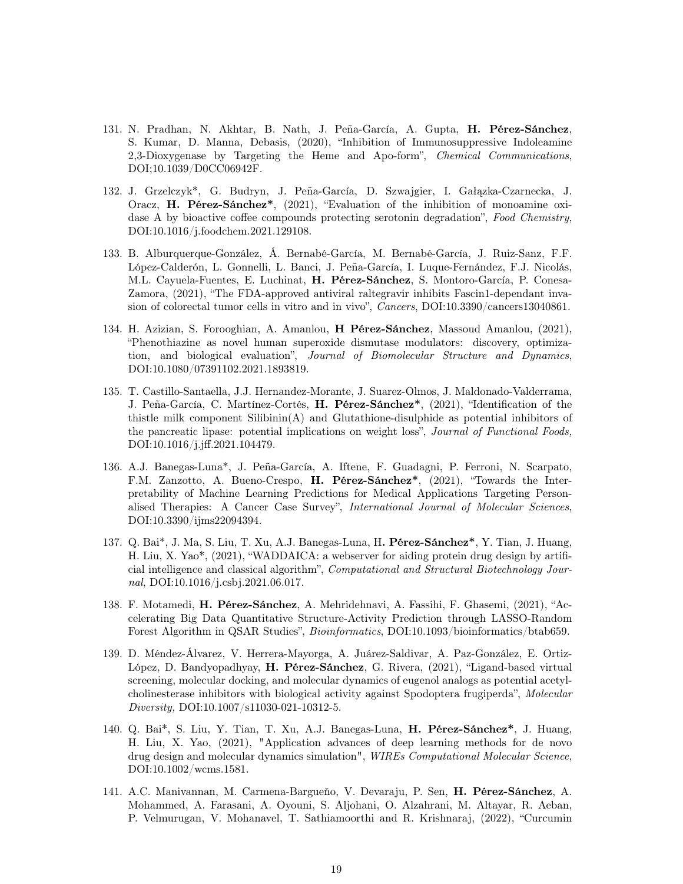131. N. Pradhan, N. Akhtar, B. Nath, J. Peña-García, A. Gupta, **H. Pérez-Sánchez**, S. Kumar, D. Manna, Debasis, (2020), "Inhibition of Immunosuppressive Indoleamine 2,3-Dioxygenase by Targeting the Heme and Apo-form", *Chemical Communications*, DOI;10.1039/D0CC06942F.

132. J. Grzelczyk*, G. Budryn, J. Peña-García, D. Szwajgier, I. Gałązka-Czarnecka, J. Oracz, **H. Pérez-Sánchez***, (2021), "Evaluation of the inhibition of monoamine oxidase A by bioactive coffee compounds protecting serotonin degradation", *Food Chemistry*, DOI:10.1016/j.foodchem.2021.129108.

133. B. Alburquerque-González, Á. Bernabé-García, M. Bernabé-García, J. Ruiz-Sanz, F.F. López-Calderón, L. Gonnelli, L. Banci, J. Peña-García, I. Luque-Fernández, F.J. Nicolás, M.L. Cayuela-Fuentes, E. Luchinat, **H. Pérez-Sánchez**, S. Montoro-García, P. Conesa-Zamora, (2021), "The FDA-approved antiviral raltegravir inhibits Fascin1-dependant invasion of colorectal tumor cells in vitro and in vivo", *Cancers*, DOI:10.3390/cancers13040861.

134. H. Azizian, S. Forooghian, A. Amanlou, **H Pérez-Sánchez**, Massoud Amanlou, (2021), "Phenothiazine as novel human superoxide dismutase modulators: discovery, optimization, and biological evaluation", *Journal of Biomolecular Structure and Dynamics*, DOI:10.1080/07391102.2021.1893819.

135. T. Castillo-Santaella, J.J. Hernandez-Morante, J. Suarez-Olmos, J. Maldonado-Valderrama, J. Peña-García, C. Martínez-Cortés, **H. Pérez-Sánchez***, (2021), "Identification of the thistle milk component Silibinin(A) and Glutathione-disulphide as potential inhibitors of the pancreatic lipase: potential implications on weight loss", *Journal of Functional Foods,* DOI:10.1016/j.jff.2021.104479.

136. A.J. Banegas-Luna*, J. Peña-García, A. Iftene, F. Guadagni, P. Ferroni, N. Scarpato, F.M. Zanzotto, A. Bueno-Crespo, **H. Pérez-Sánchez***, (2021), "Towards the Interpretability of Machine Learning Predictions for Medical Applications Targeting Personalised Therapies: A Cancer Case Survey", *International Journal of Molecular Sciences*, DOI:10.3390/ijms22094394.

137. Q. Bai*, J. Ma, S. Liu, T. Xu, A.J. Banegas-Luna, H**. Pérez-Sánchez***, Y. Tian, J. Huang, H. Liu, X. Yao*, (2021), "WADDAICA: a webserver for aiding protein drug design by artificial intelligence and classical algorithm", *Computational and Structural Biotechnology Journal*, DOI:10.1016/j.csbj.2021.06.017.

138. F. Motamedi, **H. Pérez-Sánchez**, A. Mehridehnavi, A. Fassihi, F. Ghasemi, (2021), "Accelerating Big Data Quantitative Structure-Activity Prediction through LASSO-Random Forest Algorithm in QSAR Studies", *Bioinformatics*, DOI:10.1093/bioinformatics/btab659.

139. D. Méndez-Álvarez, V. Herrera-Mayorga, A. Juárez-Saldivar, A. Paz-González, E. Ortiz-López, D. Bandyopadhyay, **H. Pérez-Sánchez**, G. Rivera, (2021), "Ligand-based virtual screening, molecular docking, and molecular dynamics of eugenol analogs as potential acetylcholinesterase inhibitors with biological activity against Spodoptera frugiperda", *Molecular Diversity,* DOI:10.1007/s11030-021-10312-5.

140. Q. Bai*, S. Liu, Y. Tian, T. Xu, A.J. Banegas-Luna, **H. Pérez-Sánchez***, J. Huang, H. Liu, X. Yao, (2021), "Application advances of deep learning methods for de novo drug design and molecular dynamics simulation", *WIREs Computational Molecular Science*, DOI:10.1002/wcms.1581.

141. A.C. Manivannan, M. Carmena-Bargueño, V. Devaraju, P. Sen, **H. Pérez-Sánchez**, A. Mohammed, A. Farasani, A. Oyouni, S. Aljohani, O. Alzahrani, M. Altayar, R. Aeban, P. Velmurugan, V. Mohanavel, T. Sathiamoorthi and R. Krishnaraj, (2022), "Curcumin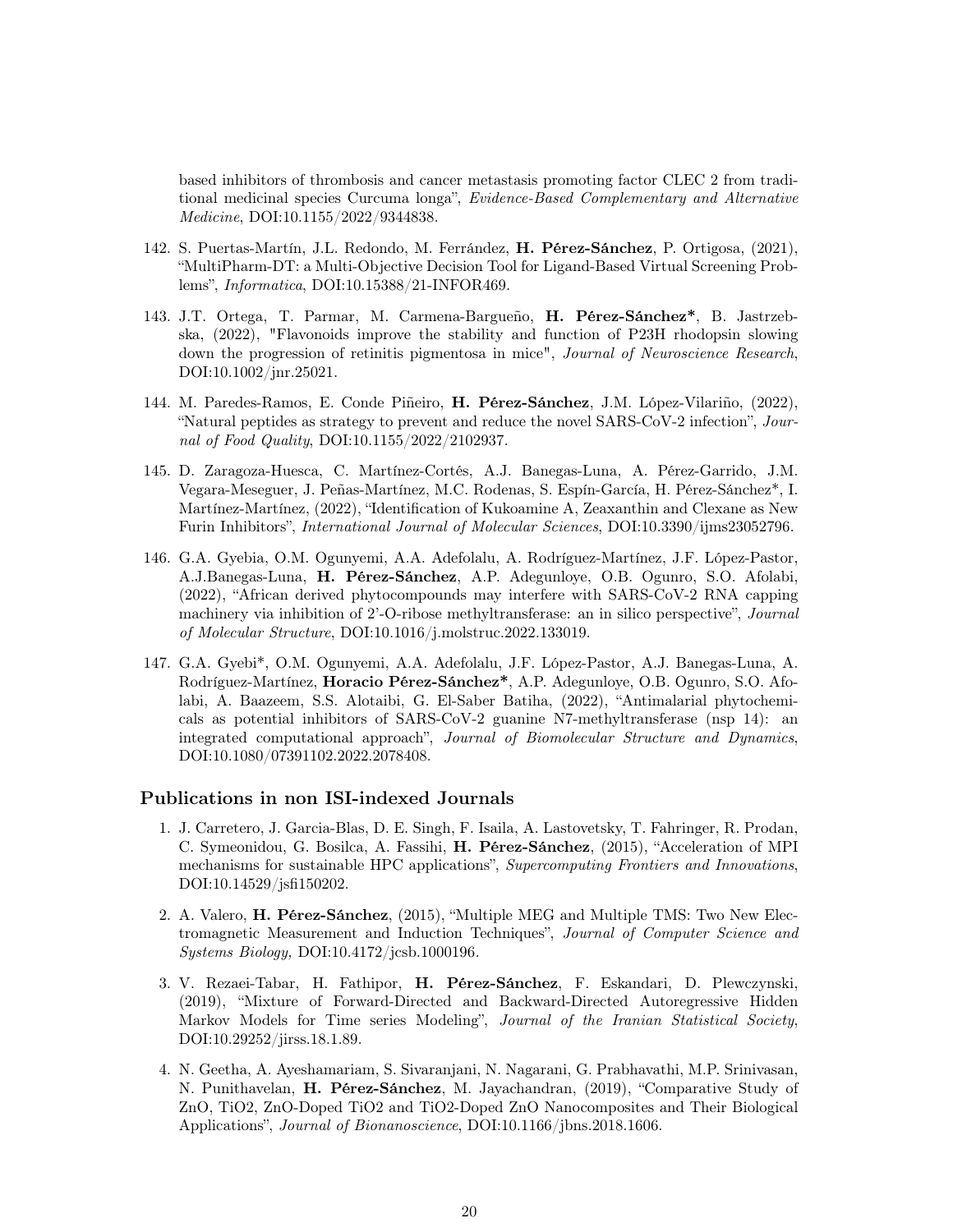based inhibitors of thrombosis and cancer metastasis promoting factor CLEC 2 from traditional medicinal species Curcuma longa", *Evidence-Based Complementary and Alternative Medicine*, DOI:10.1155/2022/9344838.

142. S. Puertas-Martín, J.L. Redondo, M. Ferrández, **H. Pérez-Sánchez**, P. Ortigosa, (2021), "MultiPharm-DT: a Multi-Objective Decision Tool for Ligand-Based Virtual Screening Problems", *Informatica*, DOI:10.15388/21-INFOR469.

143. J.T. Ortega, T. Parmar, M. Carmena-Bargueño, **H. Pérez-Sánchez***, B. Jastrzebska, (2022), "Flavonoids improve the stability and function of P23H rhodopsin slowing down the progression of retinitis pigmentosa in mice", *Journal of Neuroscience Research*, DOI:10.1002/jnr.25021.

144. M. Paredes-Ramos, E. Conde Piñeiro, **H. Pérez-Sánchez**, J.M. López-Vilariño, (2022), "Natural peptides as strategy to prevent and reduce the novel SARS-CoV-2 infection", *Journal of Food Quality*, DOI:10.1155/2022/2102937.

145. D. Zaragoza-Huesca, C. Martínez-Cortés, A.J. Banegas-Luna, A. Pérez-Garrido, J.M. Vegara-Meseguer, J. Peñas-Martínez, M.C. Rodenas, S. Espín-García, H. Pérez-Sánchez*, I. Martínez-Martínez, (2022), "Identification of Kukoamine A, Zeaxanthin and Clexane as New Furin Inhibitors", *International Journal of Molecular Sciences*, DOI:10.3390/ijms23052796.

146. G.A. Gyebia, O.M. Ogunyemi, A.A. Adefolalu, A. Rodríguez-Martínez, J.F. López-Pastor, A.J.Banegas-Luna, **H. Pérez-Sánchez**, A.P. Adegunloye, O.B. Ogunro, S.O. Afolabi, (2022), "African derived phytocompounds may interfere with SARS-CoV-2 RNA capping machinery via inhibition of 2'-O-ribose methyltransferase: an in silico perspective", *Journal of Molecular Structure*, DOI:10.1016/j.molstruc.2022.133019.

147. G.A. Gyebi*, O.M. Ogunyemi, A.A. Adefolalu, J.F. López-Pastor, A.J. Banegas-Luna, A. Rodríguez-Martínez, **Horacio Pérez-Sánchez***, A.P. Adegunloye, O.B. Ogunro, S.O. Afolabi, A. Baazeem, S.S. Alotaibi, G. El-Saber Batiha, (2022), "Antimalarial phytochemicals as potential inhibitors of SARS-CoV-2 guanine N7-methyltransferase (nsp 14): an integrated computational approach", *Journal of Biomolecular Structure and Dynamics*, DOI:10.1080/07391102.2022.2078408.

## Publications in non ISI-indexed Journals

1. J. Carretero, J. Garcia-Blas, D. E. Singh, F. Isaila, A. Lastovetsky, T. Fahringer, R. Prodan, C. Symeonidou, G. Bosilca, A. Fassihi, **H. Pérez-Sánchez**, (2015), "Acceleration of MPI mechanisms for sustainable HPC applications", *Supercomputing Frontiers and Innovations*, DOI:10.14529/jsfi150202.

2. A. Valero, **H. Pérez-Sánchez**, (2015), "Multiple MEG and Multiple TMS: Two New Electromagnetic Measurement and Induction Techniques", *Journal of Computer Science and Systems Biology,* DOI:10.4172/jcsb.1000196.

3. V. Rezaei-Tabar, H. Fathipor, **H. Pérez-Sánchez**, F. Eskandari, D. Plewczynski, (2019), "Mixture of Forward-Directed and Backward-Directed Autoregressive Hidden Markov Models for Time series Modeling", *Journal of the Iranian Statistical Society*, DOI:10.29252/jirss.18.1.89.

4. N. Geetha, A. Ayeshamariam, S. Sivaranjani, N. Nagarani, G. Prabhavathi, M.P. Srinivasan, N. Punithavelan, **H. Pérez-Sánchez**, M. Jayachandran, (2019), "Comparative Study of ZnO, TiO2, ZnO-Doped TiO2 and TiO2-Doped ZnO Nanocomposites and Their Biological Applications", *Journal of Bionanoscience*, DOI:10.1166/jbns.2018.1606.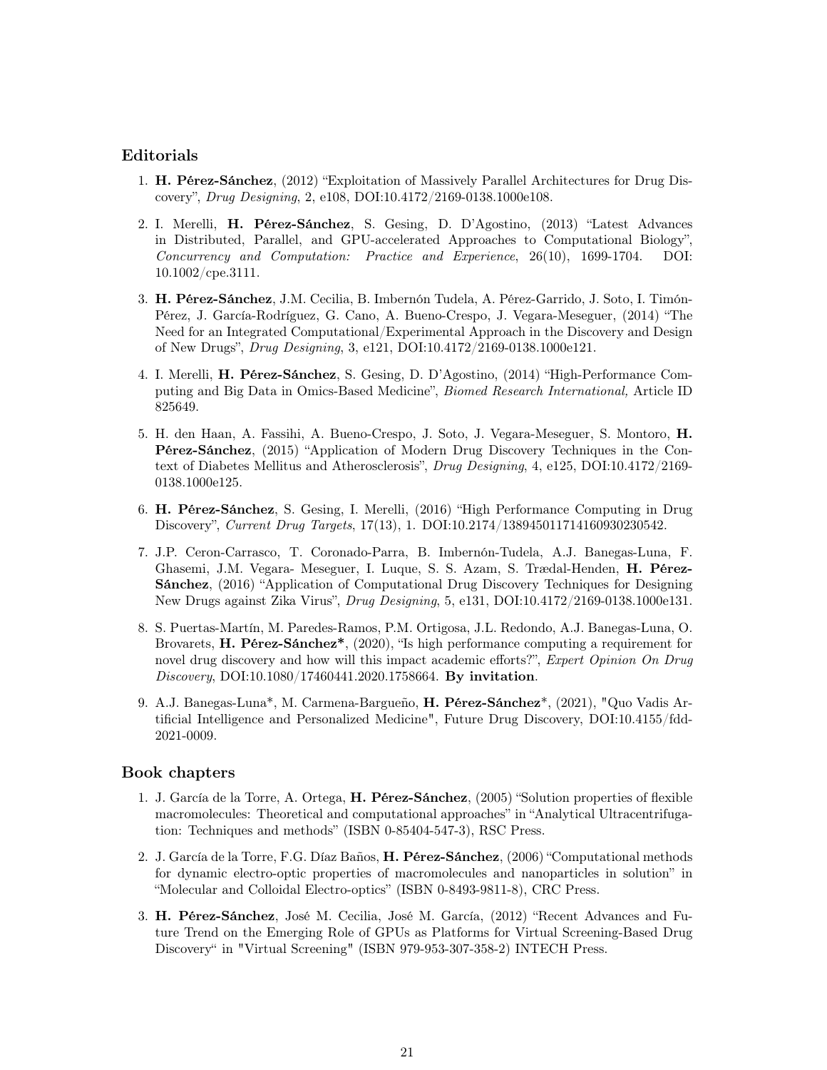## Editorials

1. **H. Pérez-Sánchez**, (2012) "Exploitation of Massively Parallel Architectures for Drug Discovery", *Drug Designing*, 2, e108, DOI:10.4172/2169-0138.1000e108.

2. I. Merelli, **H. Pérez-Sánchez**, S. Gesing, D. D'Agostino, (2013) "Latest Advances in Distributed, Parallel, and GPU-accelerated Approaches to Computational Biology", *Concurrency and Computation: Practice and Experience*, 26(10), 1699-1704. DOI: 10.1002/cpe.3111.

3. **H. Pérez-Sánchez**, J.M. Cecilia, B. Imbernón Tudela, A. Pérez-Garrido, J. Soto, I. Timón-Pérez, J. García-Rodríguez, G. Cano, A. Bueno-Crespo, J. Vegara-Meseguer, (2014) "The Need for an Integrated Computational/Experimental Approach in the Discovery and Design of New Drugs", *Drug Designing*, 3, e121, DOI:10.4172/2169-0138.1000e121.

4. I. Merelli, **H. Pérez-Sánchez**, S. Gesing, D. D'Agostino, (2014) "High-Performance Computing and Big Data in Omics-Based Medicine", *Biomed Research International,* Article ID 825649.

5. H. den Haan, A. Fassihi, A. Bueno-Crespo, J. Soto, J. Vegara-Meseguer, S. Montoro, **H. Pérez-Sánchez**, (2015) "Application of Modern Drug Discovery Techniques in the Context of Diabetes Mellitus and Atherosclerosis", *Drug Designing*, 4, e125, DOI:10.4172/2169-0138.1000e125.

6. **H. Pérez-Sánchez**, S. Gesing, I. Merelli, (2016) "High Performance Computing in Drug Discovery", *Current Drug Targets*, 17(13), 1. DOI:10.2174/1389450117141609302305 42.

7. J.P. Ceron-Carrasco, T. Coronado-Parra, B. Imbernón-Tudela, A.J. Banegas-Luna, F. Ghasemi, J.M. Vegara- Meseguer, I. Luque, S. S. Azam, S. Trædal-Henden, **H. Pérez-Sánchez**, (2016) "Application of Computational Drug Discovery Techniques for Designing New Drugs against Zika Virus", *Drug Designing*, 5, e131, DOI:10.4172/2169-0138.1000e131.

8. S. Puertas-Martín, M. Paredes-Ramos, P.M. Ortigosa, J.L. Redondo, A.J. Banegas-Luna, O. Brovarets, **H. Pérez-Sánchez***, (2020), "Is high performance computing a requirement for novel drug discovery and how will this impact academic efforts?", *Expert Opinion On Drug Discovery*, DOI:10.1080/17460441.2020.1758664. **By invitation**.

9. A.J. Banegas-Luna*, M. Carmena-Bargueño, **H. Pérez-Sánchez***, (2021), "Quo Vadis Artificial Intelligence and Personalized Medicine", Future Drug Discovery, DOI:10.4155/fdd-2021-0009.

## Book chapters

1. J. García de la Torre, A. Ortega, **H. Pérez-Sánchez**, (2005) "Solution properties of flexible macromolecules: Theoretical and computational approaches" in "Analytical Ultracentrifugation: Techniques and methods" (ISBN 0-85404-547-3), RSC Press.

2. J. García de la Torre, F.G. Díaz Baños, **H. Pérez-Sánchez**, (2006) "Computational methods for dynamic electro-optic properties of macromolecules and nanoparticles in solution" in "Molecular and Colloidal Electro-optics" (ISBN 0-8493-9811-8), CRC Press.

3. **H. Pérez-Sánchez**, José M. Cecilia, José M. García, (2012) "Recent Advances and Future Trend on the Emerging Role of GPUs as Platforms for Virtual Screening-Based Drug Discovery" in "Virtual Screening" (ISBN 979-953-307-358-2) INTECH Press.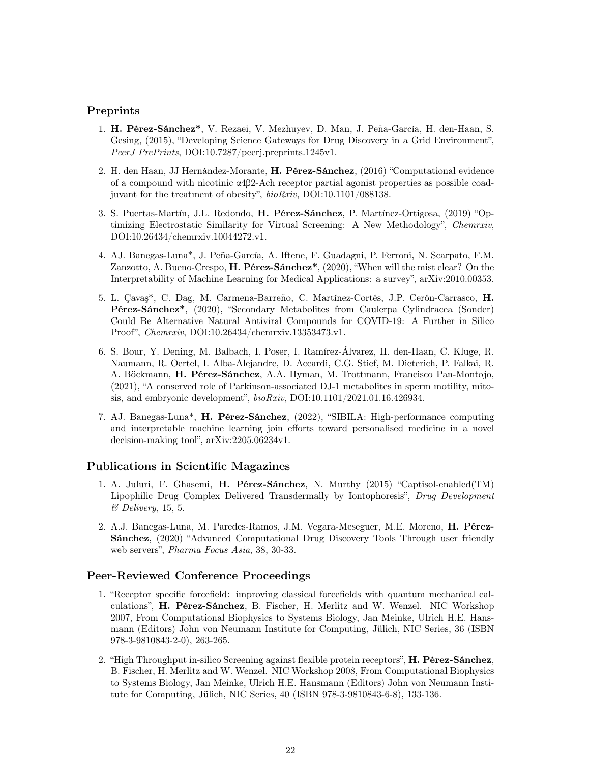## Preprints

1. **H. Pérez-Sánchez***, V. Rezaei, V. Mezhuyev, D. Man, J. Peña-García, H. den-Haan, S. Gesing, (2015), "Developing Science Gateways for Drug Discovery in a Grid Environment", *PeerJ PrePrints*, DOI:10.7287/peerj.preprints.1245v1.

2. H. den Haan, JJ Hernández-Morante, **H. Pérez-Sánchez**, (2016) "Computational evidence of a compound with nicotinic α4β2-Ach receptor partial agonist properties as possible coadjuvant for the treatment of obesity", *bioRxiv*, DOI:10.1101/088138.

3. S. Puertas-Martín, J.L. Redondo, **H. Pérez-Sánchez**, P. Martínez-Ortigosa, (2019) "Optimizing Electrostatic Similarity for Virtual Screening: A New Methodology", *Chemrxiv*, DOI:10.26434/chemrxiv.10044272.v1.

4. AJ. Banegas-Luna*, J. Peña-García, A. Iftene, F. Guadagni, P. Ferroni, N. Scarpato, F.M. Zanzotto, A. Bueno-Crespo, **H. Pérez-Sánchez***, (2020), "When will the mist clear? On the Interpretability of Machine Learning for Medical Applications: a survey", arXiv:2010.00353.

5. L. Çavaş*, C. Dag, M. Carmena-Barreño, C. Martínez-Cortés, J.P. Cerón-Carrasco, **H. Pérez-Sánchez***, (2020), "Secondary Metabolites from Caulerpa Cylindracea (Sonder) Could Be Alternative Natural Antiviral Compounds for COVID-19: A Further in Silico Proof", *Chemrxiv*, DOI:10.26434/chemrxiv.13353473.v1.

6. S. Bour, Y. Dening, M. Balbach, I. Poser, I. Ramírez-Álvarez, H. den-Haan, C. Kluge, R. Naumann, R. Oertel, I. Alba-Alejandre, D. Accardi, C.G. Stief, M. Dieterich, P. Falkai, R. A. Böckmann, **H. Pérez-Sánchez**, A.A. Hyman, M. Trottmann, Francisco Pan-Montojo, (2021), "A conserved role of Parkinson-associated DJ-1 metabolites in sperm motility, mitosis, and embryonic development", *bioRxiv*, DOI:10.1101/2021.01.16.426934.

7. AJ. Banegas-Luna*, **H. Pérez-Sánchez**, (2022), "SIBILA: High-performance computing and interpretable machine learning join efforts toward personalised medicine in a novel decision-making tool", arXiv:2205.06234v1.

## Publications in Scientific Magazines

1. A. Juluri, F. Ghasemi, **H. Pérez-Sánchez**, N. Murthy (2015) "Captisol-enabled(TM) Lipophilic Drug Complex Delivered Transdermally by Iontophoresis", *Drug Development & Delivery*, 15, 5.

2. A.J. Banegas-Luna, M. Paredes-Ramos, J.M. Vegara-Meseguer, M.E. Moreno, **H. Pérez-Sánchez**, (2020) "Advanced Computational Drug Discovery Tools Through user friendly web servers", *Pharma Focus Asia*, 38, 30-33.

## Peer-Reviewed Conference Proceedings

1. "Receptor specific forcefield: improving classical forcefields with quantum mechanical calculations", **H. Pérez-Sánchez**, B. Fischer, H. Merlitz and W. Wenzel. NIC Workshop 2007, From Computational Biophysics to Systems Biology, Jan Meinke, Ulrich H.E. Hansmann (Editors) John von Neumann Institute for Computing, Jülich, NIC Series, 36 (ISBN 978-3-9810843-2-0), 263-265.

2. "High Throughput in-silico Screening against flexible protein receptors", **H. Pérez-Sánchez**, B. Fischer, H. Merlitz and W. Wenzel. NIC Workshop 2008, From Computational Biophysics to Systems Biology, Jan Meinke, Ulrich H.E. Hansmann (Editors) John von Neumann Institute for Computing, Jülich, NIC Series, 40 (ISBN 978-3-9810843-6-8), 133-136.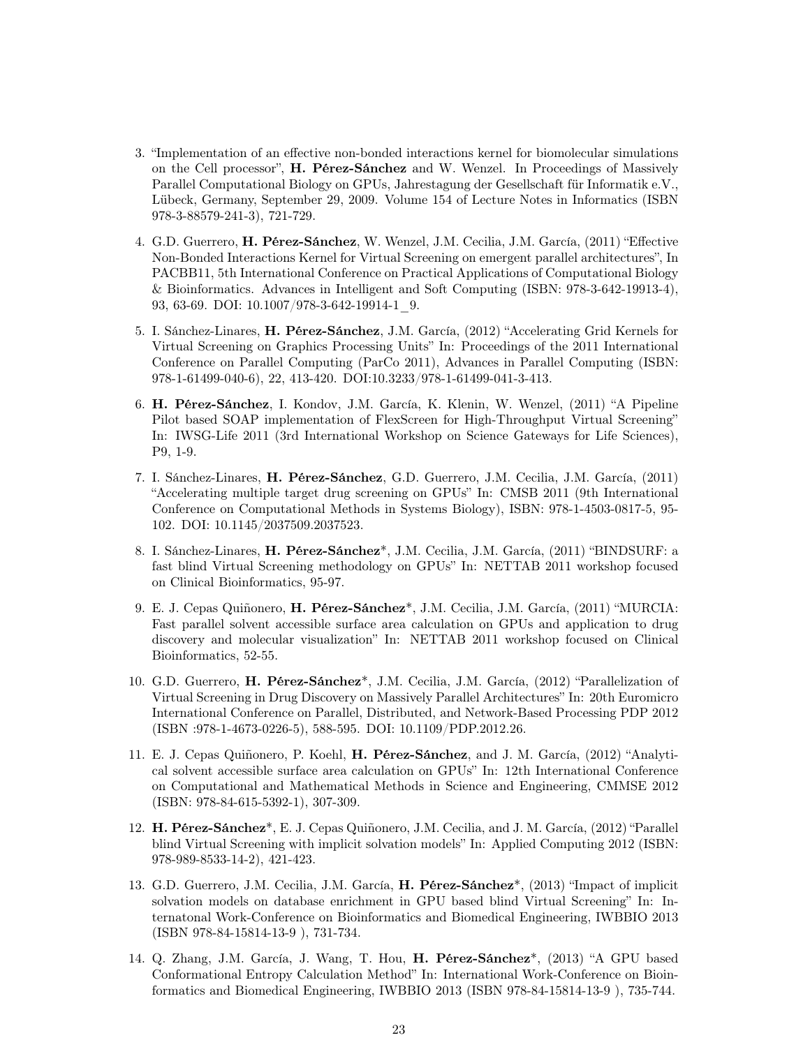3. "Implementation of an effective non-bonded interactions kernel for biomolecular simulations on the Cell processor", **H. Pérez-Sánchez** and W. Wenzel. In Proceedings of Massively Parallel Computational Biology on GPUs, Jahrestagung der Gesellschaft für Informatik e.V., Lübeck, Germany, September 29, 2009. Volume 154 of Lecture Notes in Informatics (ISBN 978-3-88579-241-3), 721-729.

4. G.D. Guerrero, **H. Pérez-Sánchez**, W. Wenzel, J.M. Cecilia, J.M. García, (2011) "Effective Non-Bonded Interactions Kernel for Virtual Screening on emergent parallel architectures", In PACBB11, 5th International Conference on Practical Applications of Computational Biology & Bioinformatics. Advances in Intelligent and Soft Computing (ISBN: 978-3-642-19913-4), 93, 63-69. DOI: 10.1007/978-3-642-19914-1_9.

5. I. Sánchez-Linares, **H. Pérez-Sánchez**, J.M. García, (2012) "Accelerating Grid Kernels for Virtual Screening on Graphics Processing Units" In: Proceedings of the 2011 International Conference on Parallel Computing (ParCo 2011), Advances in Parallel Computing (ISBN: 978-1-61499-040-6), 22, 413-420. DOI:10.3233/978-1-61499-041-3-413.

6. **H. Pérez-Sánchez**, I. Kondov, J.M. García, K. Klenin, W. Wenzel, (2011) "A Pipeline Pilot based SOAP implementation of FlexScreen for High-Throughput Virtual Screening" In: IWSG-Life 2011 (3rd International Workshop on Science Gateways for Life Sciences), P9, 1-9.

7. I. Sánchez-Linares, **H. Pérez-Sánchez**, G.D. Guerrero, J.M. Cecilia, J.M. García, (2011) "Accelerating multiple target drug screening on GPUs" In: CMSB 2011 (9th International Conference on Computational Methods in Systems Biology), ISBN: 978-1-4503-0817-5, 95-102. DOI: 10.1145/2037509.2037523.

8. I. Sánchez-Linares, **H. Pérez-Sánchez***, J.M. Cecilia, J.M. García, (2011) "BINDSURF: a fast blind Virtual Screening methodology on GPUs" In: NETTAB 2011 workshop focused on Clinical Bioinformatics, 95-97.

9. E. J. Cepas Quiñonero, **H. Pérez-Sánchez***, J.M. Cecilia, J.M. García, (2011) "MURCIA: Fast parallel solvent accessible surface area calculation on GPUs and application to drug discovery and molecular visualization" In: NETTAB 2011 workshop focused on Clinical Bioinformatics, 52-55.

10. G.D. Guerrero, **H. Pérez-Sánchez***, J.M. Cecilia, J.M. García, (2012) "Parallelization of Virtual Screening in Drug Discovery on Massively Parallel Architectures" In: 20th Euromicro International Conference on Parallel, Distributed, and Network-Based Processing PDP 2012 (ISBN :978-1-4673-0226-5), 588-595. DOI: 10.1109/PDP.2012.26.

11. E. J. Cepas Quiñonero, P. Koehl, **H. Pérez-Sánchez**, and J. M. García, (2012) "Analytical solvent accessible surface area calculation on GPUs" In: 12th International Conference on Computational and Mathematical Methods in Science and Engineering, CMMSE 2012 (ISBN: 978-84-615-5392-1), 307-309.

12. **H. Pérez-Sánchez***, E. J. Cepas Quiñonero, J.M. Cecilia, and J. M. García, (2012) "Parallel blind Virtual Screening with implicit solvation models" In: Applied Computing 2012 (ISBN: 978-989-8533-14-2), 421-423.

13. G.D. Guerrero, J.M. Cecilia, J.M. García, **H. Pérez-Sánchez***, (2013) "Impact of implicit solvation models on database enrichment in GPU based blind Virtual Screening" In: Internatonal Work-Conference on Bioinformatics and Biomedical Engineering, IWBBIO 2013 (ISBN 978-84-15814-13-9 ), 731-734.

14. Q. Zhang, J.M. García, J. Wang, T. Hou, **H. Pérez-Sánchez***, (2013) "A GPU based Conformational Entropy Calculation Method" In: International Work-Conference on Bioinformatics and Biomedical Engineering, IWBBIO 2013 (ISBN 978-84-15814-13-9 ), 735-744.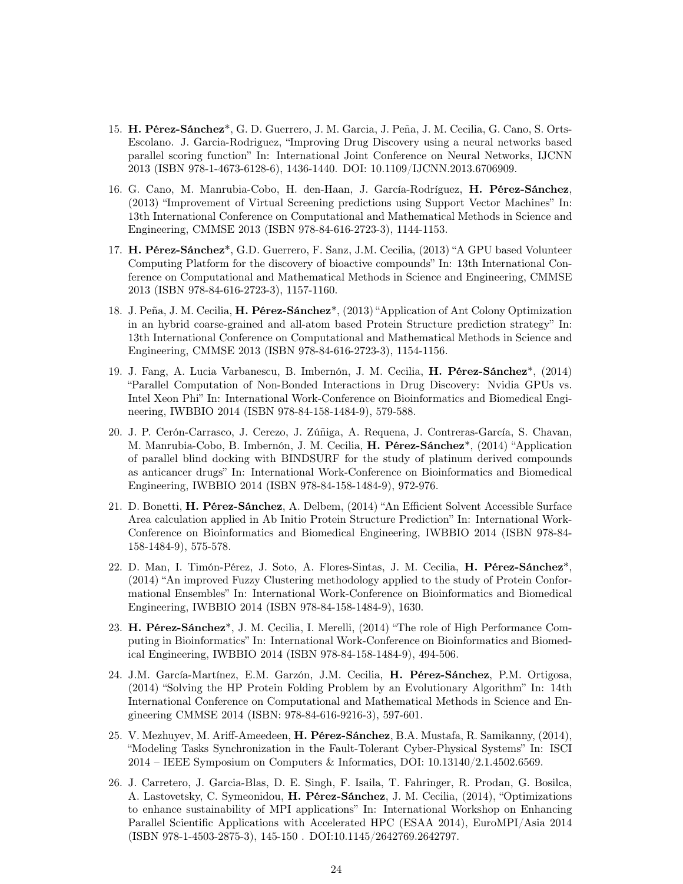15. **H. Pérez-Sánchez***, G. D. Guerrero, J. M. Garcia, J. Peña, J. M. Cecilia, G. Cano, S. Orts-Escolano. J. Garcia-Rodriguez, "Improving Drug Discovery using a neural networks based parallel scoring function" In: International Joint Conference on Neural Networks, IJCNN 2013 (ISBN 978-1-4673-6128-6), 1436-1440. DOI: 10.1109/IJCNN.2013.6706909.

16. G. Cano, M. Manrubia-Cobo, H. den-Haan, J. García-Rodríguez, **H. Pérez-Sánchez**, (2013) "Improvement of Virtual Screening predictions using Support Vector Machines" In: 13th International Conference on Computational and Mathematical Methods in Science and Engineering, CMMSE 2013 (ISBN 978-84-616-2723-3), 1144-1153.

17. **H. Pérez-Sánchez***, G.D. Guerrero, F. Sanz, J.M. Cecilia, (2013) "A GPU based Volunteer Computing Platform for the discovery of bioactive compounds" In: 13th International Conference on Computational and Mathematical Methods in Science and Engineering, CMMSE 2013 (ISBN 978-84-616-2723-3), 1157-1160.

18. J. Peña, J. M. Cecilia, **H. Pérez-Sánchez***, (2013) "Application of Ant Colony Optimization in an hybrid coarse-grained and all-atom based Protein Structure prediction strategy" In: 13th International Conference on Computational and Mathematical Methods in Science and Engineering, CMMSE 2013 (ISBN 978-84-616-2723-3), 1154-1156.

19. J. Fang, A. Lucia Varbanescu, B. Imbernón, J. M. Cecilia, **H. Pérez-Sánchez***, (2014) "Parallel Computation of Non-Bonded Interactions in Drug Discovery: Nvidia GPUs vs. Intel Xeon Phi" In: International Work-Conference on Bioinformatics and Biomedical Engineering, IWBBIO 2014 (ISBN 978-84-158-1484-9), 579-588.

20. J. P. Cerón-Carrasco, J. Cerezo, J. Zúñiga, A. Requena, J. Contreras-García, S. Chavan, M. Manrubia-Cobo, B. Imbernón, J. M. Cecilia, **H. Pérez-Sánchez***, (2014) "Application of parallel blind docking with BINDSURF for the study of platinum derived compounds as anticancer drugs" In: International Work-Conference on Bioinformatics and Biomedical Engineering, IWBBIO 2014 (ISBN 978-84-158-1484-9), 972-976.

21. D. Bonetti, **H. Pérez-Sánchez**, A. Delbem, (2014) "An Efficient Solvent Accessible Surface Area calculation applied in Ab Initio Protein Structure Prediction" In: International Work-Conference on Bioinformatics and Biomedical Engineering, IWBBIO 2014 (ISBN 978-84-158-1484-9), 575-578.

22. D. Man, I. Timón-Pérez, J. Soto, A. Flores-Sintas, J. M. Cecilia, **H. Pérez-Sánchez***, (2014) "An improved Fuzzy Clustering methodology applied to the study of Protein Conformational Ensembles" In: International Work-Conference on Bioinformatics and Biomedical Engineering, IWBBIO 2014 (ISBN 978-84-158-1484-9), 1630.

23. **H. Pérez-Sánchez***, J. M. Cecilia, I. Merelli, (2014) "The role of High Performance Computing in Bioinformatics" In: International Work-Conference on Bioinformatics and Biomedical Engineering, IWBBIO 2014 (ISBN 978-84-158-1484-9), 494-506.

24. J.M. García-Martínez, E.M. Garzón, J.M. Cecilia, **H. Pérez-Sánchez**, P.M. Ortigosa, (2014) "Solving the HP Protein Folding Problem by an Evolutionary Algorithm" In: 14th International Conference on Computational and Mathematical Methods in Science and Engineering CMMSE 2014 (ISBN: 978-84-616-9216-3), 597-601.

25. V. Mezhuyev, M. Ariff-Ameedeen, **H. Pérez-Sánchez**, B.A. Mustafa, R. Samikanny, (2014), "Modeling Tasks Synchronization in the Fault-Tolerant Cyber-Physical Systems" In: ISCI 2014 – IEEE Symposium on Computers & Informatics, DOI: 10.13140/2.1.4502.6569.

26. J. Carretero, J. Garcia-Blas, D. E. Singh, F. Isaila, T. Fahringer, R. Prodan, G. Bosilca, A. Lastovetsky, C. Symeonidou, **H. Pérez-Sánchez**, J. M. Cecilia, (2014), "Optimizations to enhance sustainability of MPI applications" In: International Workshop on Enhancing Parallel Scientific Applications with Accelerated HPC (ESAA 2014), EuroMPI/Asia 2014 (ISBN 978-1-4503-2875-3), 145-150 . DOI:10.1145/2642769.2642797.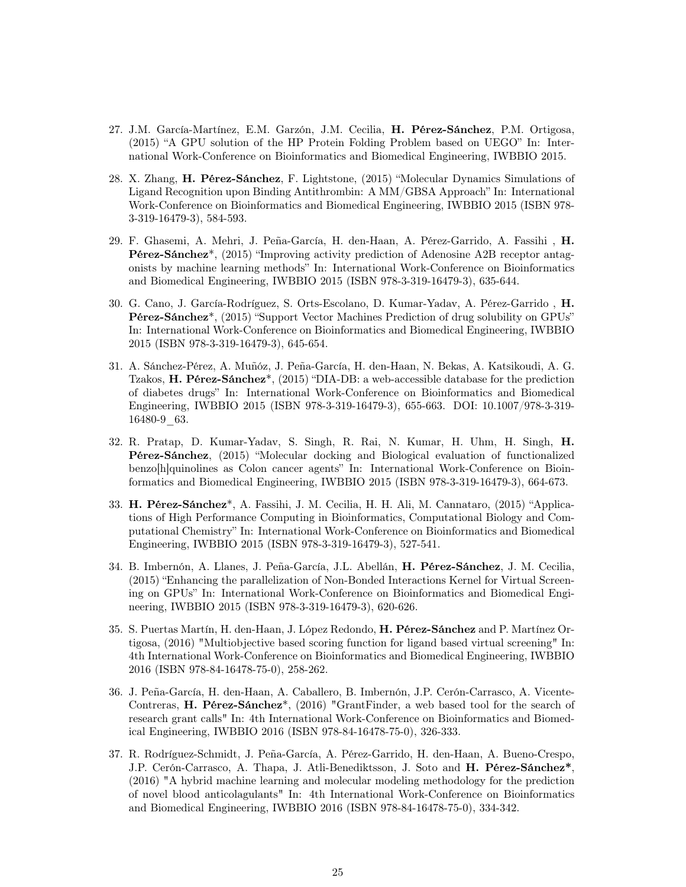27. J.M. García-Martínez, E.M. Garzón, J.M. Cecilia, **H. Pérez-Sánchez**, P.M. Ortigosa, (2015) "A GPU solution of the HP Protein Folding Problem based on UEGO" In: International Work-Conference on Bioinformatics and Biomedical Engineering, IWBBIO 2015.

28. X. Zhang, **H. Pérez-Sánchez**, F. Lightstone, (2015) "Molecular Dynamics Simulations of Ligand Recognition upon Binding Antithrombin: A MM/GBSA Approach" In: International Work-Conference on Bioinformatics and Biomedical Engineering, IWBBIO 2015 (ISBN 978-3-319-16479-3), 584-593.

29. F. Ghasemi, A. Mehri, J. Peña-García, H. den-Haan, A. Pérez-Garrido, A. Fassihi , **H. Pérez-Sánchez***, (2015) "Improving activity prediction of Adenosine A2B receptor antagonists by machine learning methods" In: International Work-Conference on Bioinformatics and Biomedical Engineering, IWBBIO 2015 (ISBN 978-3-319-16479-3), 635-644.

30. G. Cano, J. García-Rodríguez, S. Orts-Escolano, D. Kumar-Yadav, A. Pérez-Garrido , **H. Pérez-Sánchez***, (2015) "Support Vector Machines Prediction of drug solubility on GPUs" In: International Work-Conference on Bioinformatics and Biomedical Engineering, IWBBIO 2015 (ISBN 978-3-319-16479-3), 645-654.

31. A. Sánchez-Pérez, A. Muñóz, J. Peña-García, H. den-Haan, N. Bekas, A. Katsikoudi, A. G. Tzakos, **H. Pérez-Sánchez***, (2015) "DIA-DB: a web-accessible database for the prediction of diabetes drugs" In: International Work-Conference on Bioinformatics and Biomedical Engineering, IWBBIO 2015 (ISBN 978-3-319-16479-3), 655-663. DOI: 10.1007/978-3-319-16480-9_63.

32. R. Pratap, D. Kumar-Yadav, S. Singh, R. Rai, N. Kumar, H. Uhm, H. Singh, **H. Pérez-Sánchez**, (2015) "Molecular docking and Biological evaluation of functionalized benzo[h]quinolines as Colon cancer agents" In: International Work-Conference on Bioinformatics and Biomedical Engineering, IWBBIO 2015 (ISBN 978-3-319-16479-3), 664-673.

33. **H. Pérez-Sánchez***, A. Fassihi, J. M. Cecilia, H. H. Ali, M. Cannataro, (2015) "Applications of High Performance Computing in Bioinformatics, Computational Biology and Computational Chemistry" In: International Work-Conference on Bioinformatics and Biomedical Engineering, IWBBIO 2015 (ISBN 978-3-319-16479-3), 527-541.

34. B. Imbernón, A. Llanes, J. Peña-García, J.L. Abellán, **H. Pérez-Sánchez**, J. M. Cecilia, (2015) "Enhancing the parallelization of Non-Bonded Interactions Kernel for Virtual Screening on GPUs" In: International Work-Conference on Bioinformatics and Biomedical Engineering, IWBBIO 2015 (ISBN 978-3-319-16479-3), 620-626.

35. S. Puertas Martín, H. den-Haan, J. López Redondo, **H. Pérez-Sánchez** and P. Martínez Ortigosa, (2016) "Multiobjective based scoring function for ligand based virtual screening" In: 4th International Work-Conference on Bioinformatics and Biomedical Engineering, IWBBIO 2016 (ISBN 978-84-16478-75-0), 258-262.

36. J. Peña-García, H. den-Haan, A. Caballero, B. Imbernón, J.P. Cerón-Carrasco, A. Vicente-Contreras, **H. Pérez-Sánchez***, (2016) "GrantFinder, a web based tool for the search of research grant calls" In: 4th International Work-Conference on Bioinformatics and Biomedical Engineering, IWBBIO 2016 (ISBN 978-84-16478-75-0), 326-333.

37. R. Rodríguez-Schmidt, J. Peña-García, A. Pérez-Garrido, H. den-Haan, A. Bueno-Crespo, J.P. Cerón-Carrasco, A. Thapa, J. Atli-Benediktsson, J. Soto and **H. Pérez-Sánchez***, (2016) "A hybrid machine learning and molecular modeling methodology for the prediction of novel blood anticolagulants" In: 4th International Work-Conference on Bioinformatics and Biomedical Engineering, IWBBIO 2016 (ISBN 978-84-16478-75-0), 334-342.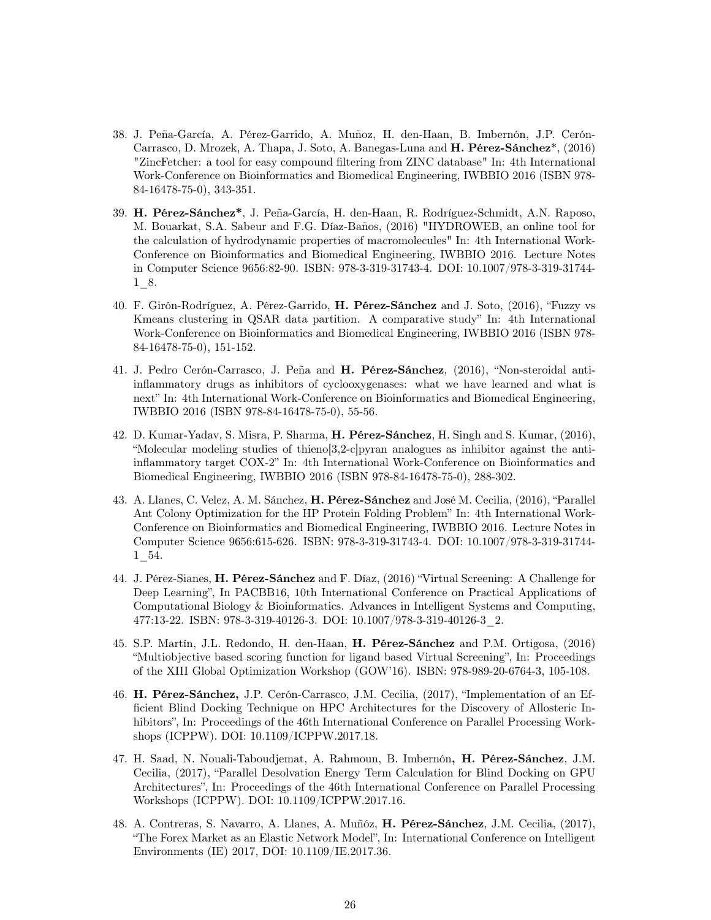38. J. Peña-García, A. Pérez-Garrido, A. Muñoz, H. den-Haan, B. Imbernón, J.P. Cerón-Carrasco, D. Mrozek, A. Thapa, J. Soto, A. Banegas-Luna and **H. Pérez-Sánchez***, (2016) "ZincFetcher: a tool for easy compound filtering from ZINC database" In: 4th International Work-Conference on Bioinformatics and Biomedical Engineering, IWBBIO 2016 (ISBN 978-84-16478-75-0), 343-351.

39. **H. Pérez-Sánchez***, J. Peña-García, H. den-Haan, R. Rodríguez-Schmidt, A.N. Raposo, M. Bouarkat, S.A. Sabeur and F.G. Díaz-Baños, (2016) "HYDROWEB, an online tool for the calculation of hydrodynamic properties of macromolecules" In: 4th International Work-Conference on Bioinformatics and Biomedical Engineering, IWBBIO 2016. Lecture Notes in Computer Science 9656:82-90. ISBN: 978-3-319-31743-4. DOI: 10.1007/978-3-319-31744-1_8.

40. F. Girón-Rodríguez, A. Pérez-Garrido, **H. Pérez-Sánchez** and J. Soto, (2016), "Fuzzy vs Kmeans clustering in QSAR data partition. A comparative study" In: 4th International Work-Conference on Bioinformatics and Biomedical Engineering, IWBBIO 2016 (ISBN 978-84-16478-75-0), 151-152.

41. J. Pedro Cerón-Carrasco, J. Peña and **H. Pérez-Sánchez**, (2016), "Non-steroidal anti-inflammatory drugs as inhibitors of cyclooxygenases: what we have learned and what is next" In: 4th International Work-Conference on Bioinformatics and Biomedical Engineering, IWBBIO 2016 (ISBN 978-84-16478-75-0), 55-56.

42. D. Kumar-Yadav, S. Misra, P. Sharma, **H. Pérez-Sánchez**, H. Singh and S. Kumar, (2016), "Molecular modeling studies of thieno[3,2-c]pyran analogues as inhibitor against the anti-inflammatory target COX-2" In: 4th International Work-Conference on Bioinformatics and Biomedical Engineering, IWBBIO 2016 (ISBN 978-84-16478-75-0), 288-302.

43. A. Llanes, C. Velez, A. M. Sánchez, **H. Pérez-Sánchez** and José M. Cecilia, (2016), "Parallel Ant Colony Optimization for the HP Protein Folding Problem" In: 4th International Work-Conference on Bioinformatics and Biomedical Engineering, IWBBIO 2016. Lecture Notes in Computer Science 9656:615-626. ISBN: 978-3-319-31743-4. DOI: 10.1007/978-3-319-31744-1_54.

44. J. Pérez-Sianes, **H. Pérez-Sánchez** and F. Díaz, (2016) "Virtual Screening: A Challenge for Deep Learning", In PACBB16, 10th International Conference on Practical Applications of Computational Biology & Bioinformatics. Advances in Intelligent Systems and Computing, 477:13-22. ISBN: 978-3-319-40126-3. DOI: 10.1007/978-3-319-40126-3_2.

45. S.P. Martín, J.L. Redondo, H. den-Haan, **H. Pérez-Sánchez** and P.M. Ortigosa, (2016) "Multiobjective based scoring function for ligand based Virtual Screening", In: Proceedings of the XIII Global Optimization Workshop (GOW'16). ISBN: 978-989-20-6764-3, 105-108.

46. **H. Pérez-Sánchez,** J.P. Cerón-Carrasco, J.M. Cecilia, (2017), "Implementation of an Efficient Blind Docking Technique on HPC Architectures for the Discovery of Allosteric Inhibitors", In: Proceedings of the 46th International Conference on Parallel Processing Workshops (ICPPW). DOI: 10.1109/ICPPW.2017.18.

47. H. Saad, N. Nouali-Taboudjemat, A. Rahmoun, B. Imbernón**, H. Pérez-Sánchez**, J.M. Cecilia, (2017), "Parallel Desolvation Energy Term Calculation for Blind Docking on GPU Architectures", In: Proceedings of the 46th International Conference on Parallel Processing Workshops (ICPPW). DOI: 10.1109/ICPPW.2017.16.

48. A. Contreras, S. Navarro, A. Llanes, A. Muñóz, **H. Pérez-Sánchez**, J.M. Cecilia, (2017), "The Forex Market as an Elastic Network Model", In: International Conference on Intelligent Environments (IE) 2017, DOI: 10.1109/IE.2017.36.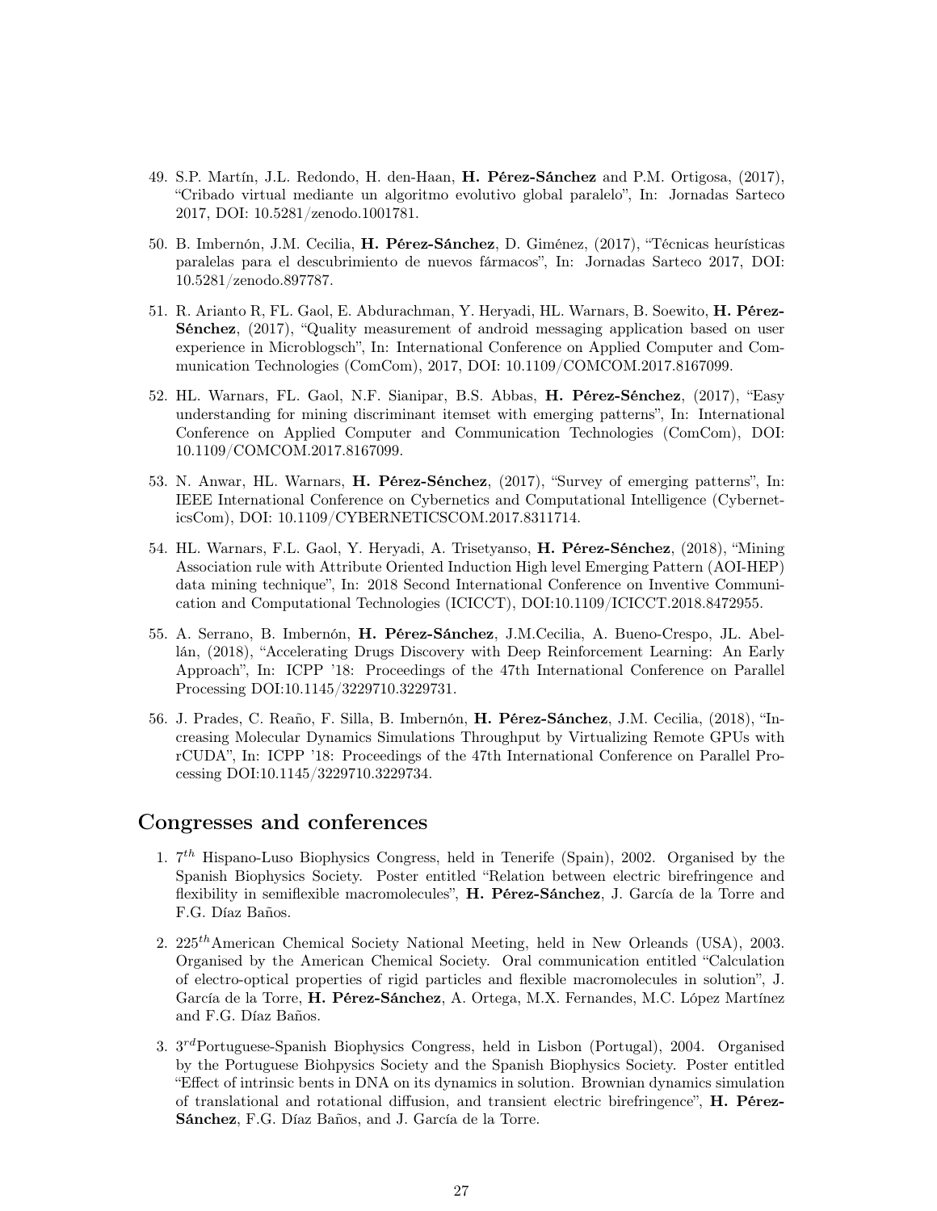49. S.P. Martín, J.L. Redondo, H. den-Haan, **H. Pérez-Sánchez** and P.M. Ortigosa, (2017), "Cribado virtual mediante un algoritmo evolutivo global paralelo", In: Jornadas Sarteco 2017, DOI: 10.5281/zenodo.1001781.

50. B. Imbernón, J.M. Cecilia, **H. Pérez-Sánchez**, D. Giménez, (2017), "Técnicas heurísticas paralelas para el descubrimiento de nuevos fármacos", In: Jornadas Sarteco 2017, DOI: 10.5281/zenodo.897787.

51. R. Arianto R, FL. Gaol, E. Abdurachman, Y. Heryadi, HL. Warnars, B. Soewito, **H. Pérez-Sénchez**, (2017), "Quality measurement of android messaging application based on user experience in Microblogsch", In: International Conference on Applied Computer and Communication Technologies (ComCom), 2017, DOI: 10.1109/COMCOM.2017.8167099.

52. HL. Warnars, FL. Gaol, N.F. Sianipar, B.S. Abbas, **H. Pérez-Sénchez**, (2017), "Easy understanding for mining discriminant itemset with emerging patterns", In: International Conference on Applied Computer and Communication Technologies (ComCom), DOI: 10.1109/COMCOM.2017.8167099.

53. N. Anwar, HL. Warnars, **H. Pérez-Sénchez**, (2017), "Survey of emerging patterns", In: IEEE International Conference on Cybernetics and Computational Intelligence (CyberneticsCom), DOI: 10.1109/CYBERNETICSCOM.2017.8311714.

54. HL. Warnars, F.L. Gaol, Y. Heryadi, A. Trisetyanso, **H. Pérez-Sénchez**, (2018), "Mining Association rule with Attribute Oriented Induction High level Emerging Pattern (AOI-HEP) data mining technique", In: 2018 Second International Conference on Inventive Communication and Computational Technologies (ICICCT), DOI:10.1109/ICICCT.2018.8472955.

55. A. Serrano, B. Imbernón, **H. Pérez-Sánchez**, J.M.Cecilia, A. Bueno-Crespo, JL. Abellán, (2018), "Accelerating Drugs Discovery with Deep Reinforcement Learning: An Early Approach", In: ICPP '18: Proceedings of the 47th International Conference on Parallel Processing DOI:10.1145/3229710.3229731.

56. J. Prades, C. Reaño, F. Silla, B. Imbernón, **H. Pérez-Sánchez**, J.M. Cecilia, (2018), "Increasing Molecular Dynamics Simulations Throughput by Virtualizing Remote GPUs with rCUDA", In: ICPP '18: Proceedings of the 47th International Conference on Parallel Processing DOI:10.1145/3229710.3229734.

## Congresses and conferences

1. $7^{th}$ Hispano-Luso Biophysics Congress, held in Tenerife (Spain), 2002. Organised by the Spanish Biophysics Society. Poster entitled "Relation between electric birefringence and flexibility in semiflexible macromolecules", **H. Pérez-Sánchez**, J. García de la Torre and F.G. Díaz Baños.

2. $225^{th}$American Chemical Society National Meeting, held in New Orleands (USA), 2003. Organised by the American Chemical Society. Oral communication entitled "Calculation of electro-optical properties of rigid particles and flexible macromolecules in solution", J. García de la Torre, **H. Pérez-Sánchez**, A. Ortega, M.X. Fernandes, M.C. López Martínez and F.G. Díaz Baños.

3. $3^{rd}$Portuguese-Spanish Biophysics Congress, held in Lisbon (Portugal), 2004. Organised by the Portuguese Biohpysics Society and the Spanish Biophysics Society. Poster entitled "Effect of intrinsic bents in DNA on its dynamics in solution. Brownian dynamics simulation of translational and rotational diffusion, and transient electric birefringence", **H. Pérez-Sánchez**, F.G. Díaz Baños, and J. García de la Torre.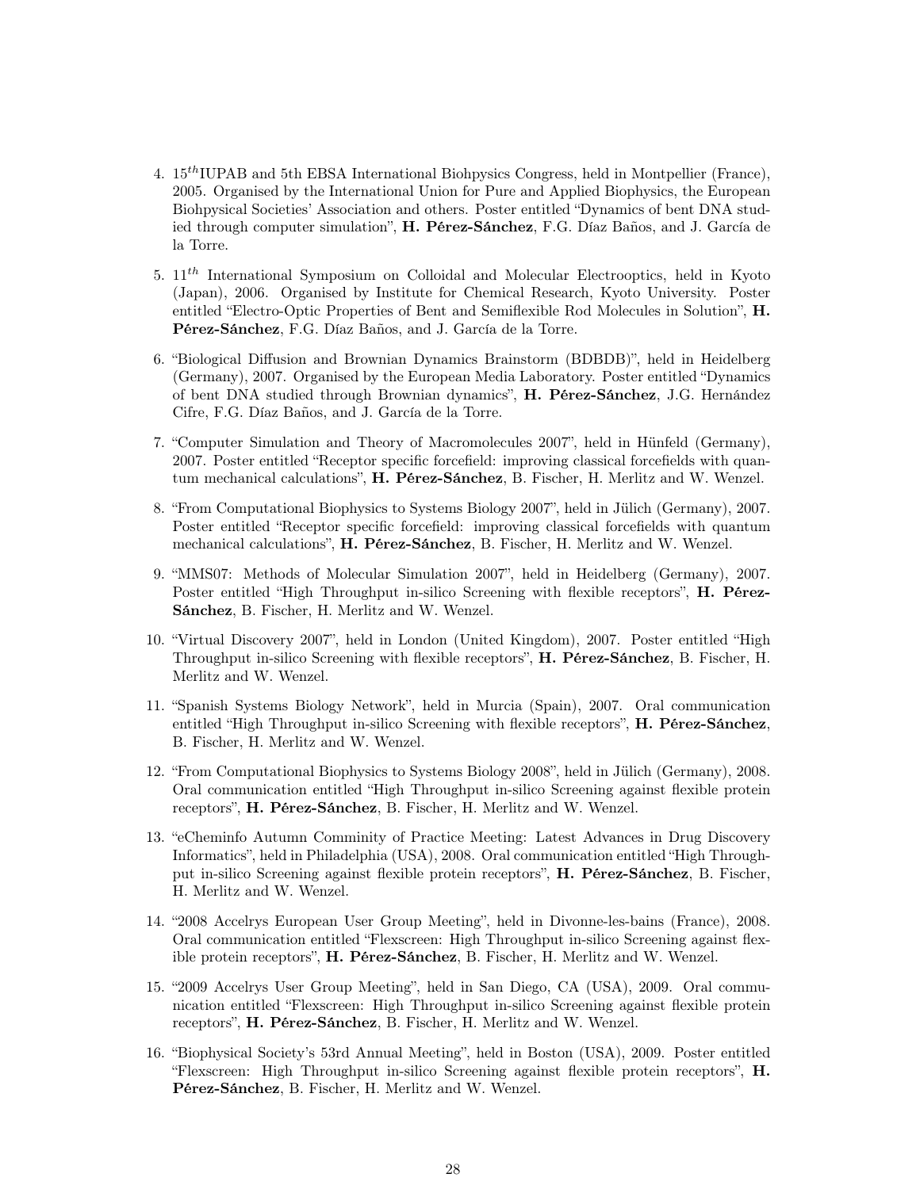4. $15^{th}$IUPAB and 5th EBSA International Biohpysics Congress, held in Montpellier (France), 2005. Organised by the International Union for Pure and Applied Biophysics, the European Biohpysical Societies' Association and others. Poster entitled "Dynamics of bent DNA studied through computer simulation", **H. Pérez-Sánchez**, F.G. Díaz Baños, and J. García de la Torre.

5. $11^{th}$ International Symposium on Colloidal and Molecular Electrooptics, held in Kyoto (Japan), 2006. Organised by Institute for Chemical Research, Kyoto University. Poster entitled "Electro-Optic Properties of Bent and Semiflexible Rod Molecules in Solution", **H. Pérez-Sánchez**, F.G. Díaz Baños, and J. García de la Torre.

6. "Biological Diffusion and Brownian Dynamics Brainstorm (BDBDB)", held in Heidelberg (Germany), 2007. Organised by the European Media Laboratory. Poster entitled "Dynamics of bent DNA studied through Brownian dynamics", **H. Pérez-Sánchez**, J.G. Hernández Cifre, F.G. Díaz Baños, and J. García de la Torre.

7. "Computer Simulation and Theory of Macromolecules 2007", held in Hünfeld (Germany), 2007. Poster entitled "Receptor specific forcefield: improving classical forcefields with quantum mechanical calculations", **H. Pérez-Sánchez**, B. Fischer, H. Merlitz and W. Wenzel.

8. "From Computational Biophysics to Systems Biology 2007", held in Jülich (Germany), 2007. Poster entitled "Receptor specific forcefield: improving classical forcefields with quantum mechanical calculations", **H. Pérez-Sánchez**, B. Fischer, H. Merlitz and W. Wenzel.

9. "MMS07: Methods of Molecular Simulation 2007", held in Heidelberg (Germany), 2007. Poster entitled "High Throughput in-silico Screening with flexible receptors", **H. Pérez-Sánchez**, B. Fischer, H. Merlitz and W. Wenzel.

10. "Virtual Discovery 2007", held in London (United Kingdom), 2007. Poster entitled "High Throughput in-silico Screening with flexible receptors", **H. Pérez-Sánchez**, B. Fischer, H. Merlitz and W. Wenzel.

11. "Spanish Systems Biology Network", held in Murcia (Spain), 2007. Oral communication entitled "High Throughput in-silico Screening with flexible receptors", **H. Pérez-Sánchez**, B. Fischer, H. Merlitz and W. Wenzel.

12. "From Computational Biophysics to Systems Biology 2008", held in Jülich (Germany), 2008. Oral communication entitled "High Throughput in-silico Screening against flexible protein receptors", **H. Pérez-Sánchez**, B. Fischer, H. Merlitz and W. Wenzel.

13. "eCheminfo Autumn Comminity of Practice Meeting: Latest Advances in Drug Discovery Informatics", held in Philadelphia (USA), 2008. Oral communication entitled "High Throughput in-silico Screening against flexible protein receptors", **H. Pérez-Sánchez**, B. Fischer, H. Merlitz and W. Wenzel.

14. "2008 Accelrys European User Group Meeting", held in Divonne-les-bains (France), 2008. Oral communication entitled "Flexscreen: High Throughput in-silico Screening against flexible protein receptors", **H. Pérez-Sánchez**, B. Fischer, H. Merlitz and W. Wenzel.

15. "2009 Accelrys User Group Meeting", held in San Diego, CA (USA), 2009. Oral communication entitled "Flexscreen: High Throughput in-silico Screening against flexible protein receptors", **H. Pérez-Sánchez**, B. Fischer, H. Merlitz and W. Wenzel.

16. "Biophysical Society's 53rd Annual Meeting", held in Boston (USA), 2009. Poster entitled "Flexscreen: High Throughput in-silico Screening against flexible protein receptors", **H. Pérez-Sánchez**, B. Fischer, H. Merlitz and W. Wenzel.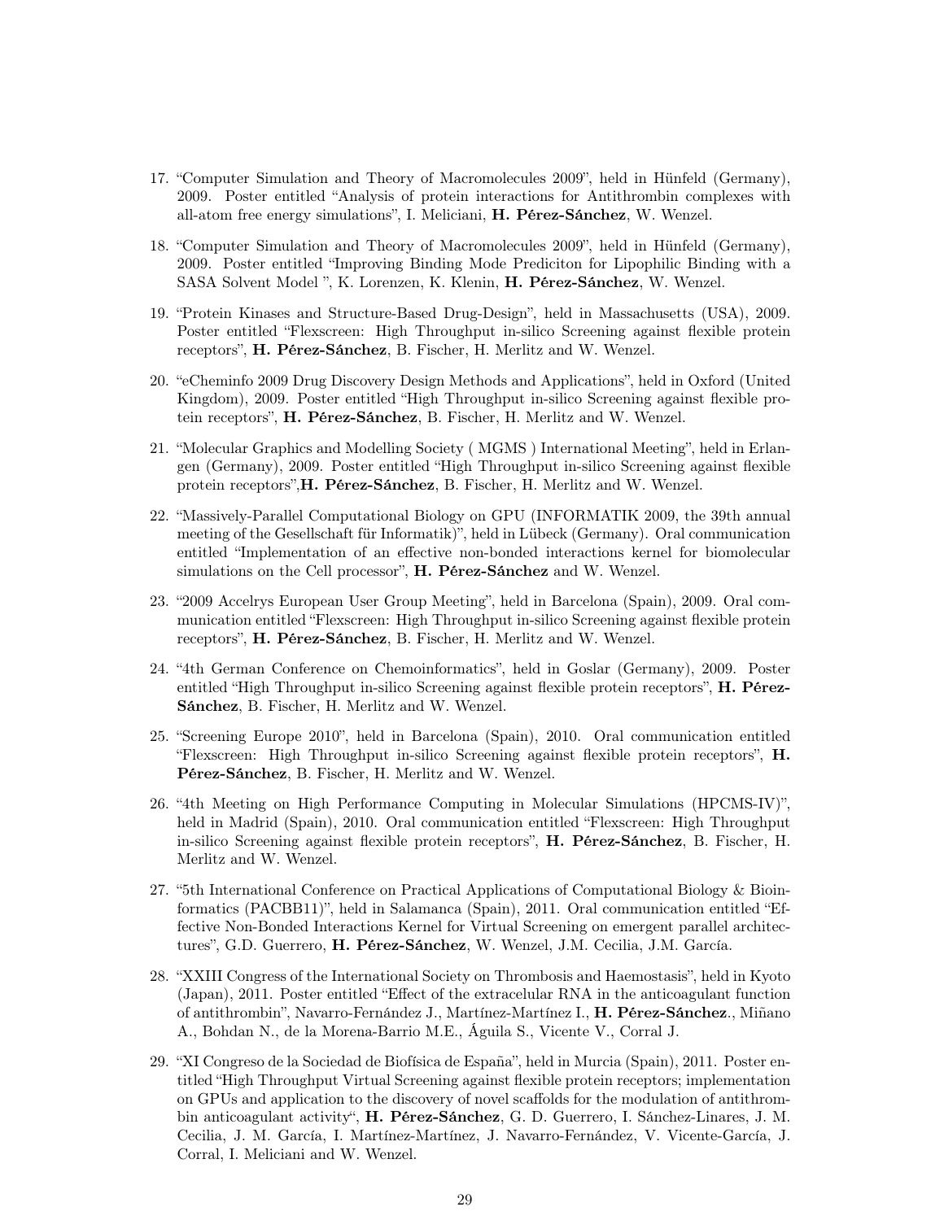17. "Computer Simulation and Theory of Macromolecules 2009", held in Hünfeld (Germany), 2009. Poster entitled "Analysis of protein interactions for Antithrombin complexes with all-atom free energy simulations", I. Meliciani, **H. Pérez-Sánchez**, W. Wenzel.

18. "Computer Simulation and Theory of Macromolecules 2009", held in Hünfeld (Germany), 2009. Poster entitled "Improving Binding Mode Prediciton for Lipophilic Binding with a SASA Solvent Model ", K. Lorenzen, K. Klenin, **H. Pérez-Sánchez**, W. Wenzel.

19. "Protein Kinases and Structure-Based Drug-Design", held in Massachusetts (USA), 2009. Poster entitled "Flexscreen: High Throughput in-silico Screening against flexible protein receptors", **H. Pérez-Sánchez**, B. Fischer, H. Merlitz and W. Wenzel.

20. "eCheminfo 2009 Drug Discovery Design Methods and Applications", held in Oxford (United Kingdom), 2009. Poster entitled "High Throughput in-silico Screening against flexible protein receptors", **H. Pérez-Sánchez**, B. Fischer, H. Merlitz and W. Wenzel.

21. "Molecular Graphics and Modelling Society ( MGMS ) International Meeting", held in Erlangen (Germany), 2009. Poster entitled "High Throughput in-silico Screening against flexible protein receptors",**H. Pérez-Sánchez**, B. Fischer, H. Merlitz and W. Wenzel.

22. "Massively-Parallel Computational Biology on GPU (INFORMATIK 2009, the 39th annual meeting of the Gesellschaft für Informatik)", held in Lübeck (Germany). Oral communication entitled "Implementation of an effective non-bonded interactions kernel for biomolecular simulations on the Cell processor", **H. Pérez-Sánchez** and W. Wenzel.

23. "2009 Accelrys European User Group Meeting", held in Barcelona (Spain), 2009. Oral communication entitled "Flexscreen: High Throughput in-silico Screening against flexible protein receptors", **H. Pérez-Sánchez**, B. Fischer, H. Merlitz and W. Wenzel.

24. "4th German Conference on Chemoinformatics", held in Goslar (Germany), 2009. Poster entitled "High Throughput in-silico Screening against flexible protein receptors", **H. Pérez-Sánchez**, B. Fischer, H. Merlitz and W. Wenzel.

25. "Screening Europe 2010", held in Barcelona (Spain), 2010. Oral communication entitled "Flexscreen: High Throughput in-silico Screening against flexible protein receptors", **H. Pérez-Sánchez**, B. Fischer, H. Merlitz and W. Wenzel.

26. "4th Meeting on High Performance Computing in Molecular Simulations (HPCMS-IV)", held in Madrid (Spain), 2010. Oral communication entitled "Flexscreen: High Throughput in-silico Screening against flexible protein receptors", **H. Pérez-Sánchez**, B. Fischer, H. Merlitz and W. Wenzel.

27. "5th International Conference on Practical Applications of Computational Biology & Bioinformatics (PACBB11)", held in Salamanca (Spain), 2011. Oral communication entitled "Effective Non-Bonded Interactions Kernel for Virtual Screening on emergent parallel architectures", G.D. Guerrero, **H. Pérez-Sánchez**, W. Wenzel, J.M. Cecilia, J.M. García.

28. "XXIII Congress of the International Society on Thrombosis and Haemostasis", held in Kyoto (Japan), 2011. Poster entitled "Effect of the extracelular RNA in the anticoagulant function of antithrombin", Navarro-Fernández J., Martínez-Martínez I., **H. Pérez-Sánchez**., Miñano A., Bohdan N., de la Morena-Barrio M.E., Águila S., Vicente V., Corral J.

29. "XI Congreso de la Sociedad de Biofísica de España", held in Murcia (Spain), 2011. Poster entitled "High Throughput Virtual Screening against flexible protein receptors; implementation on GPUs and application to the discovery of novel scaffolds for the modulation of antithrombin anticoagulant activity", **H. Pérez-Sánchez**, G. D. Guerrero, I. Sánchez-Linares, J. M. Cecilia, J. M. García, I. Martínez-Martínez, J. Navarro-Fernández, V. Vicente-García, J. Corral, I. Meliciani and W. Wenzel.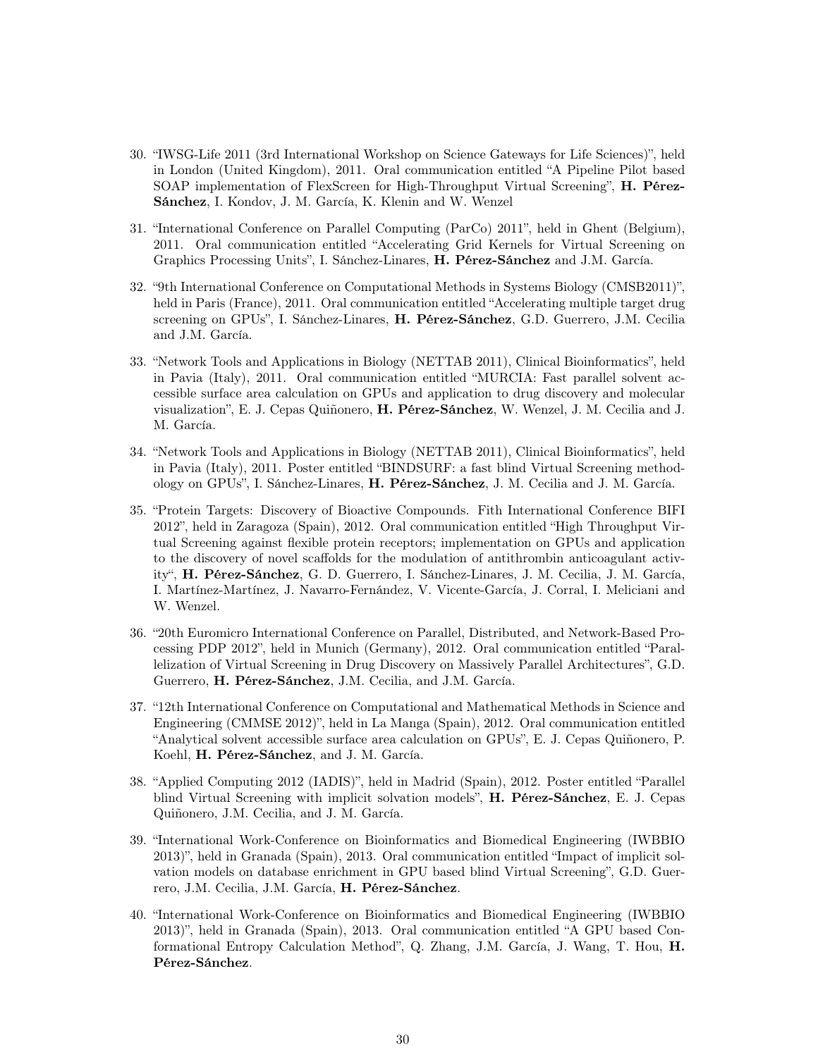30. "IWSG-Life 2011 (3rd International Workshop on Science Gateways for Life Sciences)", held in London (United Kingdom), 2011. Oral communication entitled "A Pipeline Pilot based SOAP implementation of FlexScreen for High-Throughput Virtual Screening", **H. Pérez-Sánchez**, I. Kondov, J. M. García, K. Klenin and W. Wenzel

31. "International Conference on Parallel Computing (ParCo) 2011", held in Ghent (Belgium), 2011. Oral communication entitled "Accelerating Grid Kernels for Virtual Screening on Graphics Processing Units", I. Sánchez-Linares, **H. Pérez-Sánchez** and J.M. García.

32. "9th International Conference on Computational Methods in Systems Biology (CMSB2011)", held in Paris (France), 2011. Oral communication entitled "Accelerating multiple target drug screening on GPUs", I. Sánchez-Linares, **H. Pérez-Sánchez**, G.D. Guerrero, J.M. Cecilia and J.M. García.

33. "Network Tools and Applications in Biology (NETTAB 2011), Clinical Bioinformatics", held in Pavia (Italy), 2011. Oral communication entitled "MURCIA: Fast parallel solvent accessible surface area calculation on GPUs and application to drug discovery and molecular visualization", E. J. Cepas Quiñonero, **H. Pérez-Sánchez**, W. Wenzel, J. M. Cecilia and J. M. García.

34. "Network Tools and Applications in Biology (NETTAB 2011), Clinical Bioinformatics", held in Pavia (Italy), 2011. Poster entitled "BINDSURF: a fast blind Virtual Screening methodology on GPUs", I. Sánchez-Linares, **H. Pérez-Sánchez**, J. M. Cecilia and J. M. García.

35. "Protein Targets: Discovery of Bioactive Compounds. Fith International Conference BIFI 2012", held in Zaragoza (Spain), 2012. Oral communication entitled "High Throughput Virtual Screening against flexible protein receptors; implementation on GPUs and application to the discovery of novel scaffolds for the modulation of antithrombin anticoagulant activity", **H. Pérez-Sánchez**, G. D. Guerrero, I. Sánchez-Linares, J. M. Cecilia, J. M. García, I. Martínez-Martínez, J. Navarro-Fernández, V. Vicente-García, J. Corral, I. Meliciani and W. Wenzel.

36. "20th Euromicro International Conference on Parallel, Distributed, and Network-Based Processing PDP 2012", held in Munich (Germany), 2012. Oral communication entitled "Parallelization of Virtual Screening in Drug Discovery on Massively Parallel Architectures", G.D. Guerrero, **H. Pérez-Sánchez**, J.M. Cecilia, and J.M. García.

37. "12th International Conference on Computational and Mathematical Methods in Science and Engineering (CMMSE 2012)", held in La Manga (Spain), 2012. Oral communication entitled "Analytical solvent accessible surface area calculation on GPUs", E. J. Cepas Quiñonero, P. Koehl, **H. Pérez-Sánchez**, and J. M. García.

38. "Applied Computing 2012 (IADIS)", held in Madrid (Spain), 2012. Poster entitled "Parallel blind Virtual Screening with implicit solvation models", **H. Pérez-Sánchez**, E. J. Cepas Quiñonero, J.M. Cecilia, and J. M. García.

39. "International Work-Conference on Bioinformatics and Biomedical Engineering (IWBBIO 2013)", held in Granada (Spain), 2013. Oral communication entitled "Impact of implicit solvation models on database enrichment in GPU based blind Virtual Screening", G.D. Guerrero, J.M. Cecilia, J.M. García, **H. Pérez-Sánchez**.

40. "International Work-Conference on Bioinformatics and Biomedical Engineering (IWBBIO 2013)", held in Granada (Spain), 2013. Oral communication entitled "A GPU based Conformational Entropy Calculation Method", Q. Zhang, J.M. García, J. Wang, T. Hou, **H. Pérez-Sánchez**.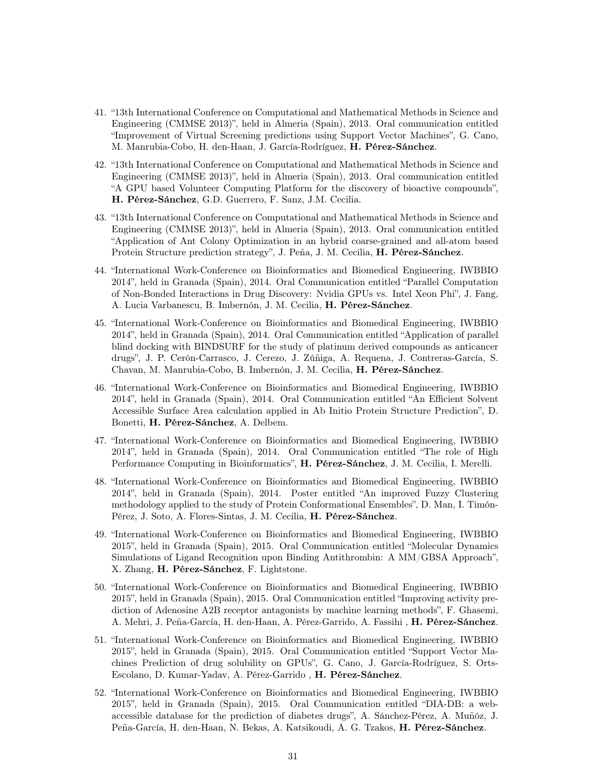41. "13th International Conference on Computational and Mathematical Methods in Science and Engineering (CMMSE 2013)", held in Almeria (Spain), 2013. Oral communication entitled "Improvement of Virtual Screening predictions using Support Vector Machines", G. Cano, M. Manrubia-Cobo, H. den-Haan, J. García-Rodríguez, **H. Pérez-Sánchez**.

42. "13th International Conference on Computational and Mathematical Methods in Science and Engineering (CMMSE 2013)", held in Almeria (Spain), 2013. Oral communication entitled "A GPU based Volunteer Computing Platform for the discovery of bioactive compounds", **H. Pérez-Sánchez**, G.D. Guerrero, F. Sanz, J.M. Cecilia.

43. "13th International Conference on Computational and Mathematical Methods in Science and Engineering (CMMSE 2013)", held in Almeria (Spain), 2013. Oral communication entitled "Application of Ant Colony Optimization in an hybrid coarse-grained and all-atom based Protein Structure prediction strategy", J. Peña, J. M. Cecilia, **H. Pérez-Sánchez**.

44. "International Work-Conference on Bioinformatics and Biomedical Engineering, IWBBIO 2014", held in Granada (Spain), 2014. Oral Communication entitled "Parallel Computation of Non-Bonded Interactions in Drug Discovery: Nvidia GPUs vs. Intel Xeon Phi", J. Fang, A. Lucia Varbanescu, B. Imbernón, J. M. Cecilia, **H. Pérez-Sánchez**.

45. "International Work-Conference on Bioinformatics and Biomedical Engineering, IWBBIO 2014", held in Granada (Spain), 2014. Oral Communication entitled "Application of parallel blind docking with BINDSURF for the study of platinum derived compounds as anticancer drugs", J. P. Cerón-Carrasco, J. Cerezo, J. Zúñiga, A. Requena, J. Contreras-García, S. Chavan, M. Manrubia-Cobo, B. Imbernón, J. M. Cecilia, **H. Pérez-Sánchez**.

46. "International Work-Conference on Bioinformatics and Biomedical Engineering, IWBBIO 2014", held in Granada (Spain), 2014. Oral Communication entitled "An Efficient Solvent Accessible Surface Area calculation applied in Ab Initio Protein Structure Prediction", D. Bonetti, **H. Pérez-Sánchez**, A. Delbem.

47. "International Work-Conference on Bioinformatics and Biomedical Engineering, IWBBIO 2014", held in Granada (Spain), 2014. Oral Communication entitled "The role of High Performance Computing in Bioinformatics", **H. Pérez-Sánchez**, J. M. Cecilia, I. Merelli.

48. "International Work-Conference on Bioinformatics and Biomedical Engineering, IWBBIO 2014", held in Granada (Spain), 2014. Poster entitled "An improved Fuzzy Clustering methodology applied to the study of Protein Conformational Ensembles", D. Man, I. Timón-Pérez, J. Soto, A. Flores-Sintas, J. M. Cecilia, **H. Pérez-Sánchez**.

49. "International Work-Conference on Bioinformatics and Biomedical Engineering, IWBBIO 2015", held in Granada (Spain), 2015. Oral Communication entitled "Molecular Dynamics Simulations of Ligand Recognition upon Binding Antithrombin: A MM/GBSA Approach", X. Zhang, **H. Pérez-Sánchez**, F. Lightstone.

50. "International Work-Conference on Bioinformatics and Biomedical Engineering, IWBBIO 2015", held in Granada (Spain), 2015. Oral Communication entitled "Improving activity prediction of Adenosine A2B receptor antagonists by machine learning methods", F. Ghasemi, A. Mehri, J. Peña-García, H. den-Haan, A. Pérez-Garrido, A. Fassihi , **H. Pérez-Sánchez**.

51. "International Work-Conference on Bioinformatics and Biomedical Engineering, IWBBIO 2015", held in Granada (Spain), 2015. Oral Communication entitled "Support Vector Machines Prediction of drug solubility on GPUs", G. Cano, J. García-Rodríguez, S. Orts-Escolano, D. Kumar-Yadav, A. Pérez-Garrido , **H. Pérez-Sánchez**.

52. "International Work-Conference on Bioinformatics and Biomedical Engineering, IWBBIO 2015", held in Granada (Spain), 2015. Oral Communication entitled "DIA-DB: a web-accessible database for the prediction of diabetes drugs", A. Sánchez-Pérez, A. Muñóz, J. Peña-García, H. den-Haan, N. Bekas, A. Katsikoudi, A. G. Tzakos, **H. Pérez-Sánchez**.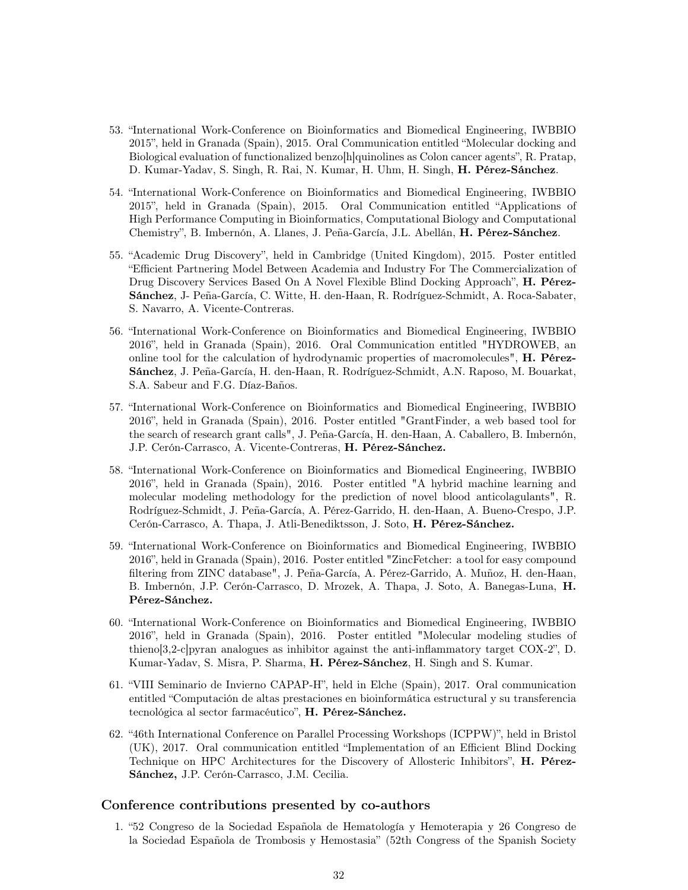53. "International Work-Conference on Bioinformatics and Biomedical Engineering, IWBBIO 2015", held in Granada (Spain), 2015. Oral Communication entitled "Molecular docking and Biological evaluation of functionalized benzo[h]quinolines as Colon cancer agents", R. Pratap, D. Kumar-Yadav, S. Singh, R. Rai, N. Kumar, H. Uhm, H. Singh, **H. Pérez-Sánchez**.

54. "International Work-Conference on Bioinformatics and Biomedical Engineering, IWBBIO 2015", held in Granada (Spain), 2015. Oral Communication entitled "Applications of High Performance Computing in Bioinformatics, Computational Biology and Computational Chemistry", B. Imbernón, A. Llanes, J. Peña-García, J.L. Abellán, **H. Pérez-Sánchez**.

55. "Academic Drug Discovery", held in Cambridge (United Kingdom), 2015. Poster entitled "Efficient Partnering Model Between Academia and Industry For The Commercialization of Drug Discovery Services Based On A Novel Flexible Blind Docking Approach", **H. Pérez-Sánchez**, J- Peña-García, C. Witte, H. den-Haan, R. Rodríguez-Schmidt, A. Roca-Sabater, S. Navarro, A. Vicente-Contreras.

56. "International Work-Conference on Bioinformatics and Biomedical Engineering, IWBBIO 2016", held in Granada (Spain), 2016. Oral Communication entitled "HYDROWEB, an online tool for the calculation of hydrodynamic properties of macromolecules", **H. Pérez-Sánchez**, J. Peña-García, H. den-Haan, R. Rodríguez-Schmidt, A.N. Raposo, M. Bouarkat, S.A. Sabeur and F.G. Díaz-Baños.

57. "International Work-Conference on Bioinformatics and Biomedical Engineering, IWBBIO 2016", held in Granada (Spain), 2016. Poster entitled "GrantFinder, a web based tool for the search of research grant calls", J. Peña-García, H. den-Haan, A. Caballero, B. Imbernón, J.P. Cerón-Carrasco, A. Vicente-Contreras, **H. Pérez-Sánchez.**

58. "International Work-Conference on Bioinformatics and Biomedical Engineering, IWBBIO 2016", held in Granada (Spain), 2016. Poster entitled "A hybrid machine learning and molecular modeling methodology for the prediction of novel blood anticolagulants", R. Rodríguez-Schmidt, J. Peña-García, A. Pérez-Garrido, H. den-Haan, A. Bueno-Crespo, J.P. Cerón-Carrasco, A. Thapa, J. Atli-Benediktsson, J. Soto, **H. Pérez-Sánchez.**

59. "International Work-Conference on Bioinformatics and Biomedical Engineering, IWBBIO 2016", held in Granada (Spain), 2016. Poster entitled "ZincFetcher: a tool for easy compound filtering from ZINC database", J. Peña-García, A. Pérez-Garrido, A. Muñoz, H. den-Haan, B. Imbernón, J.P. Cerón-Carrasco, D. Mrozek, A. Thapa, J. Soto, A. Banegas-Luna, **H. Pérez-Sánchez.**

60. "International Work-Conference on Bioinformatics and Biomedical Engineering, IWBBIO 2016", held in Granada (Spain), 2016. Poster entitled "Molecular modeling studies of thieno[3,2-c]pyran analogues as inhibitor against the anti-inflammatory target COX-2", D. Kumar-Yadav, S. Misra, P. Sharma, **H. Pérez-Sánchez**, H. Singh and S. Kumar.

61. "VIII Seminario de Invierno CAPAP-H", held in Elche (Spain), 2017. Oral communication entitled "Computación de altas prestaciones en bioinformática estructural y su transferencia tecnológica al sector farmacéutico", **H. Pérez-Sánchez.**

62. "46th International Conference on Parallel Processing Workshops (ICPPW)", held in Bristol (UK), 2017. Oral communication entitled "Implementation of an Efficient Blind Docking Technique on HPC Architectures for the Discovery of Allosteric Inhibitors", **H. Pérez-Sánchez,** J.P. Cerón-Carrasco, J.M. Cecilia.

### Conference contributions presented by co-authors

1. "52 Congreso de la Sociedad Española de Hematología y Hemoterapia y 26 Congreso de la Sociedad Española de Trombosis y Hemostasia" (52th Congress of the Spanish Society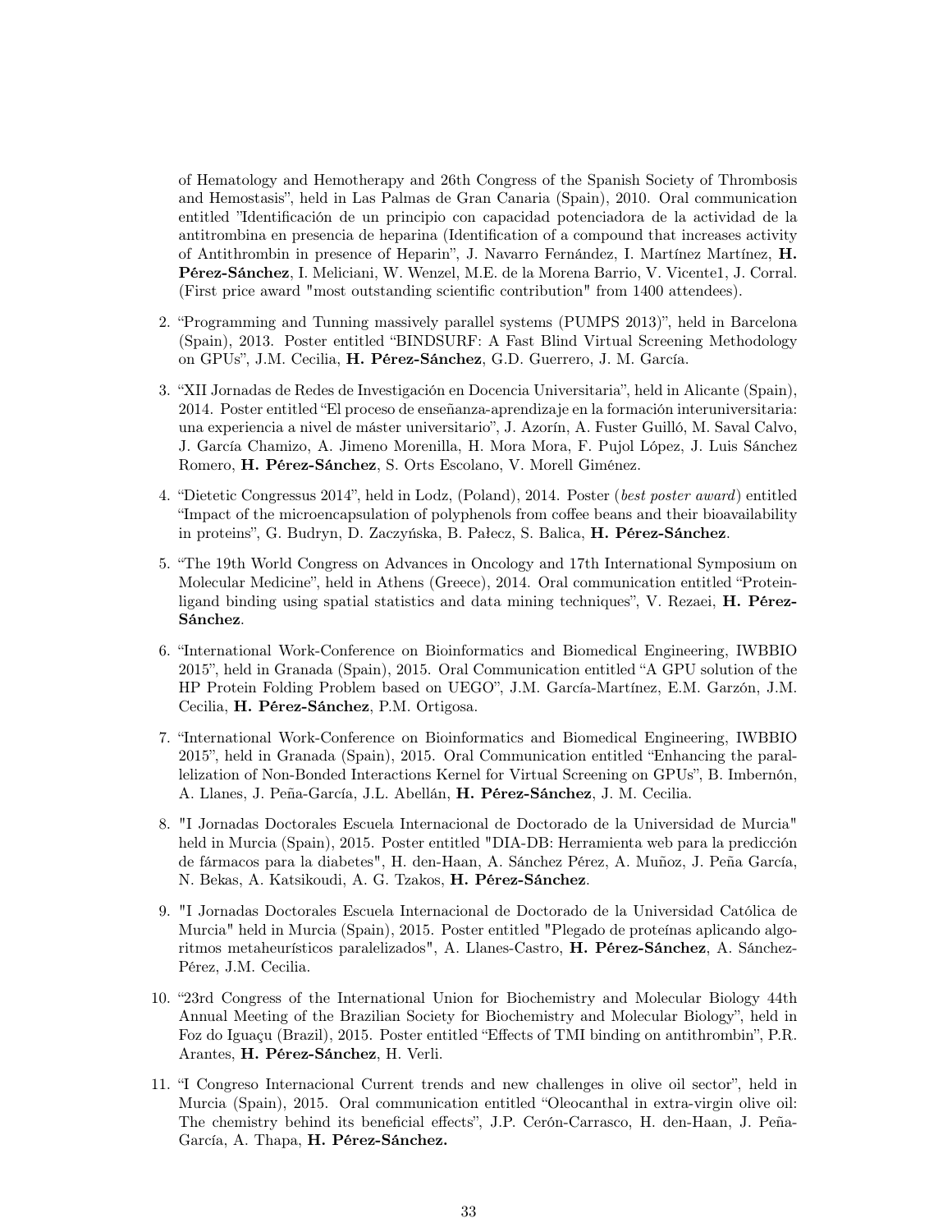of Hematology and Hemotherapy and 26th Congress of the Spanish Society of Thrombosis and Hemostasis", held in Las Palmas de Gran Canaria (Spain), 2010. Oral communication entitled "Identificación de un principio con capacidad potenciadora de la actividad de la antitrombina en presencia de heparina (Identification of a compound that increases activity of Antithrombin in presence of Heparin", J. Navarro Fernández, I. Martínez Martínez, **H. Pérez-Sánchez**, I. Meliciani, W. Wenzel, M.E. de la Morena Barrio, V. Vicente1, J. Corral. (First price award "most outstanding scientific contribution" from 1400 attendees).

2. "Programming and Tunning massively parallel systems (PUMPS 2013)", held in Barcelona (Spain), 2013. Poster entitled "BINDSURF: A Fast Blind Virtual Screening Methodology on GPUs", J.M. Cecilia, **H. Pérez-Sánchez**, G.D. Guerrero, J. M. García.

3. "XII Jornadas de Redes de Investigación en Docencia Universitaria", held in Alicante (Spain), 2014. Poster entitled "El proceso de enseñanza-aprendizaje en la formación interuniversitaria: una experiencia a nivel de máster universitario", J. Azorín, A. Fuster Guilló, M. Saval Calvo, J. García Chamizo, A. Jimeno Morenilla, H. Mora Mora, F. Pujol López, J. Luis Sánchez Romero, **H. Pérez-Sánchez**, S. Orts Escolano, V. Morell Giménez.

4. "Dietetic Congressus 2014", held in Lodz, (Poland), 2014. Poster (*best poster award*) entitled "Impact of the microencapsulation of polyphenols from coffee beans and their bioavailability in proteins", G. Budryn, D. Zaczyńska, B. Pałecz, S. Balica, **H. Pérez-Sánchez**.

5. "The 19th World Congress on Advances in Oncology and 17th International Symposium on Molecular Medicine", held in Athens (Greece), 2014. Oral communication entitled "Protein-ligand binding using spatial statistics and data mining techniques", V. Rezaei, **H. Pérez-Sánchez**.

6. "International Work-Conference on Bioinformatics and Biomedical Engineering, IWBBIO 2015", held in Granada (Spain), 2015. Oral Communication entitled "A GPU solution of the HP Protein Folding Problem based on UEGO", J.M. García-Martínez, E.M. Garzón, J.M. Cecilia, **H. Pérez-Sánchez**, P.M. Ortigosa.

7. "International Work-Conference on Bioinformatics and Biomedical Engineering, IWBBIO 2015", held in Granada (Spain), 2015. Oral Communication entitled "Enhancing the parallelization of Non-Bonded Interactions Kernel for Virtual Screening on GPUs", B. Imbernón, A. Llanes, J. Peña-García, J.L. Abellán, **H. Pérez-Sánchez**, J. M. Cecilia.

8. "I Jornadas Doctorales Escuela Internacional de Doctorado de la Universidad de Murcia" held in Murcia (Spain), 2015. Poster entitled "DIA-DB: Herramienta web para la predicción de fármacos para la diabetes", H. den-Haan, A. Sánchez Pérez, A. Muñoz, J. Peña García, N. Bekas, A. Katsikoudi, A. G. Tzakos, **H. Pérez-Sánchez**.

9. "I Jornadas Doctorales Escuela Internacional de Doctorado de la Universidad Católica de Murcia" held in Murcia (Spain), 2015. Poster entitled "Plegado de proteínas aplicando algoritmos metaheurísticos paralelizados", A. Llanes-Castro, **H. Pérez-Sánchez**, A. Sánchez-Pérez, J.M. Cecilia.

10. "23rd Congress of the International Union for Biochemistry and Molecular Biology 44th Annual Meeting of the Brazilian Society for Biochemistry and Molecular Biology", held in Foz do Iguaçu (Brazil), 2015. Poster entitled "Effects of TMI binding on antithrombin", P.R. Arantes, **H. Pérez-Sánchez**, H. Verli.

11. "I Congreso Internacional Current trends and new challenges in olive oil sector", held in Murcia (Spain), 2015. Oral communication entitled "Oleocanthal in extra-virgin olive oil: The chemistry behind its beneficial effects", J.P. Cerón-Carrasco, H. den-Haan, J. Peña-García, A. Thapa, **H. Pérez-Sánchez.**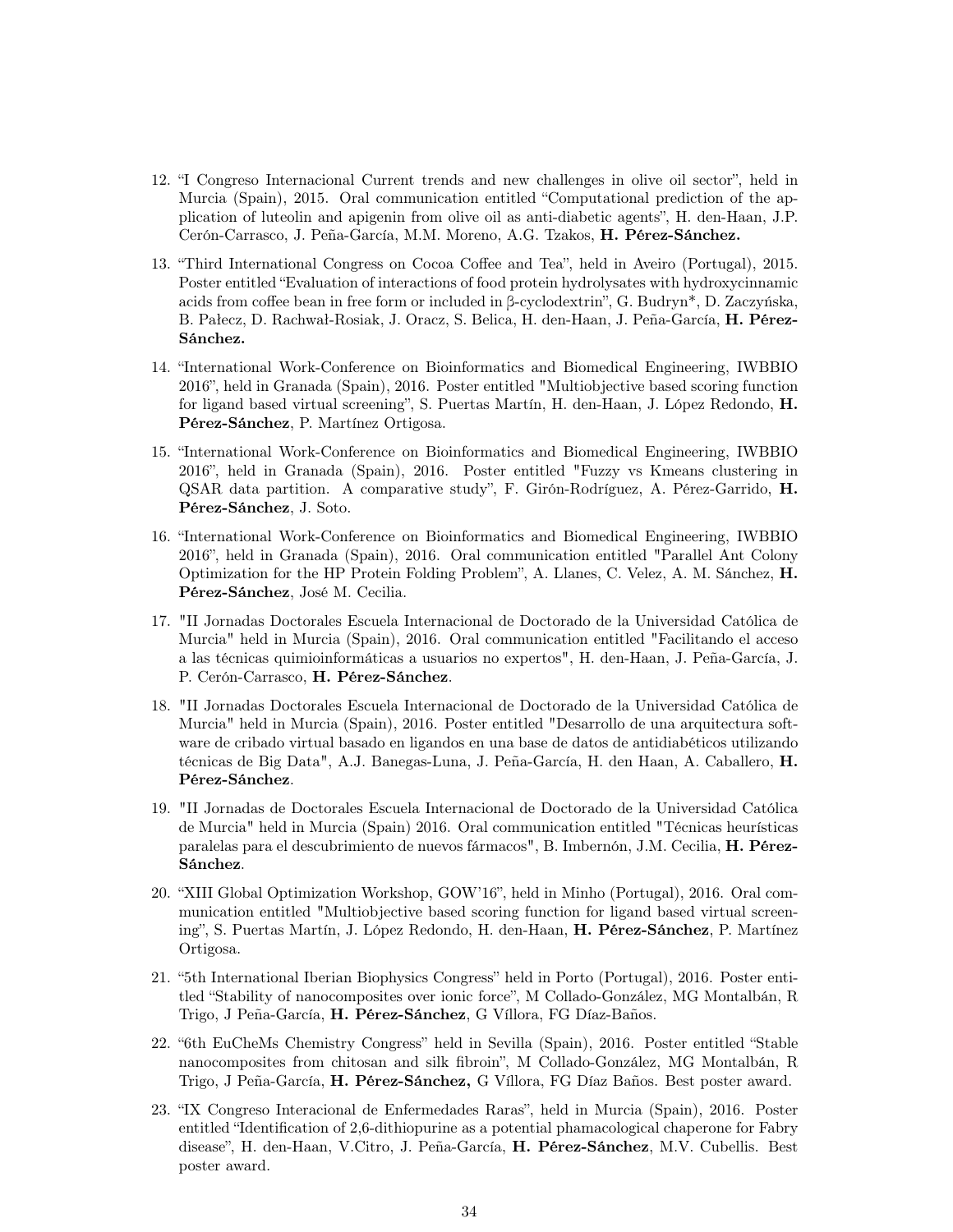12. "I Congreso Internacional Current trends and new challenges in olive oil sector", held in Murcia (Spain), 2015. Oral communication entitled "Computational prediction of the application of luteolin and apigenin from olive oil as anti-diabetic agents", H. den-Haan, J.P. Cerón-Carrasco, J. Peña-García, M.M. Moreno, A.G. Tzakos, **H. Pérez-Sánchez.**

13. "Third International Congress on Cocoa Coffee and Tea", held in Aveiro (Portugal), 2015. Poster entitled "Evaluation of interactions of food protein hydrolysates with hydroxycinnamic acids from coffee bean in free form or included in β-cyclodextrin", G. Budryn*, D. Zaczyńska, B. Pałecz, D. Rachwał-Rosiak, J. Oracz, S. Belica, H. den-Haan, J. Peña-García, **H. Pérez-Sánchez.**

14. "International Work-Conference on Bioinformatics and Biomedical Engineering, IWBBIO 2016", held in Granada (Spain), 2016. Poster entitled "Multiobjective based scoring function for ligand based virtual screening", S. Puertas Martín, H. den-Haan, J. López Redondo, **H. Pérez-Sánchez**, P. Martínez Ortigosa.

15. "International Work-Conference on Bioinformatics and Biomedical Engineering, IWBBIO 2016", held in Granada (Spain), 2016. Poster entitled "Fuzzy vs Kmeans clustering in QSAR data partition. A comparative study", F. Girón-Rodríguez, A. Pérez-Garrido, **H. Pérez-Sánchez**, J. Soto.

16. "International Work-Conference on Bioinformatics and Biomedical Engineering, IWBBIO 2016", held in Granada (Spain), 2016. Oral communication entitled "Parallel Ant Colony Optimization for the HP Protein Folding Problem", A. Llanes, C. Velez, A. M. Sánchez, **H. Pérez-Sánchez**, José M. Cecilia.

17. "II Jornadas Doctorales Escuela Internacional de Doctorado de la Universidad Católica de Murcia" held in Murcia (Spain), 2016. Oral communication entitled "Facilitando el acceso a las técnicas quimioinformáticas a usuarios no expertos", H. den-Haan, J. Peña-García, J. P. Cerón-Carrasco, **H. Pérez-Sánchez**.

18. "II Jornadas Doctorales Escuela Internacional de Doctorado de la Universidad Católica de Murcia" held in Murcia (Spain), 2016. Poster entitled "Desarrollo de una arquitectura software de cribado virtual basado en ligandos en una base de datos de antidiabéticos utilizando técnicas de Big Data", A.J. Banegas-Luna, J. Peña-García, H. den Haan, A. Caballero, **H. Pérez-Sánchez**.

19. "II Jornadas de Doctorales Escuela Internacional de Doctorado de la Universidad Católica de Murcia" held in Murcia (Spain) 2016. Oral communication entitled "Técnicas heurísticas paralelas para el descubrimiento de nuevos fármacos", B. Imbernón, J.M. Cecilia, **H. Pérez-Sánchez**.

20. "XIII Global Optimization Workshop, GOW'16", held in Minho (Portugal), 2016. Oral communication entitled "Multiobjective based scoring function for ligand based virtual screening", S. Puertas Martín, J. López Redondo, H. den-Haan, **H. Pérez-Sánchez**, P. Martínez Ortigosa.

21. "5th International Iberian Biophysics Congress" held in Porto (Portugal), 2016. Poster entitled "Stability of nanocomposites over ionic force", M Collado-González, MG Montalbán, R Trigo, J Peña-García, **H. Pérez-Sánchez**, G Víllora, FG Díaz-Baños.

22. "6th EuCheMs Chemistry Congress" held in Sevilla (Spain), 2016. Poster entitled "Stable nanocomposites from chitosan and silk fibroin", M Collado-González, MG Montalbán, R Trigo, J Peña-García, **H. Pérez-Sánchez,** G Víllora, FG Díaz Baños. Best poster award.

23. "IX Congreso Interacional de Enfermedades Raras", held in Murcia (Spain), 2016. Poster entitled "Identification of 2,6-dithiopurine as a potential phamacological chaperone for Fabry disease", H. den-Haan, V.Citro, J. Peña-García, **H. Pérez-Sánchez**, M.V. Cubellis. Best poster award.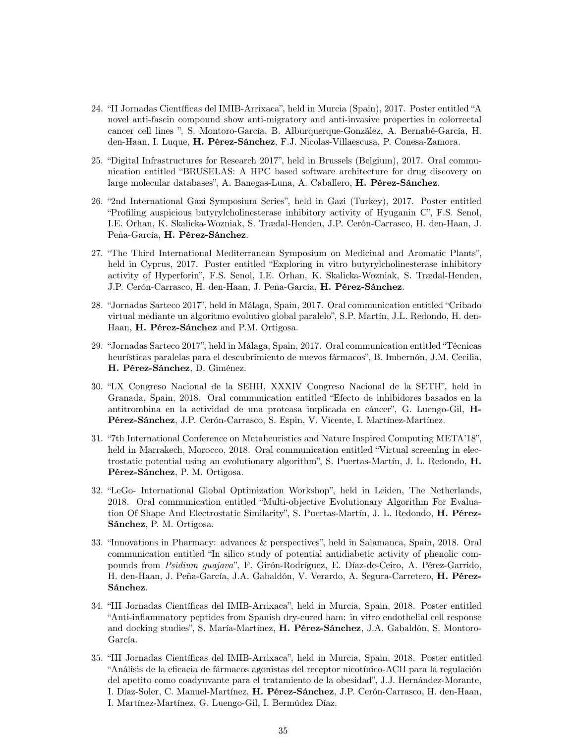24. "II Jornadas Científicas del IMIB-Arrixaca", held in Murcia (Spain), 2017. Poster entitled "A novel anti-fascin compound show anti-migratory and anti-invasive properties in colorrectal cancer cell lines ", S. Montoro-García, B. Alburquerque-González, A. Bernabé-García, H. den-Haan, I. Luque, **H. Pérez-Sánchez**, F.J. Nicolas-Villaescusa, P. Conesa-Zamora.

25. "Digital Infrastructures for Research 2017", held in Brussels (Belgium), 2017. Oral communication entitled "BRUSELAS: A HPC based software architecture for drug discovery on large molecular databases", A. Banegas-Luna, A. Caballero, **H. Pérez-Sánchez**.

26. "2nd International Gazi Symposium Series", held in Gazi (Turkey), 2017. Poster entitled "Profiling auspicious butyrylcholinesterase inhibitory activity of Hyuganin C", F.S. Senol, I.E. Orhan, K. Skalicka-Wozniak, S. Trædal-Henden, J.P. Cerón-Carrasco, H. den-Haan, J. Peña-García, **H. Pérez-Sánchez**.

27. "The Third International Mediterranean Symposium on Medicinal and Aromatic Plants", held in Cyprus, 2017. Poster entitled "Exploring in vitro butyrylcholinesterase inhibitory activity of Hyperforin", F.S. Senol, I.E. Orhan, K. Skalicka-Wozniak, S. Trædal-Henden, J.P. Cerón-Carrasco, H. den-Haan, J. Peña-García, **H. Pérez-Sánchez**.

28. "Jornadas Sarteco 2017", held in Málaga, Spain, 2017. Oral communication entitled "Cribado virtual mediante un algoritmo evolutivo global paralelo", S.P. Martín, J.L. Redondo, H. den-Haan, **H. Pérez-Sánchez** and P.M. Ortigosa.

29. "Jornadas Sarteco 2017", held in Málaga, Spain, 2017. Oral communication entitled "Técnicas heurísticas paralelas para el descubrimiento de nuevos fármacos", B. Imbernón, J.M. Cecilia, **H. Pérez-Sánchez**, D. Giménez.

30. "LX Congreso Nacional de la SEHH, XXXIV Congreso Nacional de la SETH", held in Granada, Spain, 2018. Oral communication entitled "Efecto de inhibidores basados en la antitrombina en la actividad de una proteasa implicada en cáncer", G. Luengo-Gil, **H-Pérez-Sánchez**, J.P. Cerón-Carrasco, S. Espin, V. Vicente, I. Martínez-Martínez.

31. "7th International Conference on Metaheuristics and Nature Inspired Computing META'18", held in Marrakech, Morocco, 2018. Oral communication entitled "Virtual screening in electrostatic potential using an evolutionary algorithm", S. Puertas-Martín, J. L. Redondo, **H. Pérez-Sánchez**, P. M. Ortigosa.

32. "LeGo- International Global Optimization Workshop", held in Leiden, The Netherlands, 2018. Oral communication entitled "Multi-objective Evolutionary Algorithm For Evaluation Of Shape And Electrostatic Similarity", S. Puertas-Martín, J. L. Redondo, **H. Pérez-Sánchez**, P. M. Ortigosa.

33. "Innovations in Pharmacy: advances & perspectives", held in Salamanca, Spain, 2018. Oral communication entitled "In silico study of potential antidiabetic activity of phenolic compounds from *Psidium guajava*", F. Girón-Rodríguez, E. Díaz-de-Ceiro, A. Pérez-Garrido, H. den-Haan, J. Peña-García, J.A. Gabaldón, V. Verardo, A. Segura-Carretero, **H. Pérez-Sánchez**.

34. "III Jornadas Científicas del IMIB-Arrixaca", held in Murcia, Spain, 2018. Poster entitled "Anti-inflammatory peptides from Spanish dry-cured ham: in vitro endothelial cell response and docking studies", S. María-Martínez, **H. Pérez-Sánchez**, J.A. Gabaldón, S. Montoro-García.

35. "III Jornadas Científicas del IMIB-Arrixaca", held in Murcia, Spain, 2018. Poster entitled "Análisis de la eficacia de fármacos agonistas del receptor nicotínico-ACH para la regulación del apetito como coadyuvante para el tratamiento de la obesidad", J.J. Hernández-Morante, I. Díaz-Soler, C. Manuel-Martínez, **H. Pérez-Sánchez**, J.P. Cerón-Carrasco, H. den-Haan, I. Martínez-Martínez, G. Luengo-Gil, I. Bermúdez Díaz.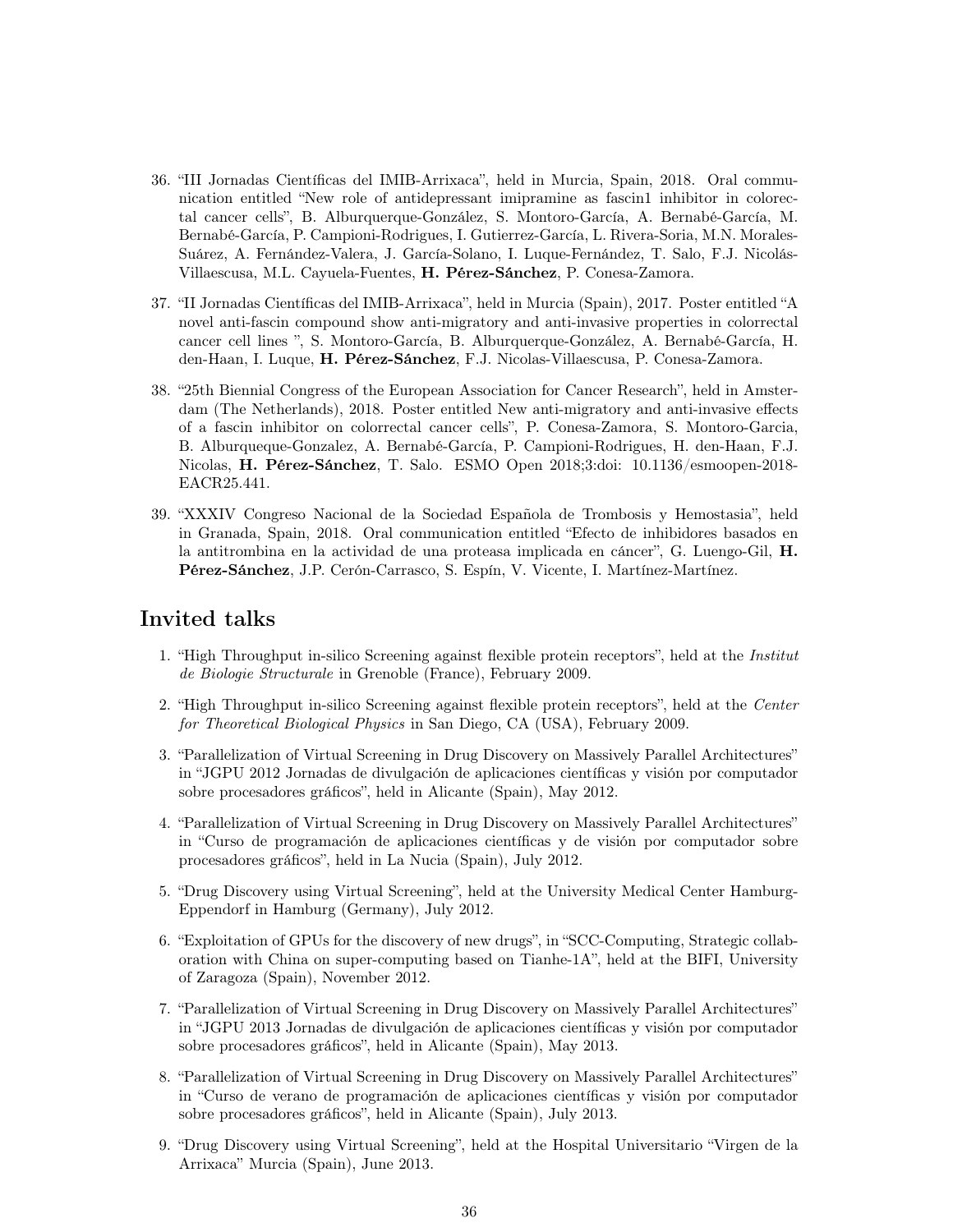36. "III Jornadas Científicas del IMIB-Arrixaca", held in Murcia, Spain, 2018. Oral communication entitled "New role of antidepressant imipramine as fascin1 inhibitor in colorectal cancer cells", B. Alburquerque-González, S. Montoro-García, A. Bernabé-García, M. Bernabé-García, P. Campioni-Rodrigues, I. Gutierrez-García, L. Rivera-Soria, M.N. Morales-Suárez, A. Fernández-Valera, J. García-Solano, I. Luque-Fernández, T. Salo, F.J. Nicolás-Villaescusa, M.L. Cayuela-Fuentes, **H. Pérez-Sánchez**, P. Conesa-Zamora.

37. "II Jornadas Científicas del IMIB-Arrixaca", held in Murcia (Spain), 2017. Poster entitled "A novel anti-fascin compound show anti-migratory and anti-invasive properties in colorrectal cancer cell lines ", S. Montoro-García, B. Alburquerque-González, A. Bernabé-García, H. den-Haan, I. Luque, **H. Pérez-Sánchez**, F.J. Nicolas-Villaescusa, P. Conesa-Zamora.

38. "25th Biennial Congress of the European Association for Cancer Research", held in Amsterdam (The Netherlands), 2018. Poster entitled New anti-migratory and anti-invasive effects of a fascin inhibitor on colorrectal cancer cells", P. Conesa-Zamora, S. Montoro-Garcia, B. Alburqueque-Gonzalez, A. Bernabé-García, P. Campioni-Rodrigues, H. den-Haan, F.J. Nicolas, **H. Pérez-Sánchez**, T. Salo. ESMO Open 2018;3:doi: 10.1136/esmoopen-2018-EACR25.441.

39. "XXXIV Congreso Nacional de la Sociedad Española de Trombosis y Hemostasia", held in Granada, Spain, 2018. Oral communication entitled "Efecto de inhibidores basados en la antitrombina en la actividad de una proteasa implicada en cáncer", G. Luengo-Gil, **H. Pérez-Sánchez**, J.P. Cerón-Carrasco, S. Espín, V. Vicente, I. Martínez-Martínez.

## Invited talks

1. "High Throughput in-silico Screening against flexible protein receptors", held at the *Institut de Biologie Structurale* in Grenoble (France), February 2009.

2. "High Throughput in-silico Screening against flexible protein receptors", held at the *Center for Theoretical Biological Physics* in San Diego, CA (USA), February 2009.

3. "Parallelization of Virtual Screening in Drug Discovery on Massively Parallel Architectures" in "JGPU 2012 Jornadas de divulgación de aplicaciones científicas y visión por computador sobre procesadores gráficos", held in Alicante (Spain), May 2012.

4. "Parallelization of Virtual Screening in Drug Discovery on Massively Parallel Architectures" in "Curso de programación de aplicaciones científicas y de visión por computador sobre procesadores gráficos", held in La Nucia (Spain), July 2012.

5. "Drug Discovery using Virtual Screening", held at the University Medical Center Hamburg-Eppendorf in Hamburg (Germany), July 2012.

6. "Exploitation of GPUs for the discovery of new drugs", in "SCC-Computing, Strategic collaboration with China on super-computing based on Tianhe-1A", held at the BIFI, University of Zaragoza (Spain), November 2012.

7. "Parallelization of Virtual Screening in Drug Discovery on Massively Parallel Architectures" in "JGPU 2013 Jornadas de divulgación de aplicaciones científicas y visión por computador sobre procesadores gráficos", held in Alicante (Spain), May 2013.

8. "Parallelization of Virtual Screening in Drug Discovery on Massively Parallel Architectures" in "Curso de verano de programación de aplicaciones científicas y visión por computador sobre procesadores gráficos", held in Alicante (Spain), July 2013.

9. "Drug Discovery using Virtual Screening", held at the Hospital Universitario "Virgen de la Arrixaca" Murcia (Spain), June 2013.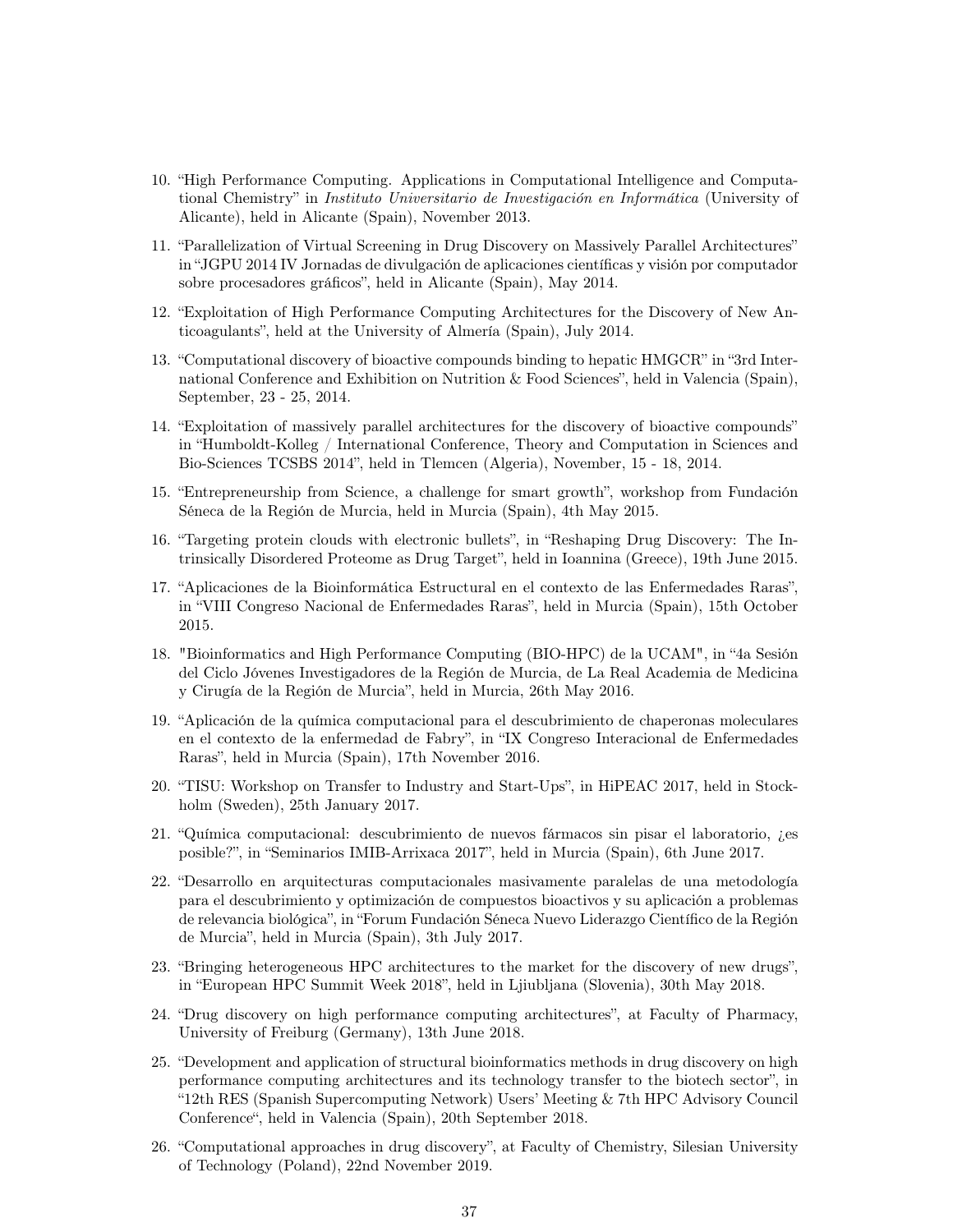10. “High Performance Computing. Applications in Computational Intelligence and Computational Chemistry” in *Instituto Universitario de Investigación en Informática* (University of Alicante), held in Alicante (Spain), November 2013.

11. “Parallelization of Virtual Screening in Drug Discovery on Massively Parallel Architectures” in “JGPU 2014 IV Jornadas de divulgación de aplicaciones científicas y visión por computador sobre procesadores gráficos”, held in Alicante (Spain), May 2014.

12. “Exploitation of High Performance Computing Architectures for the Discovery of New Anticoagulants”, held at the University of Almería (Spain), July 2014.

13. “Computational discovery of bioactive compounds binding to hepatic HMGCR” in “3rd International Conference and Exhibition on Nutrition & Food Sciences”, held in Valencia (Spain), September, 23 - 25, 2014.

14. “Exploitation of massively parallel architectures for the discovery of bioactive compounds” in “Humboldt-Kolleg / International Conference, Theory and Computation in Sciences and Bio-Sciences TCSBS 2014”, held in Tlemcen (Algeria), November, 15 - 18, 2014.

15. “Entrepreneurship from Science, a challenge for smart growth”, workshop from Fundación Séneca de la Región de Murcia, held in Murcia (Spain), 4th May 2015.

16. “Targeting protein clouds with electronic bullets”, in “Reshaping Drug Discovery: The Intrinsically Disordered Proteome as Drug Target”, held in Ioannina (Greece), 19th June 2015.

17. “Aplicaciones de la Bioinformática Estructural en el contexto de las Enfermedades Raras”, in “VIII Congreso Nacional de Enfermedades Raras”, held in Murcia (Spain), 15th October 2015.

18. "Bioinformatics and High Performance Computing (BIO-HPC) de la UCAM", in “4a Sesión del Ciclo Jóvenes Investigadores de la Región de Murcia, de La Real Academia de Medicina y Cirugía de la Región de Murcia”, held in Murcia, 26th May 2016.

19. “Aplicación de la química computacional para el descubrimiento de chaperonas moleculares en el contexto de la enfermedad de Fabry”, in “IX Congreso Interacional de Enfermedades Raras”, held in Murcia (Spain), 17th November 2016.

20. “TISU: Workshop on Transfer to Industry and Start-Ups”, in HiPEAC 2017, held in Stockholm (Sweden), 25th January 2017.

21. “Química computacional: descubrimiento de nuevos fármacos sin pisar el laboratorio, ¿es posible?”, in “Seminarios IMIB-Arrixaca 2017”, held in Murcia (Spain), 6th June 2017.

22. “Desarrollo en arquitecturas computacionales masivamente paralelas de una metodología para el descubrimiento y optimización de compuestos bioactivos y su aplicación a problemas de relevancia biológica”, in “Forum Fundación Séneca Nuevo Liderazgo Científico de la Región de Murcia”, held in Murcia (Spain), 3th July 2017.

23. “Bringing heterogeneous HPC architectures to the market for the discovery of new drugs”, in “European HPC Summit Week 2018”, held in Ljiubljana (Slovenia), 30th May 2018.

24. “Drug discovery on high performance computing architectures”, at Faculty of Pharmacy, University of Freiburg (Germany), 13th June 2018.

25. “Development and application of structural bioinformatics methods in drug discovery on high performance computing architectures and its technology transfer to the biotech sector”, in “12th RES (Spanish Supercomputing Network) Users’ Meeting & 7th HPC Advisory Council Conference“, held in Valencia (Spain), 20th September 2018.

26. “Computational approaches in drug discovery”, at Faculty of Chemistry, Silesian University of Technology (Poland), 22nd November 2019.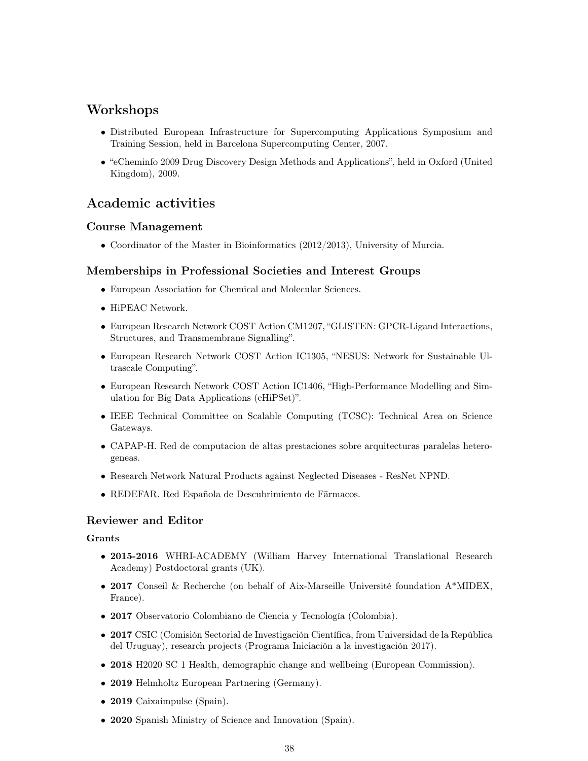# Workshops

- Distributed European Infrastructure for Supercomputing Applications Symposium and Training Session, held in Barcelona Supercomputing Center, 2007.
- "eCheminfo 2009 Drug Discovery Design Methods and Applications", held in Oxford (United Kingdom), 2009.

# Academic activities

## Course Management

- Coordinator of the Master in Bioinformatics (2012/2013), University of Murcia.

## Memberships in Professional Societies and Interest Groups

- European Association for Chemical and Molecular Sciences.
- HiPEAC Network.
- European Research Network COST Action CM1207, "GLISTEN: GPCR-Ligand Interactions, Structures, and Transmembrane Signalling".
- European Research Network COST Action IC1305, "NESUS: Network for Sustainable Ultrascale Computing".
- European Research Network COST Action IC1406, "High-Performance Modelling and Simulation for Big Data Applications (cHiPSet)".
- IEEE Technical Committee on Scalable Computing (TCSC): Technical Area on Science Gateways.
- CAPAP-H. Red de computacion de altas prestaciones sobre arquitecturas paralelas heterogeneas.
- Research Network Natural Products against Neglected Diseases - ResNet NPND.
- REDEFAR. Red Española de Descubrimiento de Färmacos.

## Reviewer and Editor

### Grants

- **2015-2016** WHRI-ACADEMY (William Harvey International Translational Research Academy) Postdoctoral grants (UK).
- **2017** Conseil & Recherche (on behalf of Aix-Marseille Université foundation A*MIDEX, France).
- **2017** Observatorio Colombiano de Ciencia y Tecnología (Colombia).
- **2017** CSIC (Comisión Sectorial de Investigación Científica, from Universidad de la República del Uruguay), research projects (Programa Iniciación a la investigación 2017).
- **2018** H2020 SC 1 Health, demographic change and wellbeing (European Commission).
- **2019** Helmholtz European Partnering (Germany).
- **2019** Caixaimpulse (Spain).
- **2020** Spanish Ministry of Science and Innovation (Spain).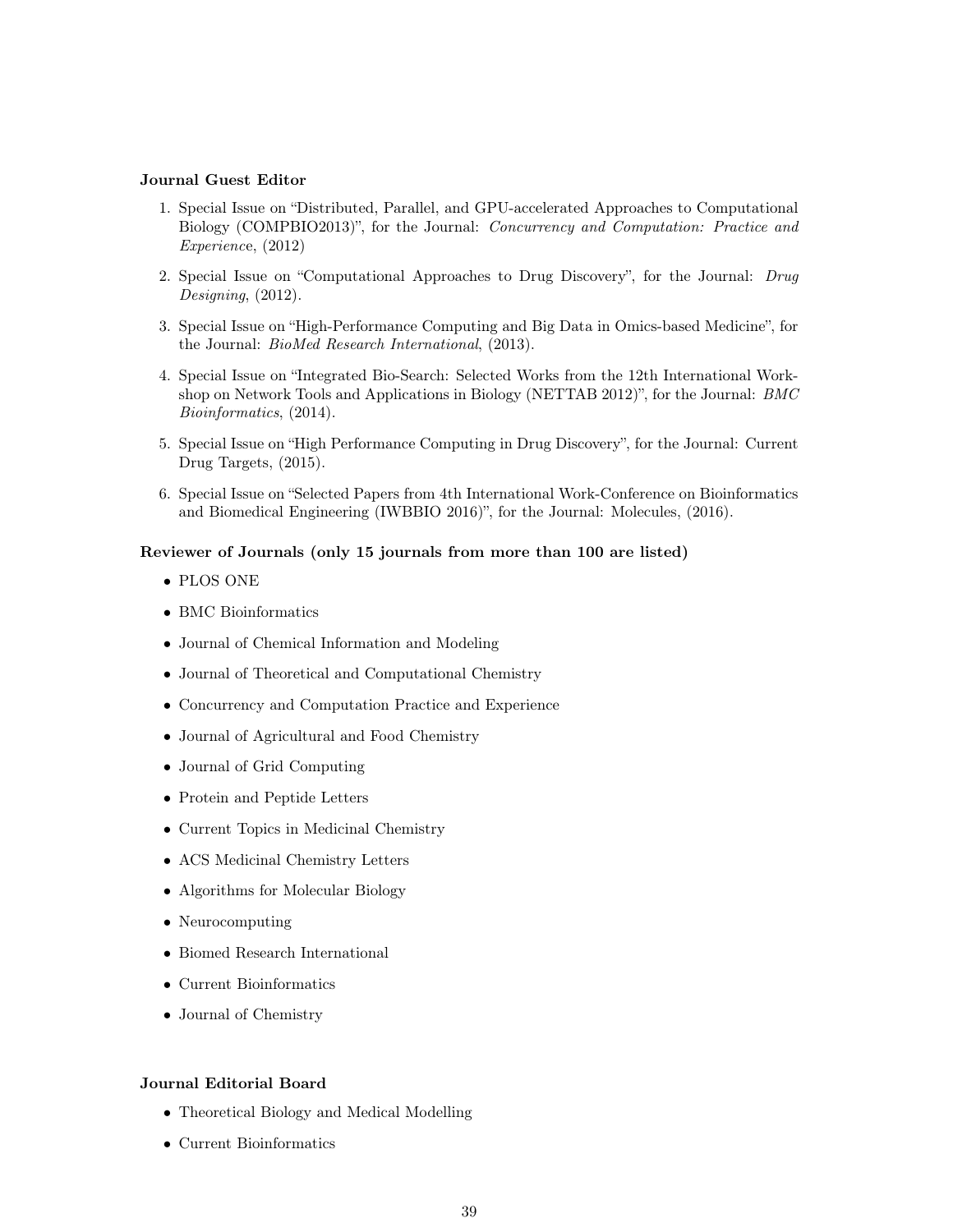**Journal Guest Editor**

1. Special Issue on "Distributed, Parallel, and GPU-accelerated Approaches to Computational Biology (COMPBIO2013)", for the Journal: *Concurrency and Computation: Practice and Experience*, (2012)

2. Special Issue on "Computational Approaches to Drug Discovery", for the Journal: *Drug Designing*, (2012).

3. Special Issue on "High-Performance Computing and Big Data in Omics-based Medicine", for the Journal: *BioMed Research International*, (2013).

4. Special Issue on "Integrated Bio-Search: Selected Works from the 12th International Workshop on Network Tools and Applications in Biology (NETTAB 2012)", for the Journal: *BMC Bioinformatics*, (2014).

5. Special Issue on "High Performance Computing in Drug Discovery", for the Journal: Current Drug Targets, (2015).

6. Special Issue on "Selected Papers from 4th International Work-Conference on Bioinformatics and Biomedical Engineering (IWBBIO 2016)", for the Journal: Molecules, (2016).

**Reviewer of Journals (only 15 journals from more than 100 are listed)**

- PLOS ONE
- BMC Bioinformatics
- Journal of Chemical Information and Modeling
- Journal of Theoretical and Computational Chemistry
- Concurrency and Computation Practice and Experience
- Journal of Agricultural and Food Chemistry
- Journal of Grid Computing
- Protein and Peptide Letters
- Current Topics in Medicinal Chemistry
- ACS Medicinal Chemistry Letters
- Algorithms for Molecular Biology
- Neurocomputing
- Biomed Research International
- Current Bioinformatics
- Journal of Chemistry

**Journal Editorial Board**

- Theoretical Biology and Medical Modelling
- Current Bioinformatics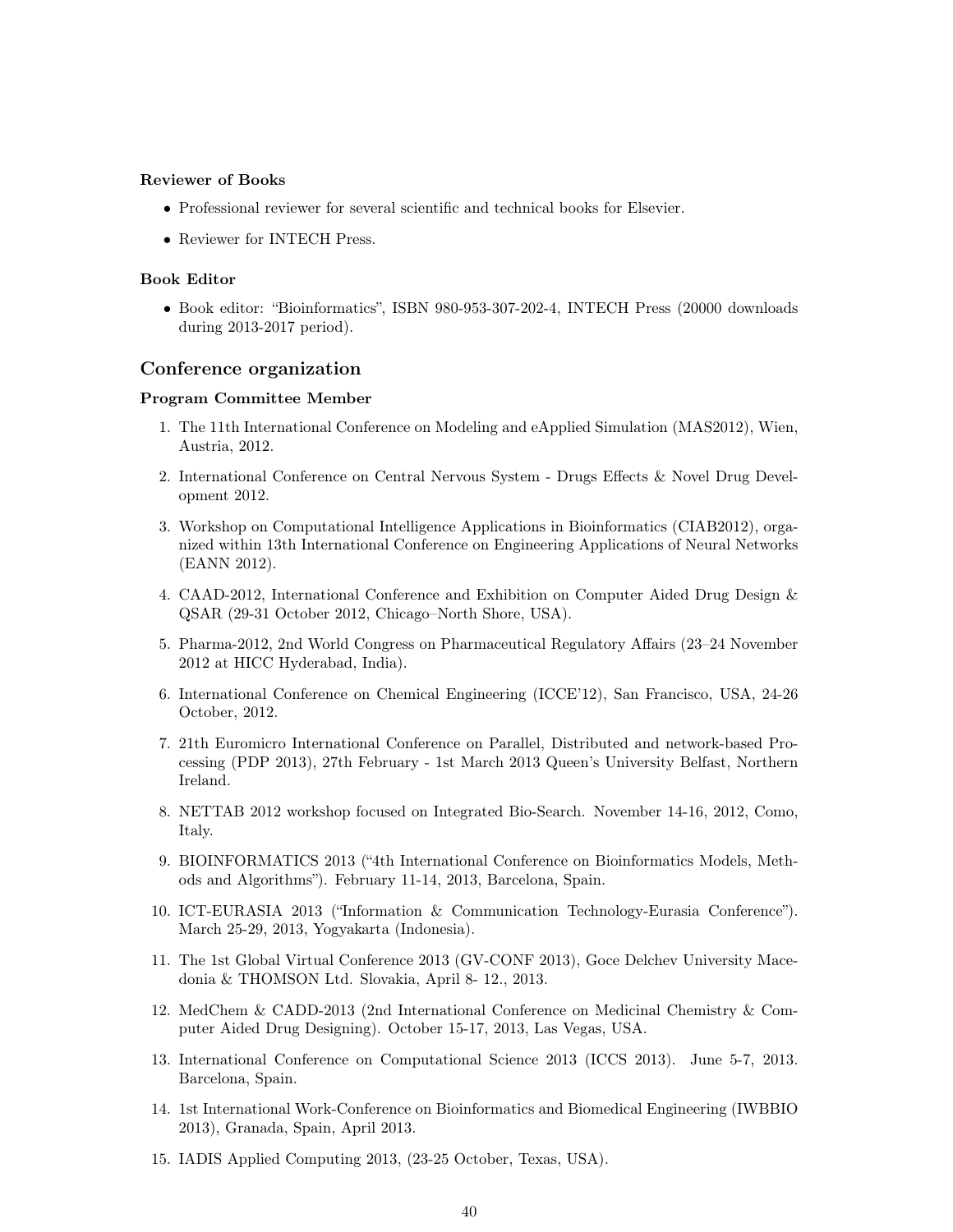#### Reviewer of Books

- Professional reviewer for several scientific and technical books for Elsevier.
- Reviewer for INTECH Press.

#### Book Editor

- Book editor: "Bioinformatics", ISBN 980-953-307-202-4, INTECH Press (20000 downloads during 2013-2017 period).

### Conference organization

#### Program Committee Member

1. The 11th International Conference on Modeling and eApplied Simulation (MAS2012), Wien, Austria, 2012.
2. International Conference on Central Nervous System - Drugs Effects & Novel Drug Development 2012.
3. Workshop on Computational Intelligence Applications in Bioinformatics (CIAB2012), organized within 13th International Conference on Engineering Applications of Neural Networks (EANN 2012).
4. CAAD-2012, International Conference and Exhibition on Computer Aided Drug Design & QSAR (29-31 October 2012, Chicago–North Shore, USA).
5. Pharma-2012, 2nd World Congress on Pharmaceutical Regulatory Affairs (23–24 November 2012 at HICC Hyderabad, India).
6. International Conference on Chemical Engineering (ICCE'12), San Francisco, USA, 24-26 October, 2012.
7. 21th Euromicro International Conference on Parallel, Distributed and network-based Processing (PDP 2013), 27th February - 1st March 2013 Queen's University Belfast, Northern Ireland.
8. NETTAB 2012 workshop focused on Integrated Bio-Search. November 14-16, 2012, Como, Italy.
9. BIOINFORMATICS 2013 ("4th International Conference on Bioinformatics Models, Methods and Algorithms"). February 11-14, 2013, Barcelona, Spain.
10. ICT-EURASIA 2013 ("Information & Communication Technology-Eurasia Conference"). March 25-29, 2013, Yogyakarta (Indonesia).
11. The 1st Global Virtual Conference 2013 (GV-CONF 2013), Goce Delchev University Macedonia & THOMSON Ltd. Slovakia, April 8- 12., 2013.
12. MedChem & CADD-2013 (2nd International Conference on Medicinal Chemistry & Computer Aided Drug Designing). October 15-17, 2013, Las Vegas, USA.
13. International Conference on Computational Science 2013 (ICCS 2013). June 5-7, 2013. Barcelona, Spain.
14. 1st International Work-Conference on Bioinformatics and Biomedical Engineering (IWBBIO 2013), Granada, Spain, April 2013.
15. IADIS Applied Computing 2013, (23-25 October, Texas, USA).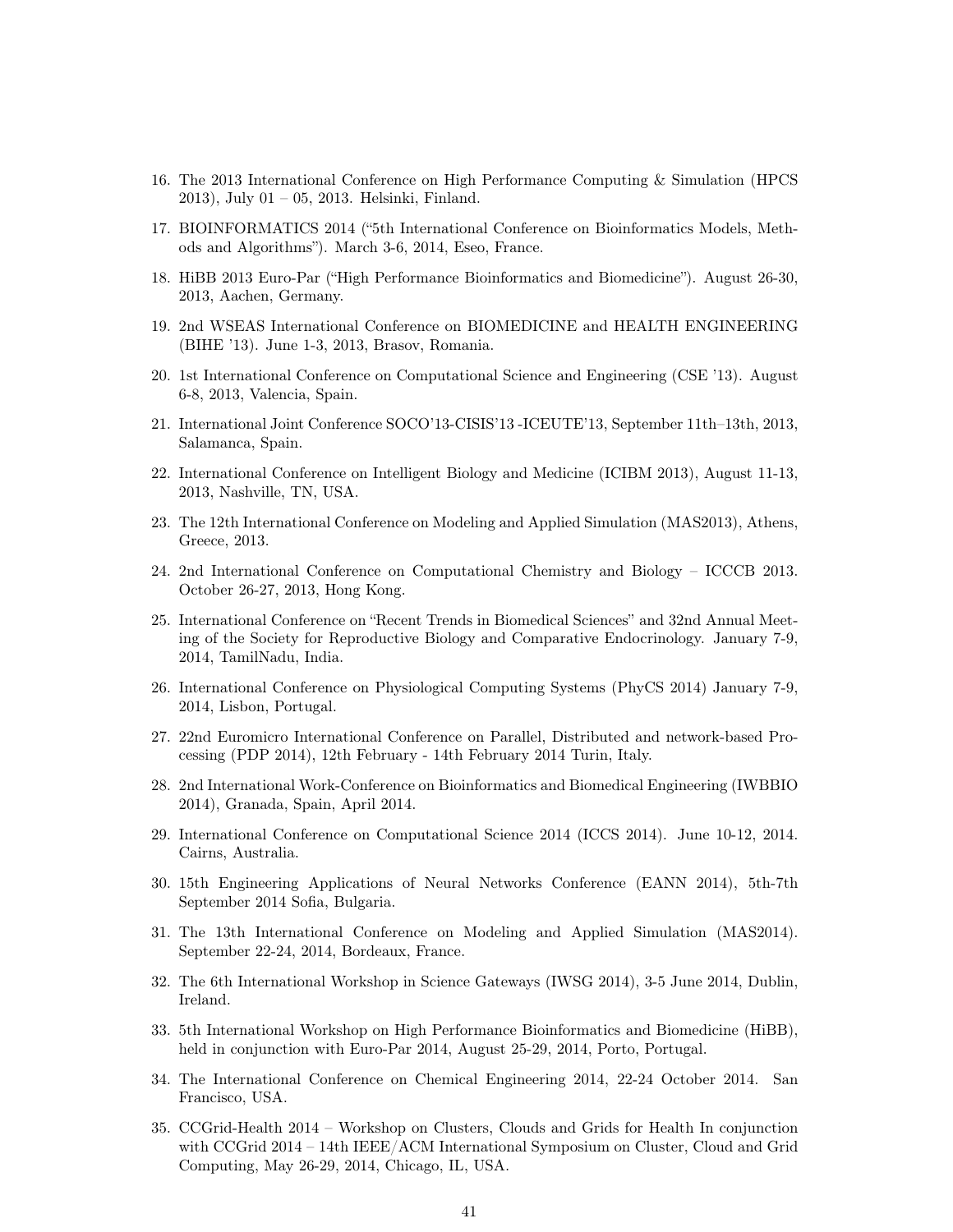16. The 2013 International Conference on High Performance Computing & Simulation (HPCS 2013), July 01 – 05, 2013. Helsinki, Finland.

17. BIOINFORMATICS 2014 ("5th International Conference on Bioinformatics Models, Methods and Algorithms"). March 3-6, 2014, Eseo, France.

18. HiBB 2013 Euro-Par ("High Performance Bioinformatics and Biomedicine"). August 26-30, 2013, Aachen, Germany.

19. 2nd WSEAS International Conference on BIOMEDICINE and HEALTH ENGINEERING (BIHE '13). June 1-3, 2013, Brasov, Romania.

20. 1st International Conference on Computational Science and Engineering (CSE '13). August 6-8, 2013, Valencia, Spain.

21. International Joint Conference SOCO'13-CISIS'13 -ICEUTE'13, September 11th–13th, 2013, Salamanca, Spain.

22. International Conference on Intelligent Biology and Medicine (ICIBM 2013), August 11-13, 2013, Nashville, TN, USA.

23. The 12th International Conference on Modeling and Applied Simulation (MAS2013), Athens, Greece, 2013.

24. 2nd International Conference on Computational Chemistry and Biology – ICCCB 2013. October 26-27, 2013, Hong Kong.

25. International Conference on "Recent Trends in Biomedical Sciences" and 32nd Annual Meeting of the Society for Reproductive Biology and Comparative Endocrinology. January 7-9, 2014, TamilNadu, India.

26. International Conference on Physiological Computing Systems (PhyCS 2014) January 7-9, 2014, Lisbon, Portugal.

27. 22nd Euromicro International Conference on Parallel, Distributed and network-based Processing (PDP 2014), 12th February - 14th February 2014 Turin, Italy.

28. 2nd International Work-Conference on Bioinformatics and Biomedical Engineering (IWBBIO 2014), Granada, Spain, April 2014.

29. International Conference on Computational Science 2014 (ICCS 2014). June 10-12, 2014. Cairns, Australia.

30. 15th Engineering Applications of Neural Networks Conference (EANN 2014), 5th-7th September 2014 Sofia, Bulgaria.

31. The 13th International Conference on Modeling and Applied Simulation (MAS2014). September 22-24, 2014, Bordeaux, France.

32. The 6th International Workshop in Science Gateways (IWSG 2014), 3-5 June 2014, Dublin, Ireland.

33. 5th International Workshop on High Performance Bioinformatics and Biomedicine (HiBB), held in conjunction with Euro-Par 2014, August 25-29, 2014, Porto, Portugal.

34. The International Conference on Chemical Engineering 2014, 22-24 October 2014. San Francisco, USA.

35. CCGrid-Health 2014 – Workshop on Clusters, Clouds and Grids for Health In conjunction with CCGrid 2014 – 14th IEEE/ACM International Symposium on Cluster, Cloud and Grid Computing, May 26-29, 2014, Chicago, IL, USA.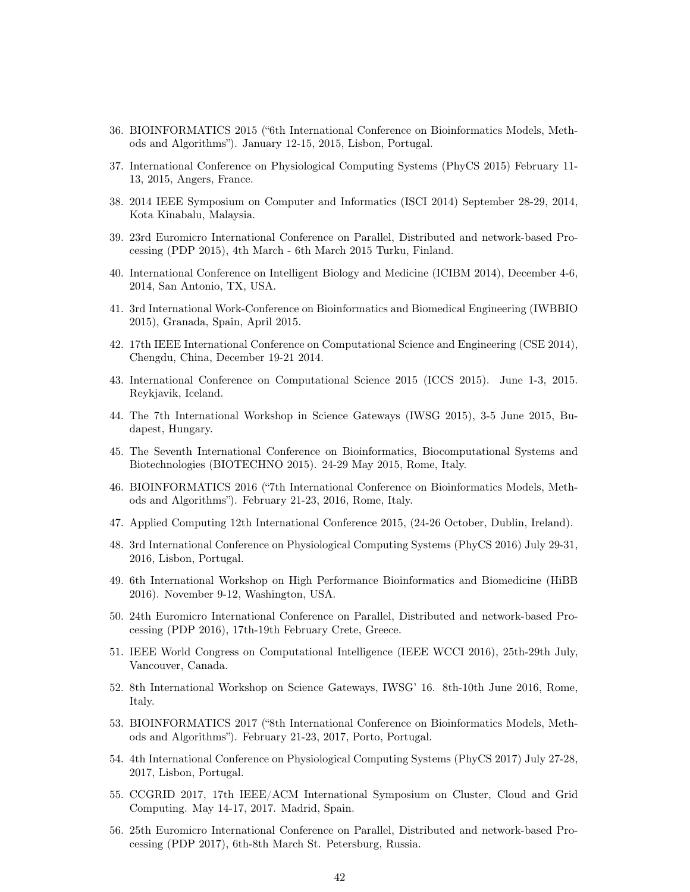36. BIOINFORMATICS 2015 ("6th International Conference on Bioinformatics Models, Methods and Algorithms"). January 12-15, 2015, Lisbon, Portugal.
37. International Conference on Physiological Computing Systems (PhyCS 2015) February 11-13, 2015, Angers, France.
38. 2014 IEEE Symposium on Computer and Informatics (ISCI 2014) September 28-29, 2014, Kota Kinabalu, Malaysia.
39. 23rd Euromicro International Conference on Parallel, Distributed and network-based Processing (PDP 2015), 4th March - 6th March 2015 Turku, Finland.
40. International Conference on Intelligent Biology and Medicine (ICIBM 2014), December 4-6, 2014, San Antonio, TX, USA.
41. 3rd International Work-Conference on Bioinformatics and Biomedical Engineering (IWBBIO 2015), Granada, Spain, April 2015.
42. 17th IEEE International Conference on Computational Science and Engineering (CSE 2014), Chengdu, China, December 19-21 2014.
43. International Conference on Computational Science 2015 (ICCS 2015). June 1-3, 2015. Reykjavik, Iceland.
44. The 7th International Workshop in Science Gateways (IWSG 2015), 3-5 June 2015, Budapest, Hungary.
45. The Seventh International Conference on Bioinformatics, Biocomputational Systems and Biotechnologies (BIOTECHNO 2015). 24-29 May 2015, Rome, Italy.
46. BIOINFORMATICS 2016 ("7th International Conference on Bioinformatics Models, Methods and Algorithms"). February 21-23, 2016, Rome, Italy.
47. Applied Computing 12th International Conference 2015, (24-26 October, Dublin, Ireland).
48. 3rd International Conference on Physiological Computing Systems (PhyCS 2016) July 29-31, 2016, Lisbon, Portugal.
49. 6th International Workshop on High Performance Bioinformatics and Biomedicine (HiBB 2016). November 9-12, Washington, USA.
50. 24th Euromicro International Conference on Parallel, Distributed and network-based Processing (PDP 2016), 17th-19th February Crete, Greece.
51. IEEE World Congress on Computational Intelligence (IEEE WCCI 2016), 25th-29th July, Vancouver, Canada.
52. 8th International Workshop on Science Gateways, IWSG' 16. 8th-10th June 2016, Rome, Italy.
53. BIOINFORMATICS 2017 ("8th International Conference on Bioinformatics Models, Methods and Algorithms"). February 21-23, 2017, Porto, Portugal.
54. 4th International Conference on Physiological Computing Systems (PhyCS 2017) July 27-28, 2017, Lisbon, Portugal.
55. CCGRID 2017, 17th IEEE/ACM International Symposium on Cluster, Cloud and Grid Computing. May 14-17, 2017. Madrid, Spain.
56. 25th Euromicro International Conference on Parallel, Distributed and network-based Processing (PDP 2017), 6th-8th March St. Petersburg, Russia.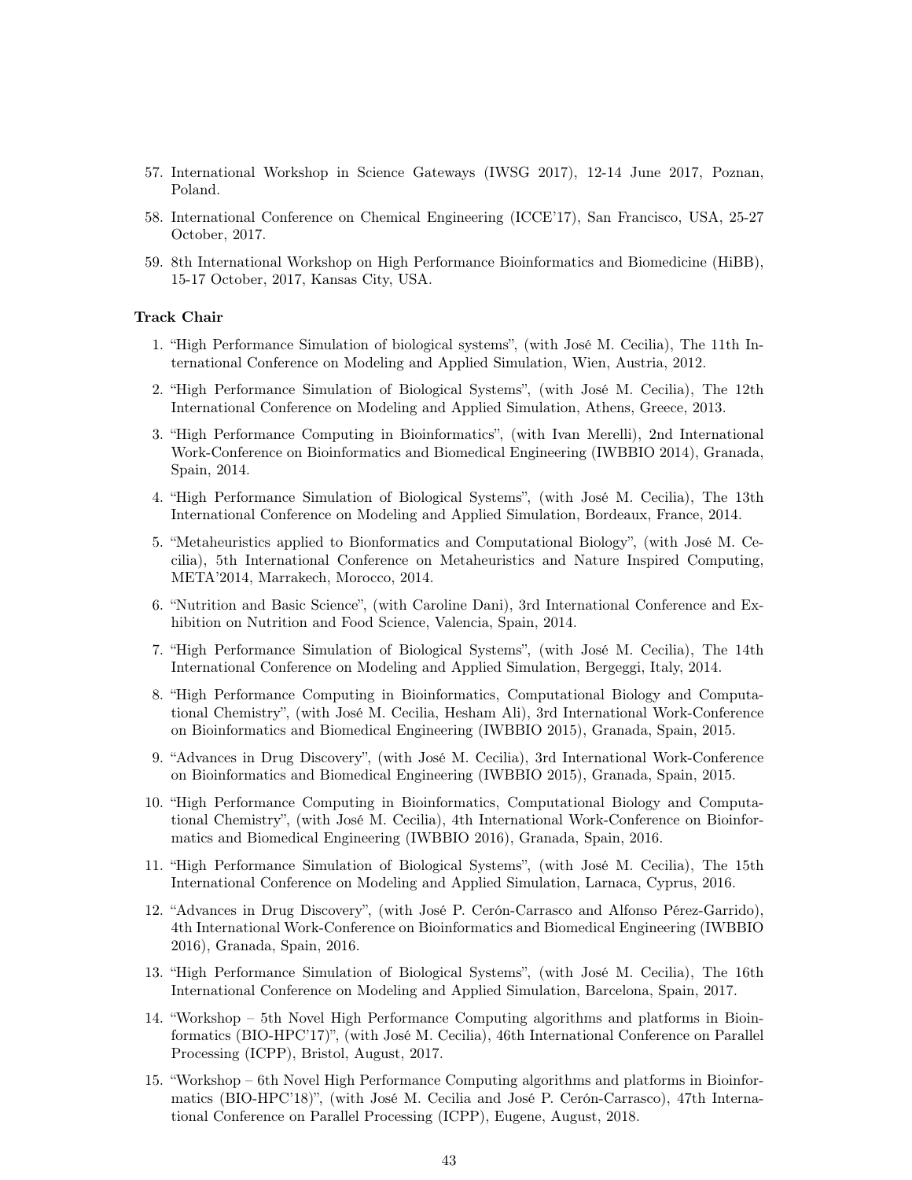57. International Workshop in Science Gateways (IWSG 2017), 12-14 June 2017, Poznan, Poland.
58. International Conference on Chemical Engineering (ICCE'17), San Francisco, USA, 25-27 October, 2017.
59. 8th International Workshop on High Performance Bioinformatics and Biomedicine (HiBB), 15-17 October, 2017, Kansas City, USA.

**Track Chair**

1. "High Performance Simulation of biological systems", (with José M. Cecilia), The 11th International Conference on Modeling and Applied Simulation, Wien, Austria, 2012.
2. "High Performance Simulation of Biological Systems", (with José M. Cecilia), The 12th International Conference on Modeling and Applied Simulation, Athens, Greece, 2013.
3. "High Performance Computing in Bioinformatics", (with Ivan Merelli), 2nd International Work-Conference on Bioinformatics and Biomedical Engineering (IWBBIO 2014), Granada, Spain, 2014.
4. "High Performance Simulation of Biological Systems", (with José M. Cecilia), The 13th International Conference on Modeling and Applied Simulation, Bordeaux, France, 2014.
5. "Metaheuristics applied to Bionformatics and Computational Biology", (with José M. Cecilia), 5th International Conference on Metaheuristics and Nature Inspired Computing, META'2014, Marrakech, Morocco, 2014.
6. "Nutrition and Basic Science", (with Caroline Dani), 3rd International Conference and Exhibition on Nutrition and Food Science, Valencia, Spain, 2014.
7. "High Performance Simulation of Biological Systems", (with José M. Cecilia), The 14th International Conference on Modeling and Applied Simulation, Bergeggi, Italy, 2014.
8. "High Performance Computing in Bioinformatics, Computational Biology and Computational Chemistry", (with José M. Cecilia, Hesham Ali), 3rd International Work-Conference on Bioinformatics and Biomedical Engineering (IWBBIO 2015), Granada, Spain, 2015.
9. "Advances in Drug Discovery", (with José M. Cecilia), 3rd International Work-Conference on Bioinformatics and Biomedical Engineering (IWBBIO 2015), Granada, Spain, 2015.
10. "High Performance Computing in Bioinformatics, Computational Biology and Computational Chemistry", (with José M. Cecilia), 4th International Work-Conference on Bioinformatics and Biomedical Engineering (IWBBIO 2016), Granada, Spain, 2016.
11. "High Performance Simulation of Biological Systems", (with José M. Cecilia), The 15th International Conference on Modeling and Applied Simulation, Larnaca, Cyprus, 2016.
12. "Advances in Drug Discovery", (with José P. Cerón-Carrasco and Alfonso Pérez-Garrido), 4th International Work-Conference on Bioinformatics and Biomedical Engineering (IWBBIO 2016), Granada, Spain, 2016.
13. "High Performance Simulation of Biological Systems", (with José M. Cecilia), The 16th International Conference on Modeling and Applied Simulation, Barcelona, Spain, 2017.
14. "Workshop – 5th Novel High Performance Computing algorithms and platforms in Bioinformatics (BIO-HPC'17)", (with José M. Cecilia), 46th International Conference on Parallel Processing (ICPP), Bristol, August, 2017.
15. "Workshop – 6th Novel High Performance Computing algorithms and platforms in Bioinformatics (BIO-HPC'18)", (with José M. Cecilia and José P. Cerón-Carrasco), 47th International Conference on Parallel Processing (ICPP), Eugene, August, 2018.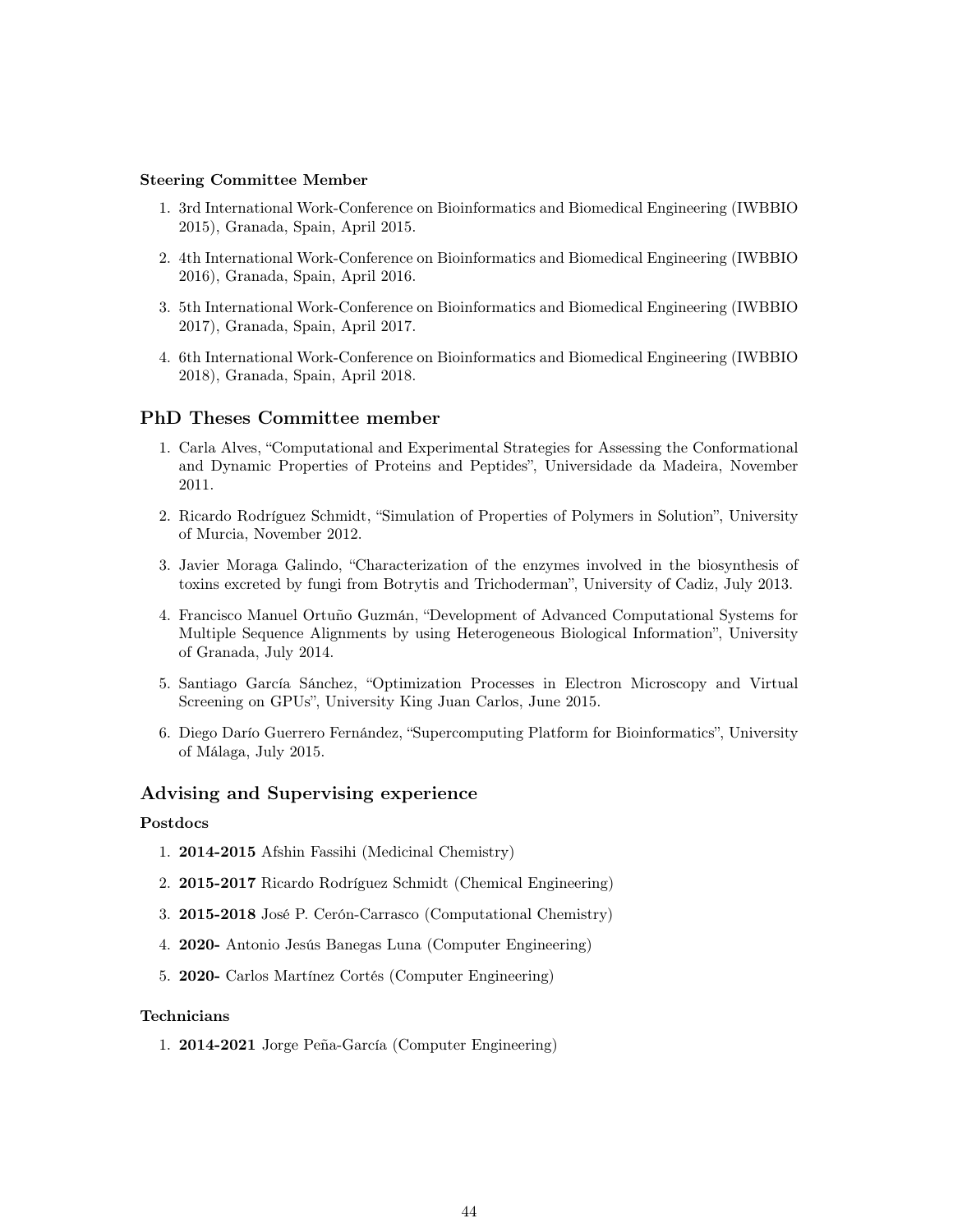#### Steering Committee Member

1. 3rd International Work-Conference on Bioinformatics and Biomedical Engineering (IWBBIO 2015), Granada, Spain, April 2015.
2. 4th International Work-Conference on Bioinformatics and Biomedical Engineering (IWBBIO 2016), Granada, Spain, April 2016.
3. 5th International Work-Conference on Bioinformatics and Biomedical Engineering (IWBBIO 2017), Granada, Spain, April 2017.
4. 6th International Work-Conference on Bioinformatics and Biomedical Engineering (IWBBIO 2018), Granada, Spain, April 2018.

### PhD Theses Committee member

1. Carla Alves, "Computational and Experimental Strategies for Assessing the Conformational and Dynamic Properties of Proteins and Peptides", Universidade da Madeira, November 2011.
2. Ricardo Rodríguez Schmidt, "Simulation of Properties of Polymers in Solution", University of Murcia, November 2012.
3. Javier Moraga Galindo, "Characterization of the enzymes involved in the biosynthesis of toxins excreted by fungi from Botrytis and Trichoderman", University of Cadiz, July 2013.
4. Francisco Manuel Ortuño Guzmán, "Development of Advanced Computational Systems for Multiple Sequence Alignments by using Heterogeneous Biological Information", University of Granada, July 2014.
5. Santiago García Sánchez, "Optimization Processes in Electron Microscopy and Virtual Screening on GPUs", University King Juan Carlos, June 2015.
6. Diego Darío Guerrero Fernández, "Supercomputing Platform for Bioinformatics", University of Málaga, July 2015.

### Advising and Supervising experience

#### Postdocs

1. **2014-2015** Afshin Fassihi (Medicinal Chemistry)
2. **2015-2017** Ricardo Rodríguez Schmidt (Chemical Engineering)
3. **2015-2018** José P. Cerón-Carrasco (Computational Chemistry)
4. **2020-** Antonio Jesús Banegas Luna (Computer Engineering)
5. **2020-** Carlos Martínez Cortés (Computer Engineering)

#### Technicians

1. **2014-2021** Jorge Peña-García (Computer Engineering)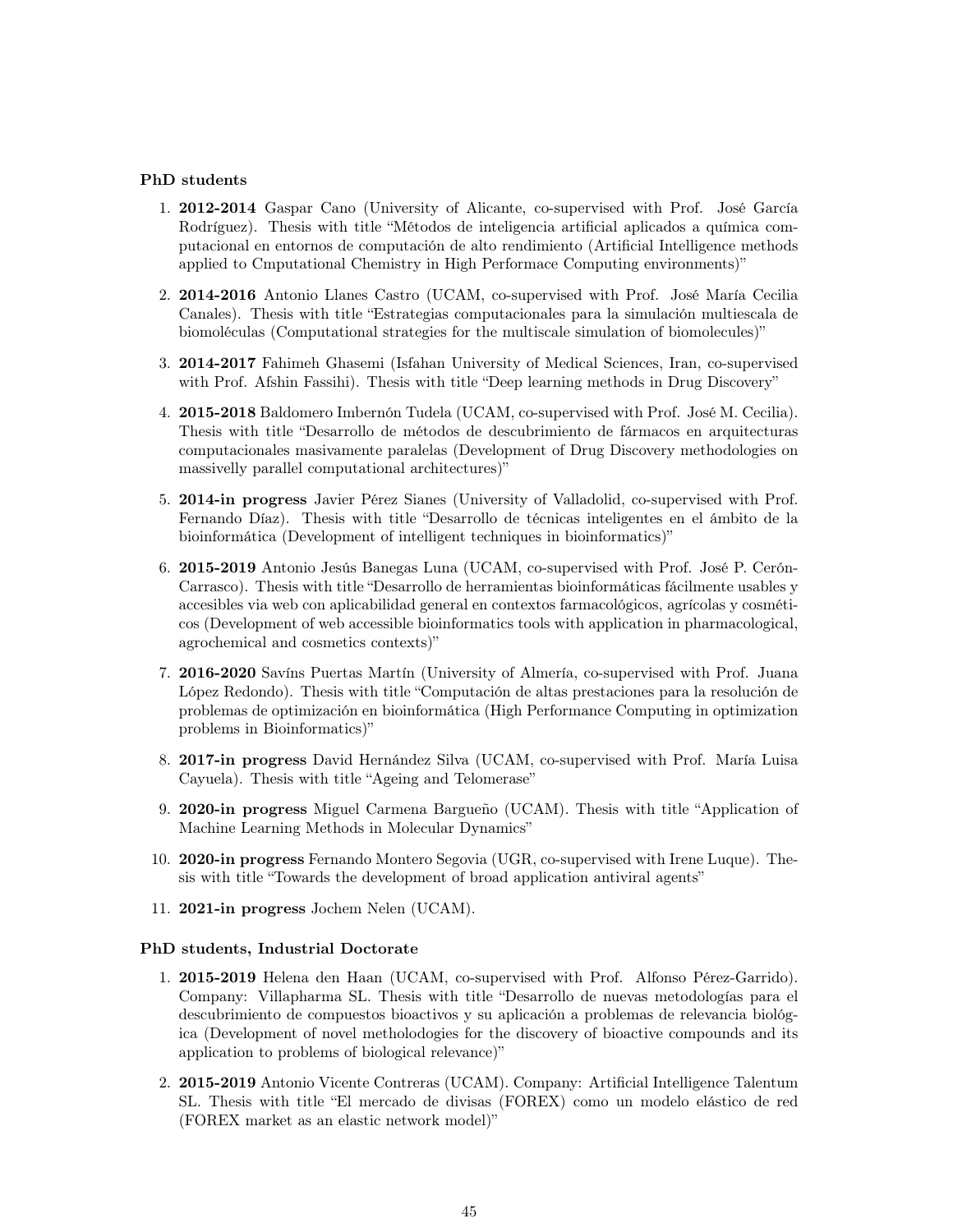**PhD students**

1. **2012-2014** Gaspar Cano (University of Alicante, co-supervised with Prof. José García Rodríguez). Thesis with title "Métodos de inteligencia artificial aplicados a química computacional en entornos de computación de alto rendimiento (Artificial Intelligence methods applied to Cmputational Chemistry in High Performace Computing environments)"
2. **2014-2016** Antonio Llanes Castro (UCAM, co-supervised with Prof. José María Cecilia Canales). Thesis with title "Estrategias computacionales para la simulación multiescala de biomoléculas (Computational strategies for the multiscale simulation of biomolecules)"
3. **2014-2017** Fahimeh Ghasemi (Isfahan University of Medical Sciences, Iran, co-supervised with Prof. Afshin Fassihi). Thesis with title "Deep learning methods in Drug Discovery"
4. **2015-2018** Baldomero Imbernón Tudela (UCAM, co-supervised with Prof. José M. Cecilia). Thesis with title "Desarrollo de métodos de descubrimiento de fármacos en arquitecturas computacionales masivamente paralelas (Development of Drug Discovery methodologies on massivelly parallel computational architectures)"
5. **2014-in progress** Javier Pérez Sianes (University of Valladolid, co-supervised with Prof. Fernando Díaz). Thesis with title "Desarrollo de técnicas inteligentes en el ámbito de la bioinformática (Development of intelligent techniques in bioinformatics)"
6. **2015-2019** Antonio Jesús Banegas Luna (UCAM, co-supervised with Prof. José P. Cerón-Carrasco). Thesis with title "Desarrollo de herramientas bioinformáticas fácilmente usables y accesibles via web con aplicabilidad general en contextos farmacológicos, agrícolas y cosméticos (Development of web accessible bioinformatics tools with application in pharmacological, agrochemical and cosmetics contexts)"
7. **2016-2020** Savíns Puertas Martín (University of Almería, co-supervised with Prof. Juana López Redondo). Thesis with title "Computación de altas prestaciones para la resolución de problemas de optimización en bioinformática (High Performance Computing in optimization problems in Bioinformatics)"
8. **2017-in progress** David Hernández Silva (UCAM, co-supervised with Prof. María Luisa Cayuela). Thesis with title "Ageing and Telomerase"
9. **2020-in progress** Miguel Carmena Bargueño (UCAM). Thesis with title "Application of Machine Learning Methods in Molecular Dynamics"
10. **2020-in progress** Fernando Montero Segovia (UGR, co-supervised with Irene Luque). Thesis with title "Towards the development of broad application antiviral agents"
11. **2021-in progress** Jochem Nelen (UCAM).

**PhD students, Industrial Doctorate**

1. **2015-2019** Helena den Haan (UCAM, co-supervised with Prof. Alfonso Pérez-Garrido). Company: Villapharma SL. Thesis with title "Desarrollo de nuevas metodologías para el descubrimiento de compuestos bioactivos y su aplicación a problemas de relevancia biológica (Development of novel metholodogies for the discovery of bioactive compounds and its application to problems of biological relevance)"
2. **2015-2019** Antonio Vicente Contreras (UCAM). Company: Artificial Intelligence Talentum SL. Thesis with title "El mercado de divisas (FOREX) como un modelo elástico de red (FOREX market as an elastic network model)"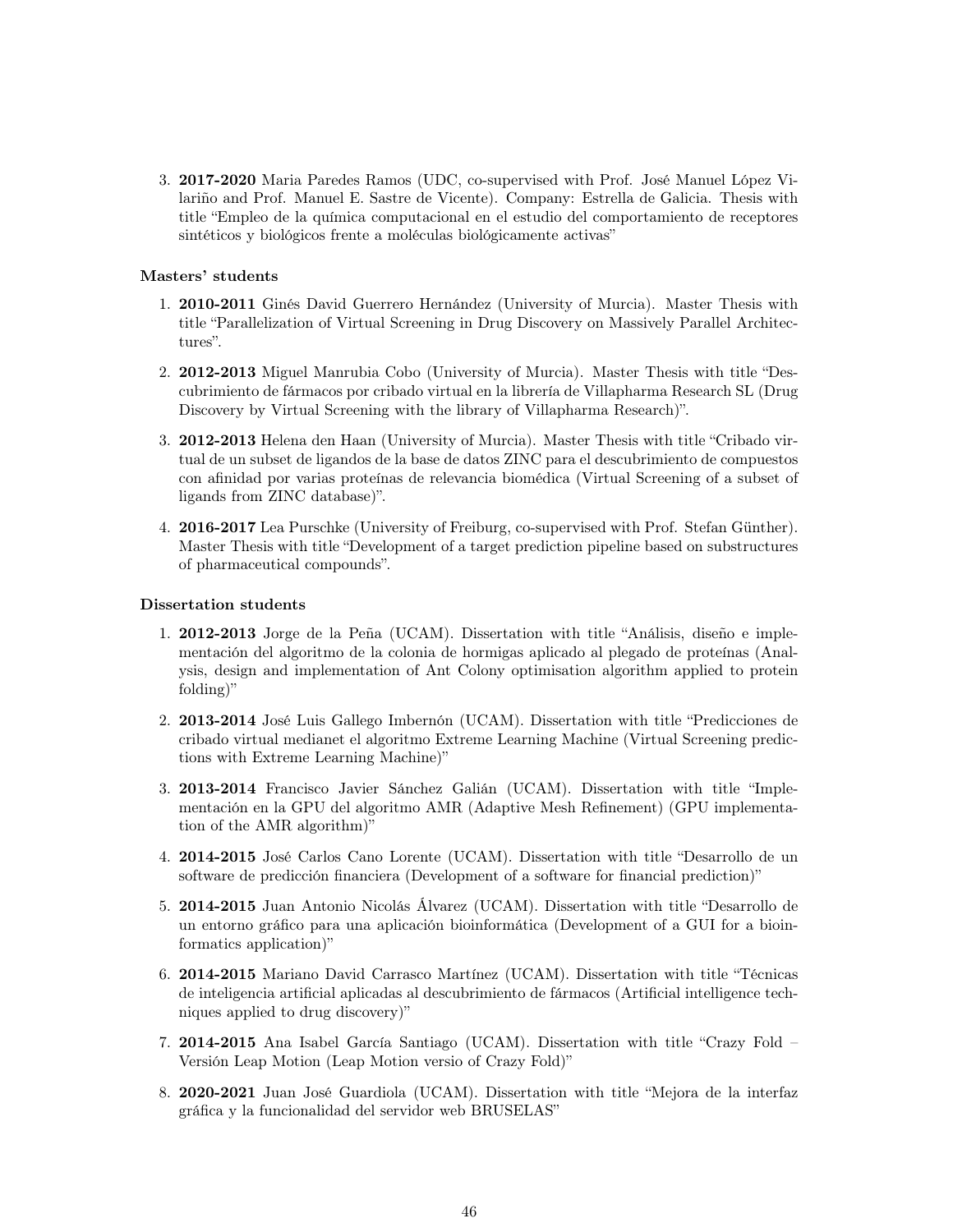3. **2017-2020** Maria Paredes Ramos (UDC, co-supervised with Prof. José Manuel López Vilariño and Prof. Manuel E. Sastre de Vicente). Company: Estrella de Galicia. Thesis with title "Empleo de la química computacional en el estudio del comportamiento de receptores sintéticos y biológicos frente a moléculas biológicamente activas"

#### Masters' students

1. **2010-2011** Ginés David Guerrero Hernández (University of Murcia). Master Thesis with title "Parallelization of Virtual Screening in Drug Discovery on Massively Parallel Architectures".
2. **2012-2013** Miguel Manrubia Cobo (University of Murcia). Master Thesis with title "Descubrimiento de fármacos por cribado virtual en la librería de Villapharma Research SL (Drug Discovery by Virtual Screening with the library of Villapharma Research)".
3. **2012-2013** Helena den Haan (University of Murcia). Master Thesis with title "Cribado virtual de un subset de ligandos de la base de datos ZINC para el descubrimiento de compuestos con afinidad por varias proteínas de relevancia biomédica (Virtual Screening of a subset of ligands from ZINC database)".
4. **2016-2017** Lea Purschke (University of Freiburg, co-supervised with Prof. Stefan Günther). Master Thesis with title "Development of a target prediction pipeline based on substructures of pharmaceutical compounds".

#### Dissertation students

1. **2012-2013** Jorge de la Peña (UCAM). Dissertation with title "Análisis, diseño e implementación del algoritmo de la colonia de hormigas aplicado al plegado de proteínas (Analysis, design and implementation of Ant Colony optimisation algorithm applied to protein folding)"
2. **2013-2014** José Luis Gallego Imbernón (UCAM). Dissertation with title "Predicciones de cribado virtual medianet el algoritmo Extreme Learning Machine (Virtual Screening predictions with Extreme Learning Machine)"
3. **2013-2014** Francisco Javier Sánchez Galián (UCAM). Dissertation with title "Implementación en la GPU del algoritmo AMR (Adaptive Mesh Refinement) (GPU implementation of the AMR algorithm)"
4. **2014-2015** José Carlos Cano Lorente (UCAM). Dissertation with title "Desarrollo de un software de predicción financiera (Development of a software for financial prediction)"
5. **2014-2015** Juan Antonio Nicolás Álvarez (UCAM). Dissertation with title "Desarrollo de un entorno gráfico para una aplicación bioinformática (Development of a GUI for a bioinformatics application)"
6. **2014-2015** Mariano David Carrasco Martínez (UCAM). Dissertation with title "Técnicas de inteligencia artificial aplicadas al descubrimiento de fármacos (Artificial intelligence techniques applied to drug discovery)"
7. **2014-2015** Ana Isabel García Santiago (UCAM). Dissertation with title "Crazy Fold – Versión Leap Motion (Leap Motion versio of Crazy Fold)"
8. **2020-2021** Juan José Guardiola (UCAM). Dissertation with title "Mejora de la interfaz gráfica y la funcionalidad del servidor web BRUSELAS"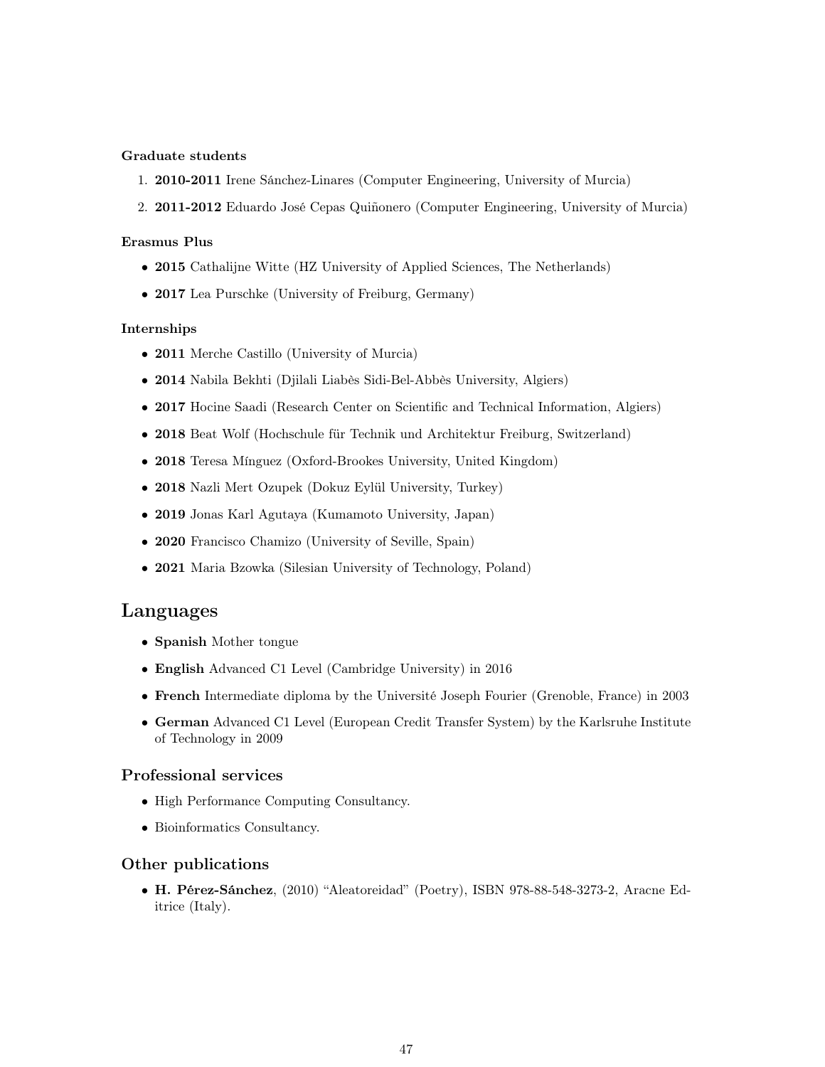#### Graduate students

1. **2010-2011** Irene Sánchez-Linares (Computer Engineering, University of Murcia)
2. **2011-2012** Eduardo José Cepas Quiñonero (Computer Engineering, University of Murcia)

#### Erasmus Plus

- **2015** Cathalijne Witte (HZ University of Applied Sciences, The Netherlands)
- **2017** Lea Purschke (University of Freiburg, Germany)

#### Internships

- **2011** Merche Castillo (University of Murcia)
- **2014** Nabila Bekhti (Djilali Liabès Sidi-Bel-Abbès University, Algiers)
- **2017** Hocine Saadi (Research Center on Scientific and Technical Information, Algiers)
- **2018** Beat Wolf (Hochschule für Technik und Architektur Freiburg, Switzerland)
- **2018** Teresa Mínguez (Oxford-Brookes University, United Kingdom)
- **2018** Nazli Mert Ozupek (Dokuz Eylül University, Turkey)
- **2019** Jonas Karl Agutaya (Kumamoto University, Japan)
- **2020** Francisco Chamizo (University of Seville, Spain)
- **2021** Maria Bzowka (Silesian University of Technology, Poland)

## Languages

- **Spanish** Mother tongue
- **English** Advanced C1 Level (Cambridge University) in 2016
- **French** Intermediate diploma by the Université Joseph Fourier (Grenoble, France) in 2003
- **German** Advanced C1 Level (European Credit Transfer System) by the Karlsruhe Institute of Technology in 2009

### Professional services

- High Performance Computing Consultancy.
- Bioinformatics Consultancy.

### Other publications

- **H. Pérez-Sánchez**, (2010) "Aleatoreidad" (Poetry), ISBN 978-88-548-3273-2, Aracne Editrice (Italy).